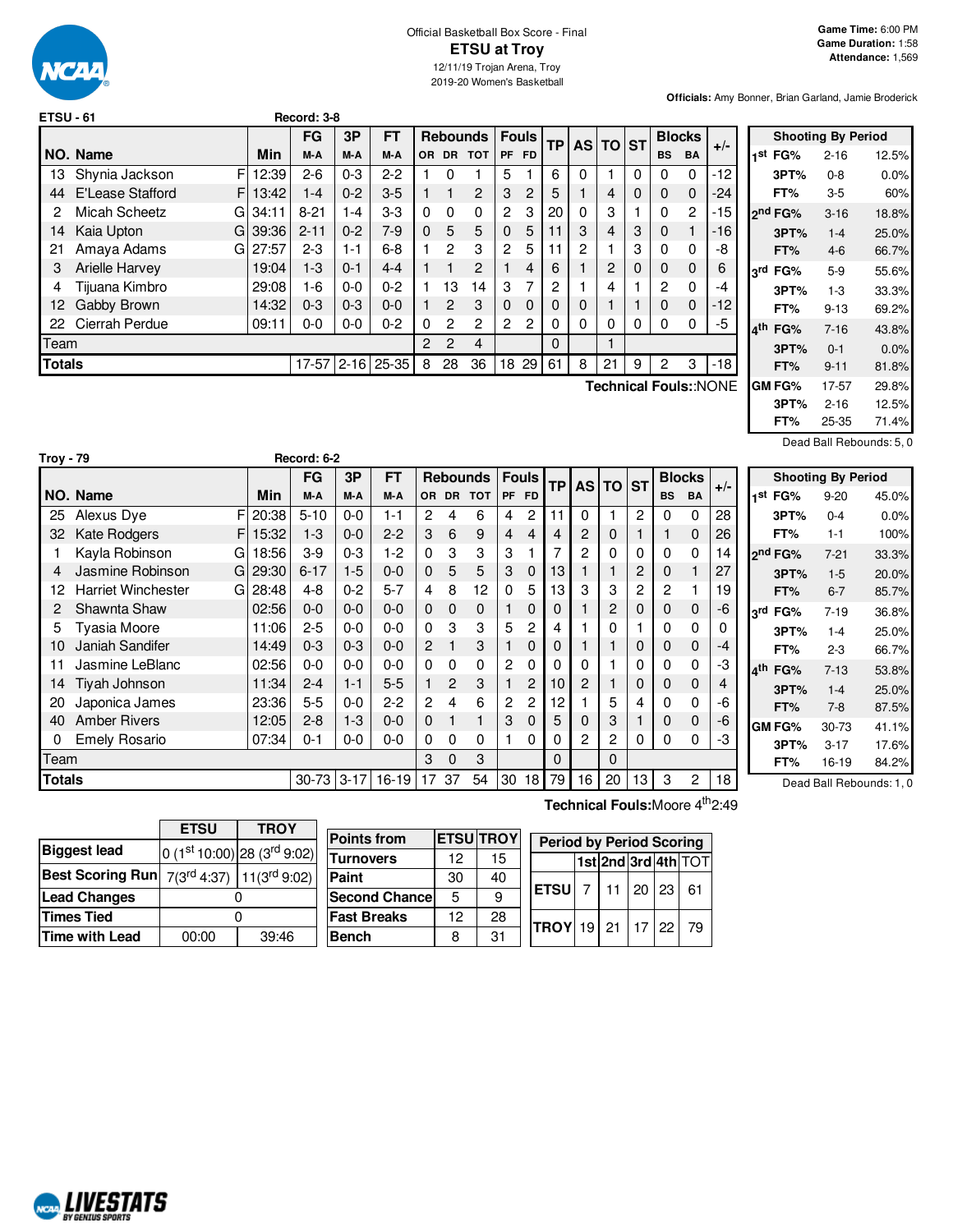# Official Basketball Box Score - Final

## ETSU at Troy

12/11/19 Trojan Arena, Troy
2019-20 Women's Basketball

**Game Time:** 6:00 PM
**Game Duration:** 1:58
**Attendance:** 1,569

**Officials:** Amy Bonner, Brian Garland, Jamie Broderick

### ETSU - 61 (Record: 3-8)

| NO. | Name | | Min | FG M-A | 3P M-A | FT M-A | OR | DR | TOT | PF | FD | TP | AS | TO | ST | BS | BA | +/- |
|---|---|---|---|---|---|---|---|---|---|---|---|---|---|---|---|---|---|---|
| 13 | Shynia Jackson | F | 12:39 | 2-6 | 0-3 | 2-2 | 1 | 0 | 1 | 5 | 1 | 6 | 0 | 1 | 0 | 0 | 0 | -12 |
| 44 | E'Lease Stafford | F | 13:42 | 1-4 | 0-2 | 3-5 | 1 | 1 | 2 | 3 | 2 | 5 | 1 | 4 | 0 | 0 | 0 | -24 |
| 2 | Micah Scheetz | G | 34:11 | 8-21 | 1-4 | 3-3 | 0 | 0 | 0 | 2 | 3 | 20 | 0 | 3 | 1 | 0 | 2 | -15 |
| 14 | Kaia Upton | G | 39:36 | 2-11 | 0-2 | 7-9 | 0 | 5 | 5 | 0 | 5 | 11 | 3 | 4 | 3 | 0 | 1 | -16 |
| 21 | Amaya Adams | G | 27:57 | 2-3 | 1-1 | 6-8 | 1 | 2 | 3 | 2 | 5 | 11 | 2 | 1 | 3 | 0 | 0 | -8 |
| 3 | Arielle Harvey | | 19:04 | 1-3 | 0-1 | 4-4 | 1 | 1 | 2 | 1 | 4 | 6 | 1 | 2 | 0 | 0 | 0 | 6 |
| 4 | Tijuana Kimbro | | 29:08 | 1-6 | 0-0 | 0-2 | 1 | 13 | 14 | 3 | 7 | 2 | 1 | 4 | 1 | 2 | 0 | -4 |
| 12 | Gabby Brown | | 14:32 | 0-3 | 0-3 | 0-0 | 1 | 2 | 3 | 0 | 0 | 0 | 0 | 1 | 1 | 0 | 0 | -12 |
| 22 | Cierrah Perdue | | 09:11 | 0-0 | 0-0 | 0-2 | 0 | 2 | 2 | 2 | 2 | 0 | 0 | 0 | 0 | 0 | 0 | -5 |
| | Team | | | | | | 2 | 2 | 4 | | | 0 | | 1 | | | | |
| | **Totals** | | | 17-57 | 2-16 | 25-35 | 8 | 28 | 36 | 18 | 29 | 61 | 8 | 21 | 9 | 2 | 3 | -18 |

**Technical Fouls:** NONE

| Shooting By Period | | |
|---|---|---|
| 1st FG% | 2-16 | 12.5% |
| 3PT% | 0-8 | 0.0% |
| FT% | 3-5 | 60% |
| 2nd FG% | 3-16 | 18.8% |
| 3PT% | 1-4 | 25.0% |
| FT% | 4-6 | 66.7% |
| 3rd FG% | 5-9 | 55.6% |
| 3PT% | 1-3 | 33.3% |
| FT% | 9-13 | 69.2% |
| 4th FG% | 7-16 | 43.8% |
| 3PT% | 0-1 | 0.0% |
| FT% | 9-11 | 81.8% |
| GM FG% | 17-57 | 29.8% |
| 3PT% | 2-16 | 12.5% |
| FT% | 25-35 | 71.4% |

Dead Ball Rebounds: 5, 0

### Troy - 79 (Record: 6-2)

| NO. | Name | | Min | FG M-A | 3P M-A | FT M-A | OR | DR | TOT | PF | FD | TP | AS | TO | ST | BS | BA | +/- |
|---|---|---|---|---|---|---|---|---|---|---|---|---|---|---|---|---|---|---|
| 25 | Alexus Dye | F | 20:38 | 5-10 | 0-0 | 1-1 | 2 | 4 | 6 | 4 | 2 | 11 | 0 | 1 | 2 | 0 | 0 | 28 |
| 32 | Kate Rodgers | F | 15:32 | 1-3 | 0-0 | 2-2 | 3 | 6 | 9 | 4 | 4 | 4 | 2 | 0 | 1 | 1 | 0 | 26 |
| 1 | Kayla Robinson | G | 18:56 | 3-9 | 0-3 | 1-2 | 0 | 3 | 3 | 3 | 1 | 7 | 2 | 0 | 0 | 0 | 0 | 14 |
| 4 | Jasmine Robinson | G | 29:30 | 6-17 | 1-5 | 0-0 | 0 | 5 | 5 | 3 | 0 | 13 | 1 | 1 | 2 | 0 | 1 | 27 |
| 12 | Harriet Winchester | G | 28:48 | 4-8 | 0-2 | 5-7 | 4 | 8 | 12 | 0 | 5 | 13 | 3 | 3 | 2 | 2 | 1 | 19 |
| 2 | Shawnta Shaw | | 02:56 | 0-0 | 0-0 | 0-0 | 0 | 0 | 0 | 1 | 0 | 0 | 1 | 2 | 0 | 0 | 0 | -6 |
| 5 | Tyasia Moore | | 11:06 | 2-5 | 0-0 | 0-0 | 0 | 3 | 3 | 5 | 2 | 4 | 1 | 0 | 1 | 0 | 0 | 0 |
| 10 | Janiah Sandifer | | 14:49 | 0-3 | 0-3 | 0-0 | 2 | 1 | 3 | 1 | 0 | 0 | 1 | 1 | 0 | 0 | 0 | -4 |
| 11 | Jasmine LeBlanc | | 02:56 | 0-0 | 0-0 | 0-0 | 0 | 0 | 0 | 2 | 0 | 0 | 0 | 1 | 0 | 0 | 0 | -3 |
| 14 | Tiyah Johnson | | 11:34 | 2-4 | 1-1 | 5-5 | 1 | 2 | 3 | 1 | 2 | 10 | 2 | 1 | 0 | 0 | 0 | 4 |
| 20 | Japonica James | | 23:36 | 5-5 | 0-0 | 2-2 | 2 | 4 | 6 | 2 | 2 | 12 | 1 | 5 | 4 | 0 | 0 | -6 |
| 40 | Amber Rivers | | 12:05 | 2-8 | 1-3 | 0-0 | 0 | 1 | 1 | 3 | 0 | 5 | 0 | 3 | 1 | 0 | 0 | -6 |
| 0 | Emely Rosario | | 07:34 | 0-1 | 0-0 | 0-0 | 0 | 0 | 0 | 1 | 0 | 0 | 2 | 2 | 0 | 0 | 0 | -3 |
| | Team | | | | | | 3 | 0 | 3 | | | 0 | | 0 | | | | |
| | **Totals** | | | 30-73 | 3-17 | 16-19 | 17 | 37 | 54 | 30 | 18 | 79 | 16 | 20 | 13 | 3 | 2 | 18 |

**Technical Fouls:** Moore 4th 2:49

| Shooting By Period | | |
|---|---|---|
| 1st FG% | 9-20 | 45.0% |
| 3PT% | 0-4 | 0.0% |
| FT% | 1-1 | 100% |
| 2nd FG% | 7-21 | 33.3% |
| 3PT% | 1-5 | 20.0% |
| FT% | 6-7 | 85.7% |
| 3rd FG% | 7-19 | 36.8% |
| 3PT% | 1-4 | 25.0% |
| FT% | 2-3 | 66.7% |
| 4th FG% | 7-13 | 53.8% |
| 3PT% | 1-4 | 25.0% |
| FT% | 7-8 | 87.5% |
| GM FG% | 30-73 | 41.1% |
| 3PT% | 3-17 | 17.6% |
| FT% | 16-19 | 84.2% |

Dead Ball Rebounds: 1, 0

| | ETSU | TROY |
|---|---|---|
| Biggest lead | 0 (1st 10:00) | 28 (3rd 9:02) |
| Best Scoring Run | 7(3rd 4:37) | 11(3rd 9:02) |
| Lead Changes | 0 | |
| Times Tied | 0 | |
| Time with Lead | 00:00 | 39:46 |

| Points from | ETSU | TROY |
|---|---|---|
| Turnovers | 12 | 15 |
| Paint | 30 | 40 |
| Second Chance | 5 | 9 |
| Fast Breaks | 12 | 28 |
| Bench | 8 | 31 |

| Period by Period Scoring | 1st | 2nd | 3rd | 4th | TOT |
|---|---|---|---|---|---|
| ETSU | 7 | 11 | 20 | 23 | 61 |
| TROY | 19 | 21 | 17 | 22 | 79 |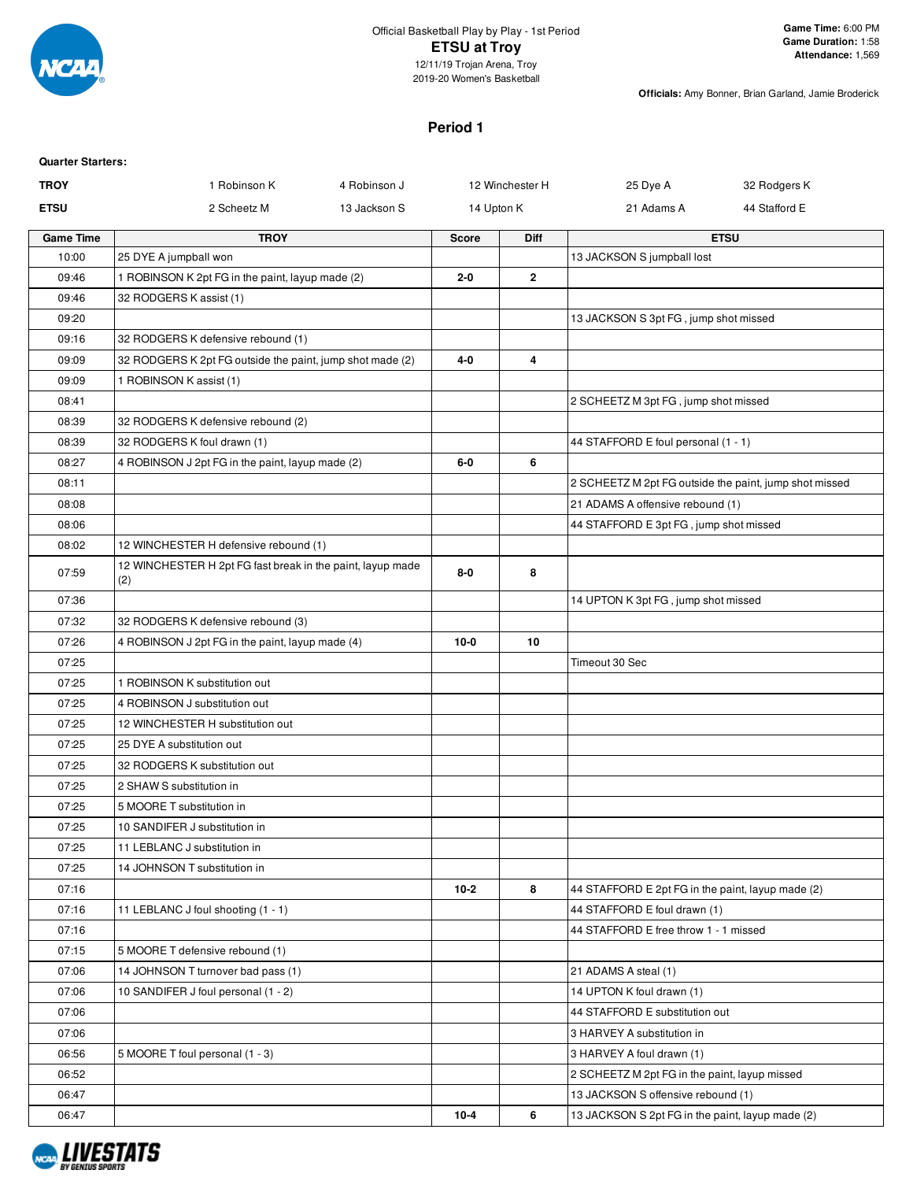Official Basketball Play by Play - 1st Period

# ETSU at Troy

12/11/19 Trojan Arena, Troy
2019-20 Women's Basketball

**Game Time:** 6:00 PM
**Game Duration:** 1:58
**Attendance:** 1,569

**Officials:** Amy Bonner, Brian Garland, Jamie Broderick

## Period 1

**Quarter Starters:**

| | | | | | |
|---|---|---|---|---|---|
| **TROY** | 1 Robinson K | 4 Robinson J | 12 Winchester H | 25 Dye A | 32 Rodgers K |
| **ETSU** | 2 Scheetz M | 13 Jackson S | 14 Upton K | 21 Adams A | 44 Stafford E |

| Game Time | TROY | Score | Diff | ETSU |
|---|---|---|---|---|
| 10:00 | 25 DYE A jumpball won | | | 13 JACKSON S jumpball lost |
| 09:46 | 1 ROBINSON K 2pt FG in the paint, layup made (2) | **2-0** | **2** | |
| 09:46 | 32 RODGERS K assist (1) | | | |
| 09:20 | | | | 13 JACKSON S 3pt FG , jump shot missed |
| 09:16 | 32 RODGERS K defensive rebound (1) | | | |
| 09:09 | 32 RODGERS K 2pt FG outside the paint, jump shot made (2) | **4-0** | **4** | |
| 09:09 | 1 ROBINSON K assist (1) | | | |
| 08:41 | | | | 2 SCHEETZ M 3pt FG , jump shot missed |
| 08:39 | 32 RODGERS K defensive rebound (2) | | | |
| 08:39 | 32 RODGERS K foul drawn (1) | | | 44 STAFFORD E foul personal (1 - 1) |
| 08:27 | 4 ROBINSON J 2pt FG in the paint, layup made (2) | **6-0** | **6** | |
| 08:11 | | | | 2 SCHEETZ M 2pt FG outside the paint, jump shot missed |
| 08:08 | | | | 21 ADAMS A offensive rebound (1) |
| 08:06 | | | | 44 STAFFORD E 3pt FG , jump shot missed |
| 08:02 | 12 WINCHESTER H defensive rebound (1) | | | |
| 07:59 | 12 WINCHESTER H 2pt FG fast break in the paint, layup made (2) | **8-0** | **8** | |
| 07:36 | | | | 14 UPTON K 3pt FG , jump shot missed |
| 07:32 | 32 RODGERS K defensive rebound (3) | | | |
| 07:26 | 4 ROBINSON J 2pt FG in the paint, layup made (4) | **10-0** | **10** | |
| 07:25 | | | | Timeout 30 Sec |
| 07:25 | 1 ROBINSON K substitution out | | | |
| 07:25 | 4 ROBINSON J substitution out | | | |
| 07:25 | 12 WINCHESTER H substitution out | | | |
| 07:25 | 25 DYE A substitution out | | | |
| 07:25 | 32 RODGERS K substitution out | | | |
| 07:25 | 2 SHAW S substitution in | | | |
| 07:25 | 5 MOORE T substitution in | | | |
| 07:25 | 10 SANDIFER J substitution in | | | |
| 07:25 | 11 LEBLANC J substitution in | | | |
| 07:25 | 14 JOHNSON T substitution in | | | |
| 07:16 | | **10-2** | **8** | 44 STAFFORD E 2pt FG in the paint, layup made (2) |
| 07:16 | 11 LEBLANC J foul shooting (1 - 1) | | | 44 STAFFORD E foul drawn (1) |
| 07:16 | | | | 44 STAFFORD E free throw 1 - 1 missed |
| 07:15 | 5 MOORE T defensive rebound (1) | | | |
| 07:06 | 14 JOHNSON T turnover bad pass (1) | | | 21 ADAMS A steal (1) |
| 07:06 | 10 SANDIFER J foul personal (1 - 2) | | | 14 UPTON K foul drawn (1) |
| 07:06 | | | | 44 STAFFORD E substitution out |
| 07:06 | | | | 3 HARVEY A substitution in |
| 06:56 | 5 MOORE T foul personal (1 - 3) | | | 3 HARVEY A foul drawn (1) |
| 06:52 | | | | 2 SCHEETZ M 2pt FG in the paint, layup missed |
| 06:47 | | | | 13 JACKSON S offensive rebound (1) |
| 06:47 | | **10-4** | **6** | 13 JACKSON S 2pt FG in the paint, layup made (2) |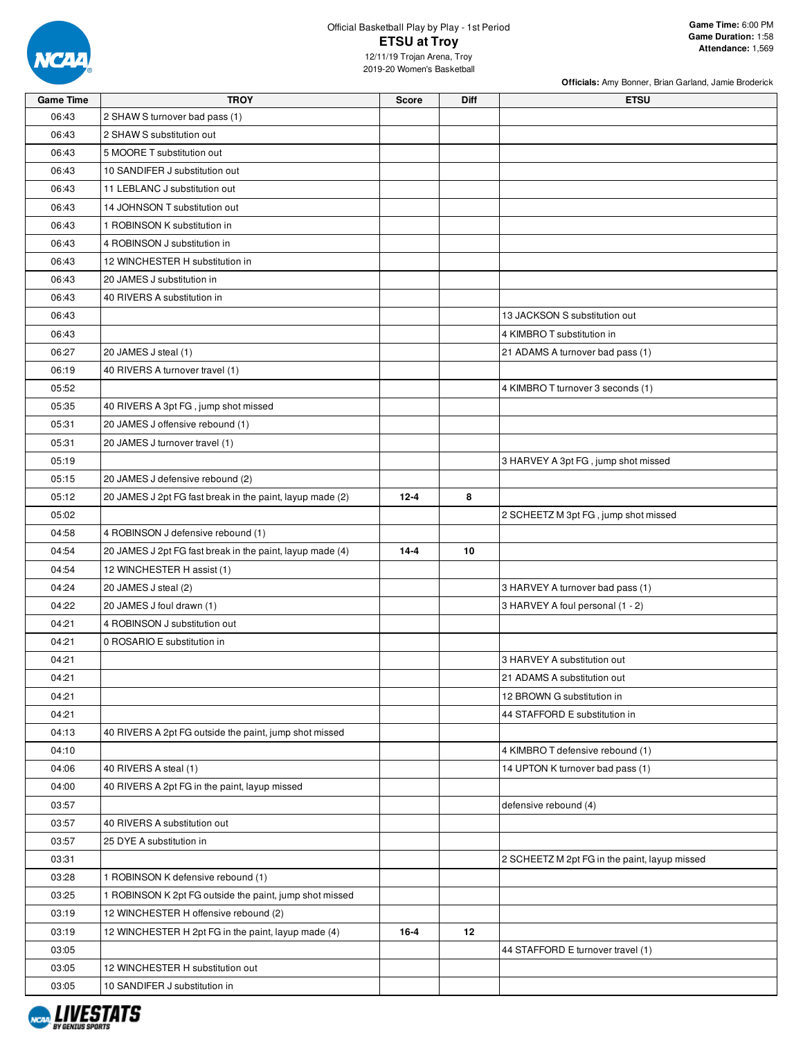Official Basketball Play by Play - 1st Period

# ETSU at Troy

12/11/19 Trojan Arena, Troy
2019-20 Women's Basketball

**Game Time:** 6:00 PM
**Game Duration:** 1:58
**Attendance:** 1,569

**Officials:** Amy Bonner, Brian Garland, Jamie Broderick

| Game Time | TROY | Score | Diff | ETSU |
|---|---|---|---|---|
| 06:43 | 2 SHAW S turnover bad pass (1) | | | |
| 06:43 | 2 SHAW S substitution out | | | |
| 06:43 | 5 MOORE T substitution out | | | |
| 06:43 | 10 SANDIFER J substitution out | | | |
| 06:43 | 11 LEBLANC J substitution out | | | |
| 06:43 | 14 JOHNSON T substitution out | | | |
| 06:43 | 1 ROBINSON K substitution in | | | |
| 06:43 | 4 ROBINSON J substitution in | | | |
| 06:43 | 12 WINCHESTER H substitution in | | | |
| 06:43 | 20 JAMES J substitution in | | | |
| 06:43 | 40 RIVERS A substitution in | | | |
| 06:43 | | | | 13 JACKSON S substitution out |
| 06:43 | | | | 4 KIMBRO T substitution in |
| 06:27 | 20 JAMES J steal (1) | | | 21 ADAMS A turnover bad pass (1) |
| 06:19 | 40 RIVERS A turnover travel (1) | | | |
| 05:52 | | | | 4 KIMBRO T turnover 3 seconds (1) |
| 05:35 | 40 RIVERS A 3pt FG , jump shot missed | | | |
| 05:31 | 20 JAMES J offensive rebound (1) | | | |
| 05:31 | 20 JAMES J turnover travel (1) | | | |
| 05:19 | | | | 3 HARVEY A 3pt FG , jump shot missed |
| 05:15 | 20 JAMES J defensive rebound (2) | | | |
| 05:12 | 20 JAMES J 2pt FG fast break in the paint, layup made (2) | 12-4 | 8 | |
| 05:02 | | | | 2 SCHEETZ M 3pt FG , jump shot missed |
| 04:58 | 4 ROBINSON J defensive rebound (1) | | | |
| 04:54 | 20 JAMES J 2pt FG fast break in the paint, layup made (4) | 14-4 | 10 | |
| 04:54 | 12 WINCHESTER H assist (1) | | | |
| 04:24 | 20 JAMES J steal (2) | | | 3 HARVEY A turnover bad pass (1) |
| 04:22 | 20 JAMES J foul drawn (1) | | | 3 HARVEY A foul personal (1 - 2) |
| 04:21 | 4 ROBINSON J substitution out | | | |
| 04:21 | 0 ROSARIO E substitution in | | | |
| 04:21 | | | | 3 HARVEY A substitution out |
| 04:21 | | | | 21 ADAMS A substitution out |
| 04:21 | | | | 12 BROWN G substitution in |
| 04:21 | | | | 44 STAFFORD E substitution in |
| 04:13 | 40 RIVERS A 2pt FG outside the paint, jump shot missed | | | |
| 04:10 | | | | 4 KIMBRO T defensive rebound (1) |
| 04:06 | 40 RIVERS A steal (1) | | | 14 UPTON K turnover bad pass (1) |
| 04:00 | 40 RIVERS A 2pt FG in the paint, layup missed | | | |
| 03:57 | | | | defensive rebound (4) |
| 03:57 | 40 RIVERS A substitution out | | | |
| 03:57 | 25 DYE A substitution in | | | |
| 03:31 | | | | 2 SCHEETZ M 2pt FG in the paint, layup missed |
| 03:28 | 1 ROBINSON K defensive rebound (1) | | | |
| 03:25 | 1 ROBINSON K 2pt FG outside the paint, jump shot missed | | | |
| 03:19 | 12 WINCHESTER H offensive rebound (2) | | | |
| 03:19 | 12 WINCHESTER H 2pt FG in the paint, layup made (4) | 16-4 | 12 | |
| 03:05 | | | | 44 STAFFORD E turnover travel (1) |
| 03:05 | 12 WINCHESTER H substitution out | | | |
| 03:05 | 10 SANDIFER J substitution in | | | |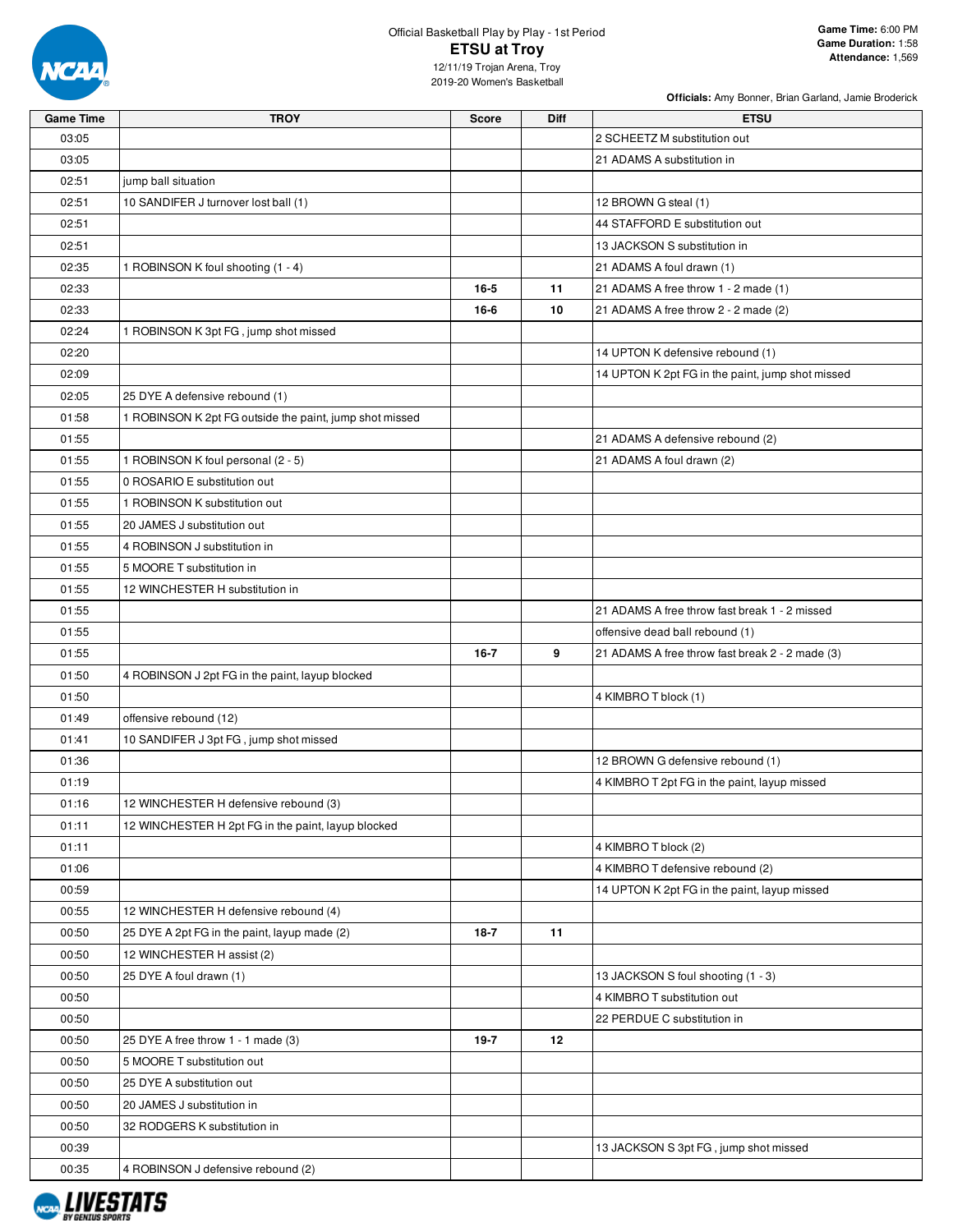Official Basketball Play by Play - 1st Period

# ETSU at Troy

12/11/19 Trojan Arena, Troy
2019-20 Women's Basketball

**Game Time:** 6:00 PM
**Game Duration:** 1:58
**Attendance:** 1,569

**Officials:** Amy Bonner, Brian Garland, Jamie Broderick

| Game Time | TROY | Score | Diff | ETSU |
|---|---|---|---|---|
| 03:05 | | | | 2 SCHEETZ M substitution out |
| 03:05 | | | | 21 ADAMS A substitution in |
| 02:51 | jump ball situation | | | |
| 02:51 | 10 SANDIFER J turnover lost ball (1) | | | 12 BROWN G steal (1) |
| 02:51 | | | | 44 STAFFORD E substitution out |
| 02:51 | | | | 13 JACKSON S substitution in |
| 02:35 | 1 ROBINSON K foul shooting (1 - 4) | | | 21 ADAMS A foul drawn (1) |
| 02:33 | | 16-5 | 11 | 21 ADAMS A free throw 1 - 2 made (1) |
| 02:33 | | 16-6 | 10 | 21 ADAMS A free throw 2 - 2 made (2) |
| 02:24 | 1 ROBINSON K 3pt FG , jump shot missed | | | |
| 02:20 | | | | 14 UPTON K defensive rebound (1) |
| 02:09 | | | | 14 UPTON K 2pt FG in the paint, jump shot missed |
| 02:05 | 25 DYE A defensive rebound (1) | | | |
| 01:58 | 1 ROBINSON K 2pt FG outside the paint, jump shot missed | | | |
| 01:55 | | | | 21 ADAMS A defensive rebound (2) |
| 01:55 | 1 ROBINSON K foul personal (2 - 5) | | | 21 ADAMS A foul drawn (2) |
| 01:55 | 0 ROSARIO E substitution out | | | |
| 01:55 | 1 ROBINSON K substitution out | | | |
| 01:55 | 20 JAMES J substitution out | | | |
| 01:55 | 4 ROBINSON J substitution in | | | |
| 01:55 | 5 MOORE T substitution in | | | |
| 01:55 | 12 WINCHESTER H substitution in | | | |
| 01:55 | | | | 21 ADAMS A free throw fast break 1 - 2 missed |
| 01:55 | | | | offensive dead ball rebound (1) |
| 01:55 | | 16-7 | 9 | 21 ADAMS A free throw fast break 2 - 2 made (3) |
| 01:50 | 4 ROBINSON J 2pt FG in the paint, layup blocked | | | |
| 01:50 | | | | 4 KIMBRO T block (1) |
| 01:49 | offensive rebound (12) | | | |
| 01:41 | 10 SANDIFER J 3pt FG , jump shot missed | | | |
| 01:36 | | | | 12 BROWN G defensive rebound (1) |
| 01:19 | | | | 4 KIMBRO T 2pt FG in the paint, layup missed |
| 01:16 | 12 WINCHESTER H defensive rebound (3) | | | |
| 01:11 | 12 WINCHESTER H 2pt FG in the paint, layup blocked | | | |
| 01:11 | | | | 4 KIMBRO T block (2) |
| 01:06 | | | | 4 KIMBRO T defensive rebound (2) |
| 00:59 | | | | 14 UPTON K 2pt FG in the paint, layup missed |
| 00:55 | 12 WINCHESTER H defensive rebound (4) | | | |
| 00:50 | 25 DYE A 2pt FG in the paint, layup made (2) | 18-7 | 11 | |
| 00:50 | 12 WINCHESTER H assist (2) | | | |
| 00:50 | 25 DYE A foul drawn (1) | | | 13 JACKSON S foul shooting (1 - 3) |
| 00:50 | | | | 4 KIMBRO T substitution out |
| 00:50 | | | | 22 PERDUE C substitution in |
| 00:50 | 25 DYE A free throw 1 - 1 made (3) | 19-7 | 12 | |
| 00:50 | 5 MOORE T substitution out | | | |
| 00:50 | 25 DYE A substitution out | | | |
| 00:50 | 20 JAMES J substitution in | | | |
| 00:50 | 32 RODGERS K substitution in | | | |
| 00:39 | | | | 13 JACKSON S 3pt FG , jump shot missed |
| 00:35 | 4 ROBINSON J defensive rebound (2) | | | |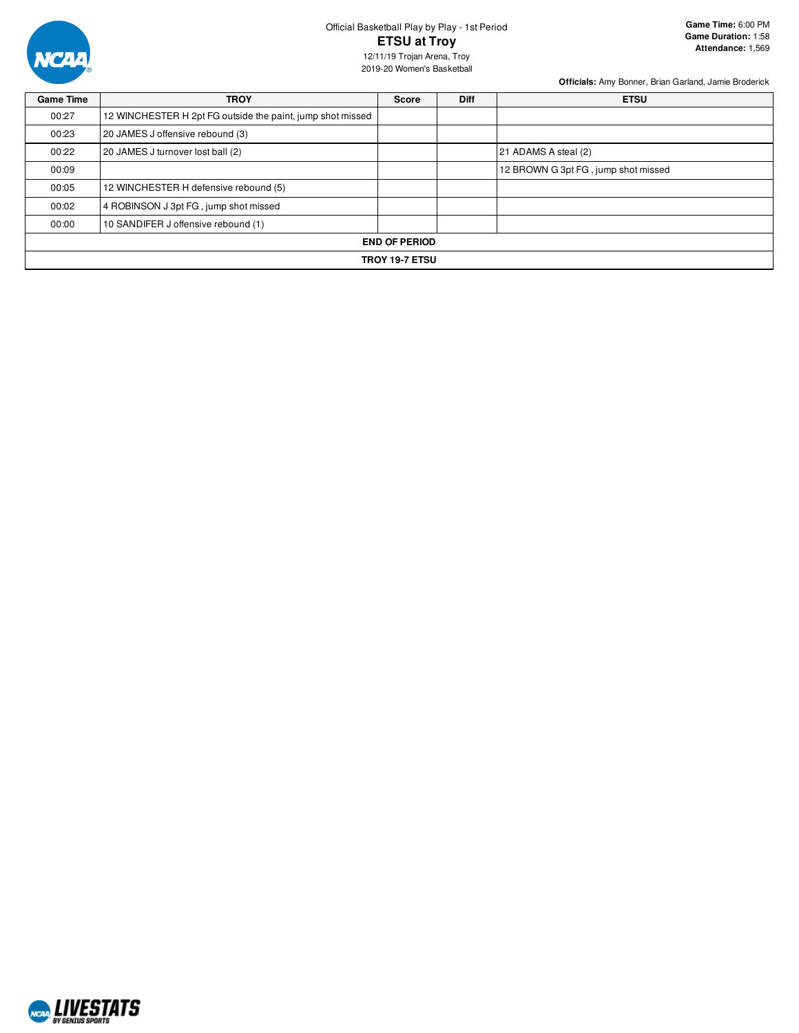Official Basketball Play by Play - 1st Period

# ETSU at Troy

12/11/19 Trojan Arena, Troy
2019-20 Women's Basketball

**Game Time:** 6:00 PM
**Game Duration:** 1:58
**Attendance:** 1,569

**Officials:** Amy Bonner, Brian Garland, Jamie Broderick

| Game Time | TROY | Score | Diff | ETSU |
|---|---|---|---|---|
| 00:27 | 12 WINCHESTER H 2pt FG outside the paint, jump shot missed | | | |
| 00:23 | 20 JAMES J offensive rebound (3) | | | |
| 00:22 | 20 JAMES J turnover lost ball (2) | | | 21 ADAMS A steal (2) |
| 00:09 | | | | 12 BROWN G 3pt FG , jump shot missed |
| 00:05 | 12 WINCHESTER H defensive rebound (5) | | | |
| 00:02 | 4 ROBINSON J 3pt FG , jump shot missed | | | |
| 00:00 | 10 SANDIFER J offensive rebound (1) | | | |
| END OF PERIOD | | | | |
| TROY 19-7 ETSU | | | | |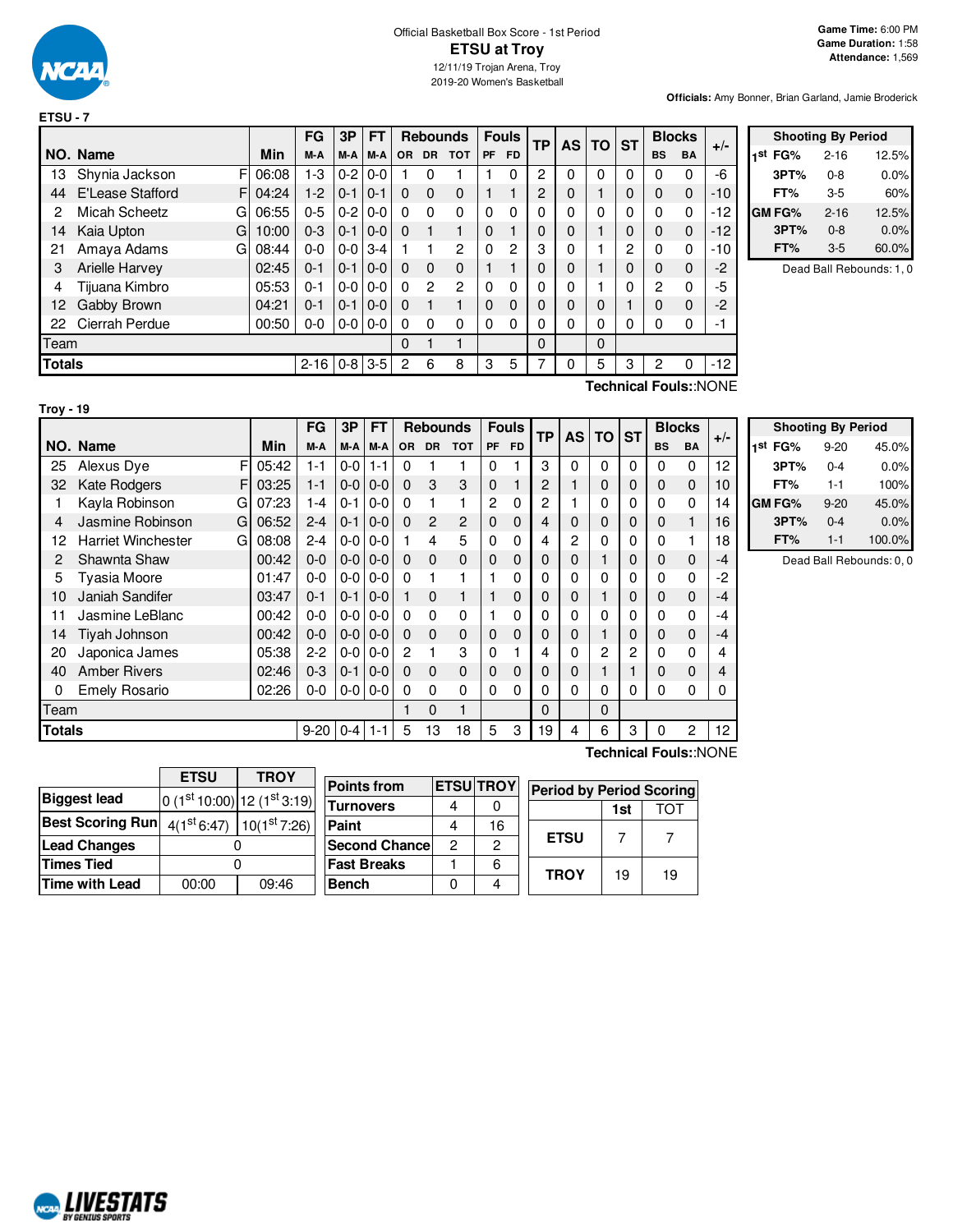Official Basketball Box Score - 1st Period

# ETSU at Troy

12/11/19 Trojan Arena, Troy
2019-20 Women's Basketball

**Game Time:** 6:00 PM
**Game Duration:** 1:58
**Attendance:** 1,569

**Officials:** Amy Bonner, Brian Garland, Jamie Broderick

## ETSU - 7

| NO. | Name | | Min | FG M-A | 3P M-A | FT M-A | OR | DR | TOT | PF | FD | TP | AS | TO | ST | BS | BA | +/- |
|---|---|---|---|---|---|---|---|---|---|---|---|---|---|---|---|---|---|---|
| 13 | Shynia Jackson | F | 06:08 | 1-3 | 0-2 | 0-0 | 1 | 0 | 1 | 1 | 0 | 2 | 0 | 0 | 0 | 0 | 0 | -6 |
| 44 | E'Lease Stafford | F | 04:24 | 1-2 | 0-1 | 0-1 | 0 | 0 | 0 | 1 | 1 | 2 | 0 | 1 | 0 | 0 | 0 | -10 |
| 2 | Micah Scheetz | G | 06:55 | 0-5 | 0-2 | 0-0 | 0 | 0 | 0 | 0 | 0 | 0 | 0 | 0 | 0 | 0 | 0 | -12 |
| 14 | Kaia Upton | G | 10:00 | 0-3 | 0-1 | 0-0 | 0 | 1 | 1 | 0 | 1 | 0 | 0 | 1 | 0 | 0 | 0 | -12 |
| 21 | Amaya Adams | G | 08:44 | 0-0 | 0-0 | 3-4 | 1 | 1 | 2 | 0 | 2 | 3 | 0 | 1 | 2 | 0 | 0 | -10 |
| 3 | Arielle Harvey | | 02:45 | 0-1 | 0-1 | 0-0 | 0 | 0 | 0 | 1 | 1 | 0 | 0 | 1 | 0 | 0 | 0 | -2 |
| 4 | Tijuana Kimbro | | 05:53 | 0-1 | 0-0 | 0-0 | 0 | 2 | 2 | 0 | 0 | 0 | 0 | 1 | 0 | 2 | 0 | -5 |
| 12 | Gabby Brown | | 04:21 | 0-1 | 0-1 | 0-0 | 0 | 1 | 1 | 0 | 0 | 0 | 0 | 0 | 1 | 0 | 0 | -2 |
| 22 | Cierrah Perdue | | 00:50 | 0-0 | 0-0 | 0-0 | 0 | 0 | 0 | 0 | 0 | 0 | 0 | 0 | 0 | 0 | 0 | -1 |
| Team | | | | | | | 0 | 1 | 1 | | | 0 | | 0 | | | | |
| Totals | | | | 2-16 | 0-8 | 3-5 | 2 | 6 | 8 | 3 | 5 | 7 | 0 | 5 | 3 | 2 | 0 | -12 |

**Technical Fouls:**:NONE

| Shooting By Period | | |
|---|---|---|
| 1st FG% | 2-16 | 12.5% |
| 3PT% | 0-8 | 0.0% |
| FT% | 3-5 | 60% |
| GM FG% | 2-16 | 12.5% |
| 3PT% | 0-8 | 0.0% |
| FT% | 3-5 | 60.0% |

Dead Ball Rebounds: 1, 0

## Troy - 19

| NO. | Name | | Min | FG M-A | 3P M-A | FT M-A | OR | DR | TOT | PF | FD | TP | AS | TO | ST | BS | BA | +/- |
|---|---|---|---|---|---|---|---|---|---|---|---|---|---|---|---|---|---|---|
| 25 | Alexus Dye | F | 05:42 | 1-1 | 0-0 | 1-1 | 0 | 1 | 1 | 0 | 1 | 3 | 0 | 0 | 0 | 0 | 0 | 12 |
| 32 | Kate Rodgers | F | 03:25 | 1-1 | 0-0 | 0-0 | 0 | 3 | 3 | 0 | 1 | 2 | 1 | 0 | 0 | 0 | 0 | 10 |
| 1 | Kayla Robinson | G | 07:23 | 1-4 | 0-1 | 0-0 | 0 | 1 | 1 | 2 | 0 | 2 | 1 | 0 | 0 | 0 | 0 | 14 |
| 4 | Jasmine Robinson | G | 06:52 | 2-4 | 0-1 | 0-0 | 0 | 2 | 2 | 0 | 0 | 4 | 0 | 0 | 0 | 0 | 1 | 16 |
| 12 | Harriet Winchester | G | 08:08 | 2-4 | 0-0 | 0-0 | 1 | 4 | 5 | 0 | 0 | 4 | 2 | 0 | 0 | 0 | 1 | 18 |
| 2 | Shawnta Shaw | | 00:42 | 0-0 | 0-0 | 0-0 | 0 | 0 | 0 | 0 | 0 | 0 | 0 | 1 | 0 | 0 | 0 | -4 |
| 5 | Tyasia Moore | | 01:47 | 0-0 | 0-0 | 0-0 | 0 | 1 | 1 | 1 | 0 | 0 | 0 | 0 | 0 | 0 | 0 | -2 |
| 10 | Janiah Sandifer | | 03:47 | 0-1 | 0-1 | 0-0 | 1 | 0 | 1 | 1 | 0 | 0 | 0 | 1 | 0 | 0 | 0 | -4 |
| 11 | Jasmine LeBlanc | | 00:42 | 0-0 | 0-0 | 0-0 | 0 | 0 | 0 | 1 | 0 | 0 | 0 | 0 | 0 | 0 | 0 | -4 |
| 14 | Tiyah Johnson | | 00:42 | 0-0 | 0-0 | 0-0 | 0 | 0 | 0 | 0 | 0 | 0 | 0 | 1 | 0 | 0 | 0 | -4 |
| 20 | Japonica James | | 05:38 | 2-2 | 0-0 | 0-0 | 2 | 1 | 3 | 0 | 1 | 4 | 0 | 2 | 2 | 0 | 0 | 4 |
| 40 | Amber Rivers | | 02:46 | 0-3 | 0-1 | 0-0 | 0 | 0 | 0 | 0 | 0 | 0 | 0 | 1 | 1 | 0 | 0 | 4 |
| 0 | Emely Rosario | | 02:26 | 0-0 | 0-0 | 0-0 | 0 | 0 | 0 | 0 | 0 | 0 | 0 | 0 | 0 | 0 | 0 | 0 |
| Team | | | | | | | 1 | 0 | 1 | | | 0 | | 0 | | | | |
| Totals | | | | 9-20 | 0-4 | 1-1 | 5 | 13 | 18 | 5 | 3 | 19 | 4 | 6 | 3 | 0 | 2 | 12 |

**Technical Fouls:**:NONE

| Shooting By Period | | |
|---|---|---|
| 1st FG% | 9-20 | 45.0% |
| 3PT% | 0-4 | 0.0% |
| FT% | 1-1 | 100% |
| GM FG% | 9-20 | 45.0% |
| 3PT% | 0-4 | 0.0% |
| FT% | 1-1 | 100.0% |

Dead Ball Rebounds: 0, 0

| | ETSU | TROY |
|---|---|---|
| Biggest lead | 0 (1st 10:00) | 12 (1st 3:19) |
| Best Scoring Run | 4(1st 6:47) | 10(1st 7:26) |
| Lead Changes | 0 | |
| Times Tied | 0 | |
| Time with Lead | 00:00 | 09:46 |

| Points from | ETSU | TROY |
|---|---|---|
| Turnovers | 4 | 0 |
| Paint | 4 | 16 |
| Second Chance | 2 | 2 |
| Fast Breaks | 1 | 6 |
| Bench | 0 | 4 |

| Period by Period Scoring | 1st | TOT |
|---|---|---|
| ETSU | 7 | 7 |
| TROY | 19 | 19 |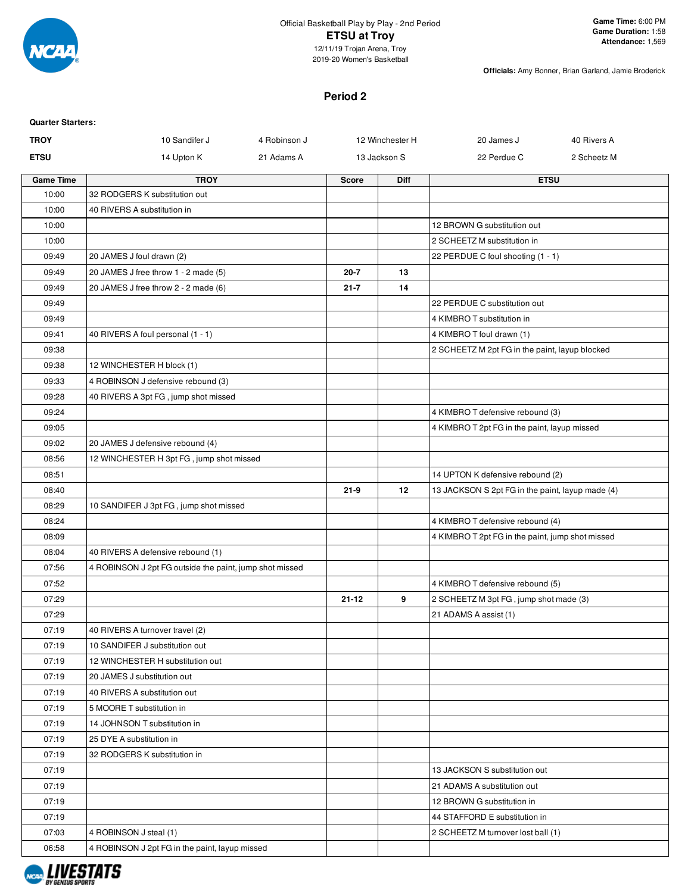Official Basketball Play by Play - 2nd Period

**ETSU at Troy**

12/11/19 Trojan Arena, Troy
2019-20 Women's Basketball

**Game Time:** 6:00 PM
**Game Duration:** 1:58
**Attendance:** 1,569

**Officials:** Amy Bonner, Brian Garland, Jamie Broderick

## Period 2

**Quarter Starters:**

| | | | | | |
|---|---|---|---|---|---|
| **TROY** | 10 Sandifer J | 4 Robinson J | 12 Winchester H | 20 James J | 40 Rivers A |
| **ETSU** | 14 Upton K | 21 Adams A | 13 Jackson S | 22 Perdue C | 2 Scheetz M |

| Game Time | TROY | Score | Diff | ETSU |
|---|---|---|---|---|
| 10:00 | 32 RODGERS K substitution out | | | |
| 10:00 | 40 RIVERS A substitution in | | | |
| 10:00 | | | | 12 BROWN G substitution out |
| 10:00 | | | | 2 SCHEETZ M substitution in |
| 09:49 | 20 JAMES J foul drawn (2) | | | 22 PERDUE C foul shooting (1 - 1) |
| 09:49 | 20 JAMES J free throw 1 - 2 made (5) | 20-7 | 13 | |
| 09:49 | 20 JAMES J free throw 2 - 2 made (6) | 21-7 | 14 | |
| 09:49 | | | | 22 PERDUE C substitution out |
| 09:49 | | | | 4 KIMBRO T substitution in |
| 09:41 | 40 RIVERS A foul personal (1 - 1) | | | 4 KIMBRO T foul drawn (1) |
| 09:38 | | | | 2 SCHEETZ M 2pt FG in the paint, layup blocked |
| 09:38 | 12 WINCHESTER H block (1) | | | |
| 09:33 | 4 ROBINSON J defensive rebound (3) | | | |
| 09:28 | 40 RIVERS A 3pt FG , jump shot missed | | | |
| 09:24 | | | | 4 KIMBRO T defensive rebound (3) |
| 09:05 | | | | 4 KIMBRO T 2pt FG in the paint, layup missed |
| 09:02 | 20 JAMES J defensive rebound (4) | | | |
| 08:56 | 12 WINCHESTER H 3pt FG , jump shot missed | | | |
| 08:51 | | | | 14 UPTON K defensive rebound (2) |
| 08:40 | | 21-9 | 12 | 13 JACKSON S 2pt FG in the paint, layup made (4) |
| 08:29 | 10 SANDIFER J 3pt FG , jump shot missed | | | |
| 08:24 | | | | 4 KIMBRO T defensive rebound (4) |
| 08:09 | | | | 4 KIMBRO T 2pt FG in the paint, jump shot missed |
| 08:04 | 40 RIVERS A defensive rebound (1) | | | |
| 07:56 | 4 ROBINSON J 2pt FG outside the paint, jump shot missed | | | |
| 07:52 | | | | 4 KIMBRO T defensive rebound (5) |
| 07:29 | | 21-12 | 9 | 2 SCHEETZ M 3pt FG , jump shot made (3) |
| 07:29 | | | | 21 ADAMS A assist (1) |
| 07:19 | 40 RIVERS A turnover travel (2) | | | |
| 07:19 | 10 SANDIFER J substitution out | | | |
| 07:19 | 12 WINCHESTER H substitution out | | | |
| 07:19 | 20 JAMES J substitution out | | | |
| 07:19 | 40 RIVERS A substitution out | | | |
| 07:19 | 5 MOORE T substitution in | | | |
| 07:19 | 14 JOHNSON T substitution in | | | |
| 07:19 | 25 DYE A substitution in | | | |
| 07:19 | 32 RODGERS K substitution in | | | |
| 07:19 | | | | 13 JACKSON S substitution out |
| 07:19 | | | | 21 ADAMS A substitution out |
| 07:19 | | | | 12 BROWN G substitution in |
| 07:19 | | | | 44 STAFFORD E substitution in |
| 07:03 | 4 ROBINSON J steal (1) | | | 2 SCHEETZ M turnover lost ball (1) |
| 06:58 | 4 ROBINSON J 2pt FG in the paint, layup missed | | | |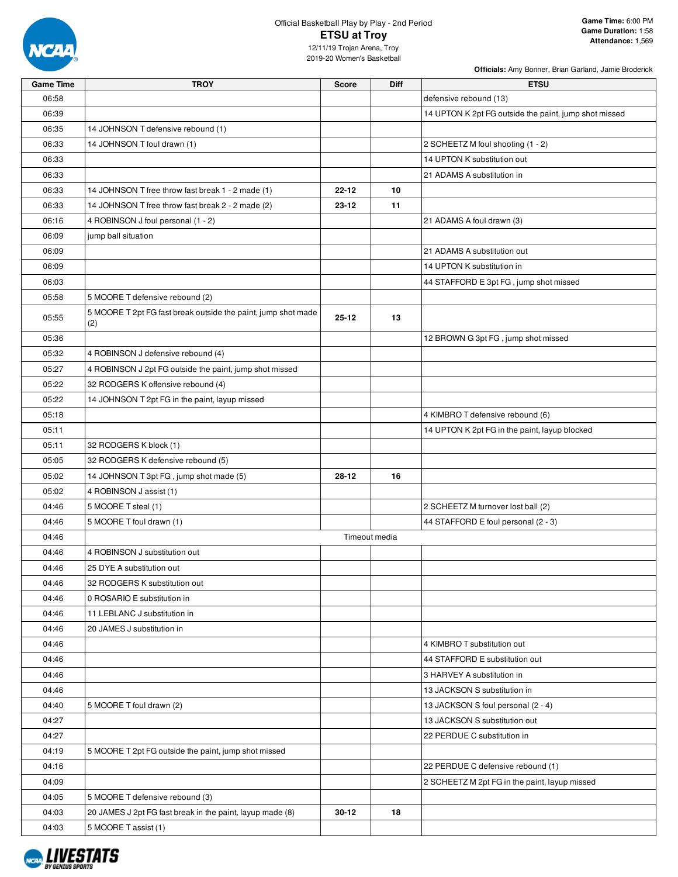Official Basketball Play by Play - 2nd Period

# ETSU at Troy

12/11/19 Trojan Arena, Troy
2019-20 Women's Basketball

**Game Time:** 6:00 PM
**Game Duration:** 1:58
**Attendance:** 1,569

**Officials:** Amy Bonner, Brian Garland, Jamie Broderick

| Game Time | TROY | Score | Diff | ETSU |
|---|---|---|---|---|
| 06:58 | | | | defensive rebound (13) |
| 06:39 | | | | 14 UPTON K 2pt FG outside the paint, jump shot missed |
| 06:35 | 14 JOHNSON T defensive rebound (1) | | | |
| 06:33 | 14 JOHNSON T foul drawn (1) | | | 2 SCHEETZ M foul shooting (1 - 2) |
| 06:33 | | | | 14 UPTON K substitution out |
| 06:33 | | | | 21 ADAMS A substitution in |
| 06:33 | 14 JOHNSON T free throw fast break 1 - 2 made (1) | 22-12 | 10 | |
| 06:33 | 14 JOHNSON T free throw fast break 2 - 2 made (2) | 23-12 | 11 | |
| 06:16 | 4 ROBINSON J foul personal (1 - 2) | | | 21 ADAMS A foul drawn (3) |
| 06:09 | jump ball situation | | | |
| 06:09 | | | | 21 ADAMS A substitution out |
| 06:09 | | | | 14 UPTON K substitution in |
| 06:03 | | | | 44 STAFFORD E 3pt FG , jump shot missed |
| 05:58 | 5 MOORE T defensive rebound (2) | | | |
| 05:55 | 5 MOORE T 2pt FG fast break outside the paint, jump shot made (2) | 25-12 | 13 | |
| 05:36 | | | | 12 BROWN G 3pt FG , jump shot missed |
| 05:32 | 4 ROBINSON J defensive rebound (4) | | | |
| 05:27 | 4 ROBINSON J 2pt FG outside the paint, jump shot missed | | | |
| 05:22 | 32 RODGERS K offensive rebound (4) | | | |
| 05:22 | 14 JOHNSON T 2pt FG in the paint, layup missed | | | |
| 05:18 | | | | 4 KIMBRO T defensive rebound (6) |
| 05:11 | | | | 14 UPTON K 2pt FG in the paint, layup blocked |
| 05:11 | 32 RODGERS K block (1) | | | |
| 05:05 | 32 RODGERS K defensive rebound (5) | | | |
| 05:02 | 14 JOHNSON T 3pt FG , jump shot made (5) | 28-12 | 16 | |
| 05:02 | 4 ROBINSON J assist (1) | | | |
| 04:46 | 5 MOORE T steal (1) | | | 2 SCHEETZ M turnover lost ball (2) |
| 04:46 | 5 MOORE T foul drawn (1) | | | 44 STAFFORD E foul personal (2 - 3) |
| 04:46 | Timeout media | | | |
| 04:46 | 4 ROBINSON J substitution out | | | |
| 04:46 | 25 DYE A substitution out | | | |
| 04:46 | 32 RODGERS K substitution out | | | |
| 04:46 | 0 ROSARIO E substitution in | | | |
| 04:46 | 11 LEBLANC J substitution in | | | |
| 04:46 | 20 JAMES J substitution in | | | |
| 04:46 | | | | 4 KIMBRO T substitution out |
| 04:46 | | | | 44 STAFFORD E substitution out |
| 04:46 | | | | 3 HARVEY A substitution in |
| 04:46 | | | | 13 JACKSON S substitution in |
| 04:40 | 5 MOORE T foul drawn (2) | | | 13 JACKSON S foul personal (2 - 4) |
| 04:27 | | | | 13 JACKSON S substitution out |
| 04:27 | | | | 22 PERDUE C substitution in |
| 04:19 | 5 MOORE T 2pt FG outside the paint, jump shot missed | | | |
| 04:16 | | | | 22 PERDUE C defensive rebound (1) |
| 04:09 | | | | 2 SCHEETZ M 2pt FG in the paint, layup missed |
| 04:05 | 5 MOORE T defensive rebound (3) | | | |
| 04:03 | 20 JAMES J 2pt FG fast break in the paint, layup made (8) | 30-12 | 18 | |
| 04:03 | 5 MOORE T assist (1) | | | |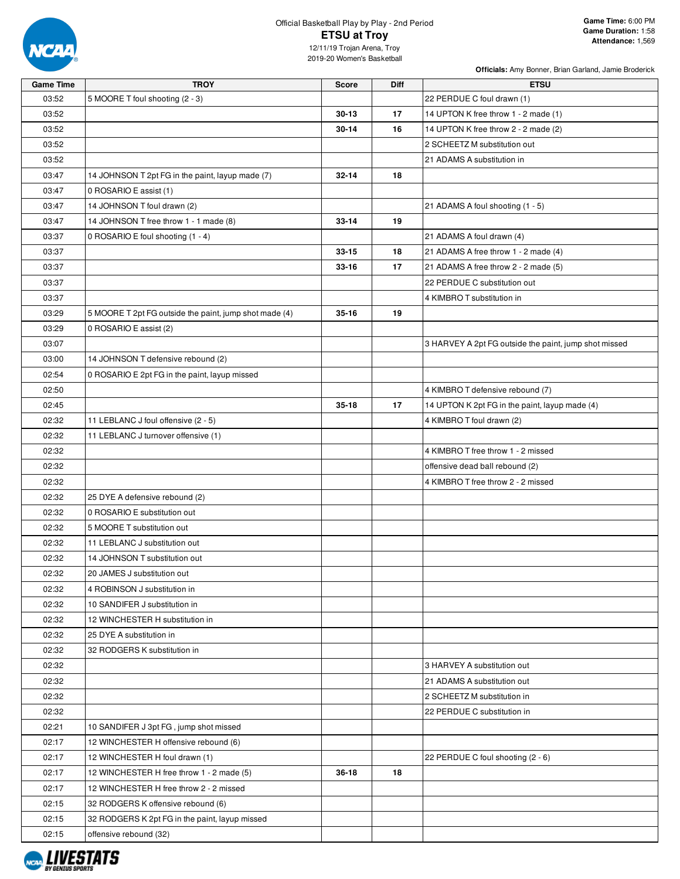Official Basketball Play by Play - 2nd Period

# ETSU at Troy

12/11/19 Trojan Arena, Troy
2019-20 Women's Basketball

**Game Time:** 6:00 PM
**Game Duration:** 1:58
**Attendance:** 1,569

**Officials:** Amy Bonner, Brian Garland, Jamie Broderick

| Game Time | TROY | Score | Diff | ETSU |
|---|---|---|---|---|
| 03:52 | 5 MOORE T foul shooting (2 - 3) | | | 22 PERDUE C foul drawn (1) |
| 03:52 | | 30-13 | 17 | 14 UPTON K free throw 1 - 2 made (1) |
| 03:52 | | 30-14 | 16 | 14 UPTON K free throw 2 - 2 made (2) |
| 03:52 | | | | 2 SCHEETZ M substitution out |
| 03:52 | | | | 21 ADAMS A substitution in |
| 03:47 | 14 JOHNSON T 2pt FG in the paint, layup made (7) | 32-14 | 18 | |
| 03:47 | 0 ROSARIO E assist (1) | | | |
| 03:47 | 14 JOHNSON T foul drawn (2) | | | 21 ADAMS A foul shooting (1 - 5) |
| 03:47 | 14 JOHNSON T free throw 1 - 1 made (8) | 33-14 | 19 | |
| 03:37 | 0 ROSARIO E foul shooting (1 - 4) | | | 21 ADAMS A foul drawn (4) |
| 03:37 | | 33-15 | 18 | 21 ADAMS A free throw 1 - 2 made (4) |
| 03:37 | | 33-16 | 17 | 21 ADAMS A free throw 2 - 2 made (5) |
| 03:37 | | | | 22 PERDUE C substitution out |
| 03:37 | | | | 4 KIMBRO T substitution in |
| 03:29 | 5 MOORE T 2pt FG outside the paint, jump shot made (4) | 35-16 | 19 | |
| 03:29 | 0 ROSARIO E assist (2) | | | |
| 03:07 | | | | 3 HARVEY A 2pt FG outside the paint, jump shot missed |
| 03:00 | 14 JOHNSON T defensive rebound (2) | | | |
| 02:54 | 0 ROSARIO E 2pt FG in the paint, layup missed | | | |
| 02:50 | | | | 4 KIMBRO T defensive rebound (7) |
| 02:45 | | 35-18 | 17 | 14 UPTON K 2pt FG in the paint, layup made (4) |
| 02:32 | 11 LEBLANC J foul offensive (2 - 5) | | | 4 KIMBRO T foul drawn (2) |
| 02:32 | 11 LEBLANC J turnover offensive (1) | | | |
| 02:32 | | | | 4 KIMBRO T free throw 1 - 2 missed |
| 02:32 | | | | offensive dead ball rebound (2) |
| 02:32 | | | | 4 KIMBRO T free throw 2 - 2 missed |
| 02:32 | 25 DYE A defensive rebound (2) | | | |
| 02:32 | 0 ROSARIO E substitution out | | | |
| 02:32 | 5 MOORE T substitution out | | | |
| 02:32 | 11 LEBLANC J substitution out | | | |
| 02:32 | 14 JOHNSON T substitution out | | | |
| 02:32 | 20 JAMES J substitution out | | | |
| 02:32 | 4 ROBINSON J substitution in | | | |
| 02:32 | 10 SANDIFER J substitution in | | | |
| 02:32 | 12 WINCHESTER H substitution in | | | |
| 02:32 | 25 DYE A substitution in | | | |
| 02:32 | 32 RODGERS K substitution in | | | |
| 02:32 | | | | 3 HARVEY A substitution out |
| 02:32 | | | | 21 ADAMS A substitution out |
| 02:32 | | | | 2 SCHEETZ M substitution in |
| 02:32 | | | | 22 PERDUE C substitution in |
| 02:21 | 10 SANDIFER J 3pt FG , jump shot missed | | | |
| 02:17 | 12 WINCHESTER H offensive rebound (6) | | | |
| 02:17 | 12 WINCHESTER H foul drawn (1) | | | 22 PERDUE C foul shooting (2 - 6) |
| 02:17 | 12 WINCHESTER H free throw 1 - 2 made (5) | 36-18 | 18 | |
| 02:17 | 12 WINCHESTER H free throw 2 - 2 missed | | | |
| 02:15 | 32 RODGERS K offensive rebound (6) | | | |
| 02:15 | 32 RODGERS K 2pt FG in the paint, layup missed | | | |
| 02:15 | offensive rebound (32) | | | |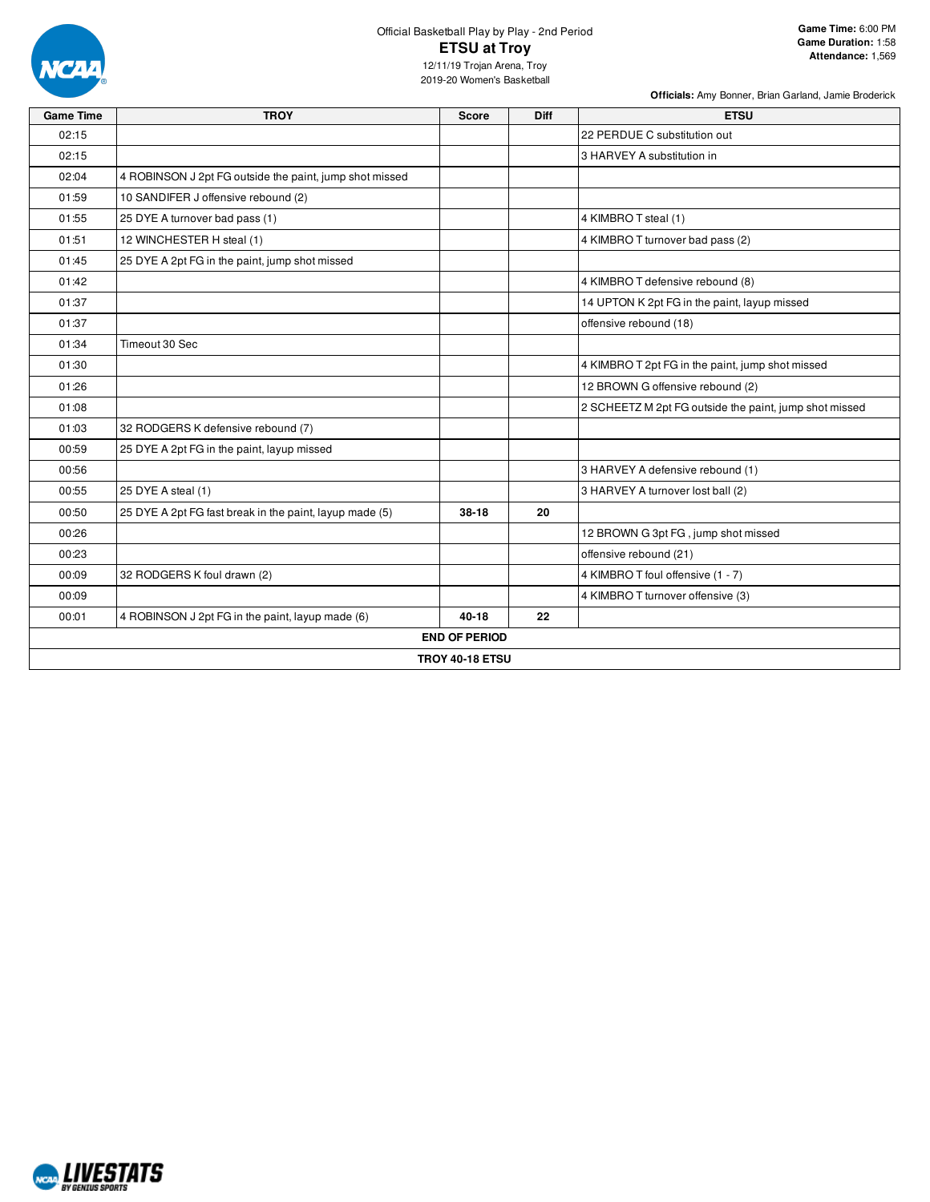Official Basketball Play by Play - 2nd Period

# ETSU at Troy

12/11/19 Trojan Arena, Troy
2019-20 Women's Basketball

**Game Time:** 6:00 PM
**Game Duration:** 1:58
**Attendance:** 1,569

**Officials:** Amy Bonner, Brian Garland, Jamie Broderick

| Game Time | TROY | Score | Diff | ETSU |
|---|---|---|---|---|
| 02:15 | | | | 22 PERDUE C substitution out |
| 02:15 | | | | 3 HARVEY A substitution in |
| 02:04 | 4 ROBINSON J 2pt FG outside the paint, jump shot missed | | | |
| 01:59 | 10 SANDIFER J offensive rebound (2) | | | |
| 01:55 | 25 DYE A turnover bad pass (1) | | | 4 KIMBRO T steal (1) |
| 01:51 | 12 WINCHESTER H steal (1) | | | 4 KIMBRO T turnover bad pass (2) |
| 01:45 | 25 DYE A 2pt FG in the paint, jump shot missed | | | |
| 01:42 | | | | 4 KIMBRO T defensive rebound (8) |
| 01:37 | | | | 14 UPTON K 2pt FG in the paint, layup missed |
| 01:37 | | | | offensive rebound (18) |
| 01:34 | Timeout 30 Sec | | | |
| 01:30 | | | | 4 KIMBRO T 2pt FG in the paint, jump shot missed |
| 01:26 | | | | 12 BROWN G offensive rebound (2) |
| 01:08 | | | | 2 SCHEETZ M 2pt FG outside the paint, jump shot missed |
| 01:03 | 32 RODGERS K defensive rebound (7) | | | |
| 00:59 | 25 DYE A 2pt FG in the paint, layup missed | | | |
| 00:56 | | | | 3 HARVEY A defensive rebound (1) |
| 00:55 | 25 DYE A steal (1) | | | 3 HARVEY A turnover lost ball (2) |
| 00:50 | 25 DYE A 2pt FG fast break in the paint, layup made (5) | 38-18 | 20 | |
| 00:26 | | | | 12 BROWN G 3pt FG , jump shot missed |
| 00:23 | | | | offensive rebound (21) |
| 00:09 | 32 RODGERS K foul drawn (2) | | | 4 KIMBRO T foul offensive (1 - 7) |
| 00:09 | | | | 4 KIMBRO T turnover offensive (3) |
| 00:01 | 4 ROBINSON J 2pt FG in the paint, layup made (6) | 40-18 | 22 | |

**END OF PERIOD**

**TROY 40-18 ETSU**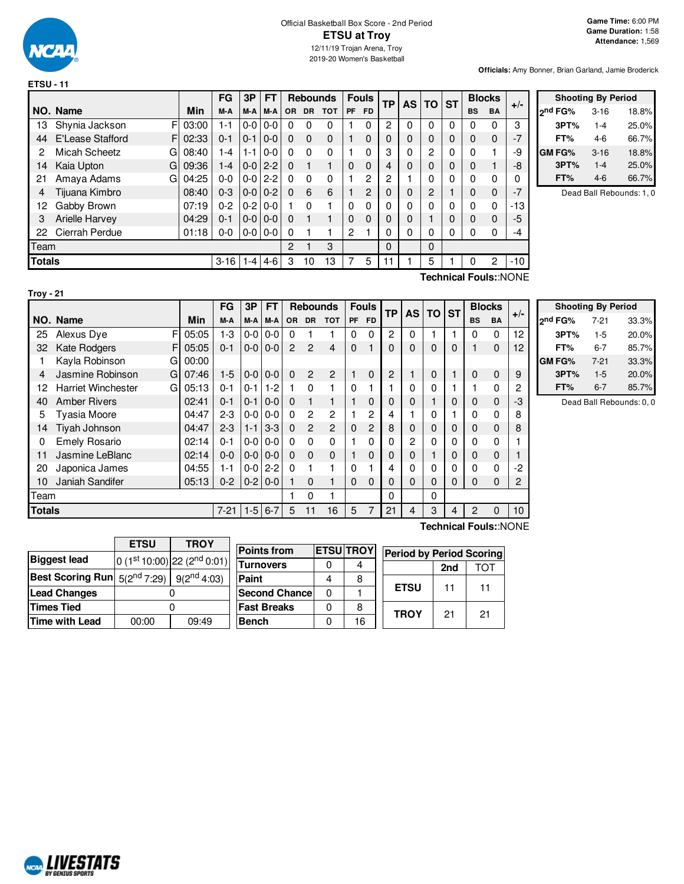Official Basketball Box Score - 2nd Period

# ETSU at Troy

12/11/19 Trojan Arena, Troy
2019-20 Women's Basketball

**Game Time:** 6:00 PM
**Game Duration:** 1:58
**Attendance:** 1,569

**Officials:** Amy Bonner, Brian Garland, Jamie Broderick

## ETSU - 11

| NO. | Name | | Min | FG M-A | 3P M-A | FT M-A | Rebounds OR | DR | TOT | Fouls PF | FD | TP | AS | TO | ST | Blocks BS | BA | +/- |
|---|---|---|---|---|---|---|---|---|---|---|---|---|---|---|---|---|---|---|
| 13 | Shynia Jackson | F | 03:00 | 1-1 | 0-0 | 0-0 | 0 | 0 | 0 | 1 | 0 | 2 | 0 | 0 | 0 | 0 | 0 | 3 |
| 44 | E'Lease Stafford | F | 02:33 | 0-1 | 0-1 | 0-0 | 0 | 0 | 0 | 1 | 0 | 0 | 0 | 0 | 0 | 0 | 0 | -7 |
| 2 | Micah Scheetz | G | 08:40 | 1-4 | 1-1 | 0-0 | 0 | 0 | 0 | 1 | 0 | 3 | 0 | 2 | 0 | 0 | 1 | -9 |
| 14 | Kaia Upton | G | 09:36 | 1-4 | 0-0 | 2-2 | 0 | 1 | 1 | 0 | 0 | 4 | 0 | 0 | 0 | 0 | 1 | -8 |
| 21 | Amaya Adams | G | 04:25 | 0-0 | 0-0 | 2-2 | 0 | 0 | 0 | 1 | 2 | 2 | 1 | 0 | 0 | 0 | 0 | 0 |
| 4 | Tijuana Kimbro | | 08:40 | 0-3 | 0-0 | 0-2 | 0 | 6 | 6 | 1 | 2 | 0 | 0 | 2 | 1 | 0 | 0 | -7 |
| 12 | Gabby Brown | | 07:19 | 0-2 | 0-2 | 0-0 | 1 | 0 | 1 | 0 | 0 | 0 | 0 | 0 | 0 | 0 | 0 | -13 |
| 3 | Arielle Harvey | | 04:29 | 0-1 | 0-0 | 0-0 | 0 | 1 | 1 | 0 | 0 | 0 | 0 | 1 | 0 | 0 | 0 | -5 |
| 22 | Cierrah Perdue | | 01:18 | 0-0 | 0-0 | 0-0 | 0 | 1 | 1 | 2 | 1 | 0 | 0 | 0 | 0 | 0 | 0 | -4 |
| Team | | | | | | | 2 | 1 | 3 | | | 0 | | 0 | | | | |
| **Totals** | | | | 3-16 | 1-4 | 4-6 | 3 | 10 | 13 | 7 | 5 | 11 | 1 | 5 | 1 | 0 | 2 | -10 |

Technical Fouls::NONE

| Shooting By Period | | |
|---|---|---|
| 2nd FG% | 3-16 | 18.8% |
| 3PT% | 1-4 | 25.0% |
| FT% | 4-6 | 66.7% |
| GM FG% | 3-16 | 18.8% |
| 3PT% | 1-4 | 25.0% |
| FT% | 4-6 | 66.7% |

Dead Ball Rebounds: 1, 0

## Troy - 21

| NO. | Name | | Min | FG M-A | 3P M-A | FT M-A | Rebounds OR | DR | TOT | Fouls PF | FD | TP | AS | TO | ST | Blocks BS | BA | +/- |
|---|---|---|---|---|---|---|---|---|---|---|---|---|---|---|---|---|---|---|
| 25 | Alexus Dye | F | 05:05 | 1-3 | 0-0 | 0-0 | 0 | 1 | 1 | 0 | 0 | 2 | 0 | 1 | 1 | 0 | 0 | 12 |
| 32 | Kate Rodgers | F | 05:05 | 0-1 | 0-0 | 0-0 | 2 | 2 | 4 | 0 | 1 | 0 | 0 | 0 | 0 | 1 | 0 | 12 |
| 1 | Kayla Robinson | G | 00:00 | | | | | | | | | | | | | | | |
| 4 | Jasmine Robinson | G | 07:46 | 1-5 | 0-0 | 0-0 | 0 | 2 | 2 | 1 | 0 | 2 | 1 | 0 | 1 | 0 | 0 | 9 |
| 12 | Harriet Winchester | G | 05:13 | 0-1 | 0-1 | 1-2 | 1 | 0 | 1 | 0 | 1 | 1 | 0 | 0 | 1 | 1 | 0 | 2 |
| 40 | Amber Rivers | | 02:41 | 0-1 | 0-1 | 0-0 | 0 | 1 | 1 | 1 | 0 | 0 | 0 | 1 | 0 | 0 | 0 | -3 |
| 5 | Tyasia Moore | | 04:47 | 2-3 | 0-0 | 0-0 | 0 | 2 | 2 | 1 | 2 | 4 | 1 | 0 | 1 | 0 | 0 | 8 |
| 14 | Tiyah Johnson | | 04:47 | 2-3 | 1-1 | 3-3 | 0 | 2 | 2 | 0 | 2 | 8 | 0 | 0 | 0 | 0 | 0 | 8 |
| 0 | Emely Rosario | | 02:14 | 0-1 | 0-0 | 0-0 | 0 | 0 | 0 | 1 | 0 | 0 | 2 | 0 | 0 | 0 | 0 | 1 |
| 11 | Jasmine LeBlanc | | 02:14 | 0-0 | 0-0 | 0-0 | 0 | 0 | 0 | 1 | 0 | 0 | 0 | 1 | 0 | 0 | 0 | 1 |
| 20 | Japonica James | | 04:55 | 1-1 | 0-0 | 2-2 | 0 | 1 | 1 | 0 | 1 | 4 | 0 | 0 | 0 | 0 | 0 | -2 |
| 10 | Janiah Sandifer | | 05:13 | 0-2 | 0-2 | 0-0 | 1 | 0 | 1 | 0 | 0 | 0 | 0 | 0 | 0 | 0 | 0 | 2 |
| Team | | | | | | | 1 | 0 | 1 | | | 0 | | 0 | | | | |
| **Totals** | | | | 7-21 | 1-5 | 6-7 | 5 | 11 | 16 | 5 | 7 | 21 | 4 | 3 | 4 | 2 | 0 | 10 |

Technical Fouls::NONE

| Shooting By Period | | |
|---|---|---|
| 2nd FG% | 7-21 | 33.3% |
| 3PT% | 1-5 | 20.0% |
| FT% | 6-7 | 85.7% |
| GM FG% | 7-21 | 33.3% |
| 3PT% | 1-5 | 20.0% |
| FT% | 6-7 | 85.7% |

Dead Ball Rebounds: 0, 0

| | ETSU | TROY |
|---|---|---|
| **Biggest lead** | 0 (1st 10:00) | 22 (2nd 0:01) |
| **Best Scoring Run** | 5(2nd 7:29) | 9(2nd 4:03) |
| **Lead Changes** | 0 | |
| **Times Tied** | 0 | |
| **Time with Lead** | 00:00 | 09:49 |

| Points from | ETSU | TROY |
|---|---|---|
| **Turnovers** | 0 | 4 |
| **Paint** | 4 | 8 |
| **Second Chance** | 0 | 1 |
| **Fast Breaks** | 0 | 8 |
| **Bench** | 0 | 16 |

| Period by Period Scoring | 2nd | TOT |
|---|---|---|
| **ETSU** | 11 | 11 |
| **TROY** | 21 | 21 |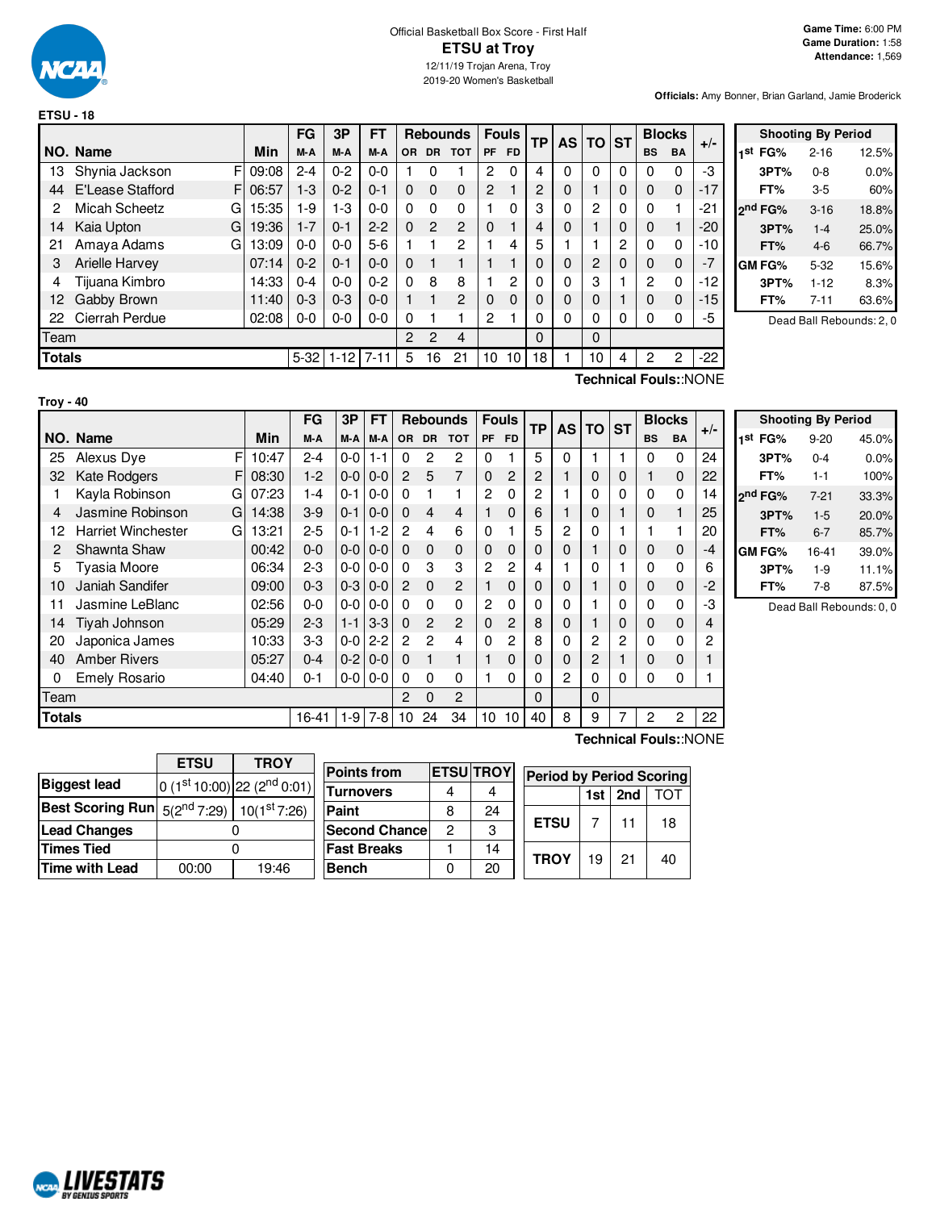Official Basketball Box Score - First Half

# ETSU at Troy

12/11/19 Trojan Arena, Troy
2019-20 Women's Basketball

**Game Time:** 6:00 PM
**Game Duration:** 1:58
**Attendance:** 1,569

**Officials:** Amy Bonner, Brian Garland, Jamie Broderick

## ETSU - 18

| NO. | Name | | Min | FG M-A | 3P M-A | FT M-A | OR | DR | TOT | PF | FD | TP | AS | TO | ST | BS | BA | +/- |
|---|---|---|---|---|---|---|---|---|---|---|---|---|---|---|---|---|---|---|
| 13 | Shynia Jackson | F | 09:08 | 2-4 | 0-2 | 0-0 | 1 | 0 | 1 | 2 | 0 | 4 | 0 | 0 | 0 | 0 | 0 | -3 |
| 44 | E'Lease Stafford | F | 06:57 | 1-3 | 0-2 | 0-1 | 0 | 0 | 0 | 2 | 1 | 2 | 0 | 1 | 0 | 0 | 0 | -17 |
| 2 | Micah Scheetz | G | 15:35 | 1-9 | 1-3 | 0-0 | 0 | 0 | 0 | 1 | 0 | 3 | 0 | 2 | 0 | 0 | 1 | -21 |
| 14 | Kaia Upton | G | 19:36 | 1-7 | 0-1 | 2-2 | 0 | 2 | 2 | 0 | 1 | 4 | 0 | 1 | 0 | 0 | 1 | -20 |
| 21 | Amaya Adams | G | 13:09 | 0-0 | 0-0 | 5-6 | 1 | 1 | 2 | 1 | 4 | 5 | 1 | 1 | 2 | 0 | 0 | -10 |
| 3 | Arielle Harvey | | 07:14 | 0-2 | 0-1 | 0-0 | 0 | 1 | 1 | 1 | 1 | 0 | 0 | 2 | 0 | 0 | 0 | -7 |
| 4 | Tijuana Kimbro | | 14:33 | 0-4 | 0-0 | 0-2 | 0 | 8 | 8 | 1 | 2 | 0 | 0 | 3 | 1 | 2 | 0 | -12 |
| 12 | Gabby Brown | | 11:40 | 0-3 | 0-3 | 0-0 | 1 | 1 | 2 | 0 | 0 | 0 | 0 | 0 | 1 | 0 | 0 | -15 |
| 22 | Cierrah Perdue | | 02:08 | 0-0 | 0-0 | 0-0 | 0 | 1 | 1 | 2 | 1 | 0 | 0 | 0 | 0 | 0 | 0 | -5 |
| Team | | | | | | | 2 | 2 | 4 | | | 0 | | 0 | | | | |
| **Totals** | | | | 5-32 | 1-12 | 7-11 | 5 | 16 | 21 | 10 | 10 | 18 | 1 | 10 | 4 | 2 | 2 | -22 |

Technical Fouls::NONE

| Shooting By Period | | |
|---|---|---|
| 1st FG% | 2-16 | 12.5% |
| 3PT% | 0-8 | 0.0% |
| FT% | 3-5 | 60% |
| 2nd FG% | 3-16 | 18.8% |
| 3PT% | 1-4 | 25.0% |
| FT% | 4-6 | 66.7% |
| GM FG% | 5-32 | 15.6% |
| 3PT% | 1-12 | 8.3% |
| FT% | 7-11 | 63.6% |

Dead Ball Rebounds: 2, 0

## Troy - 40

| NO. | Name | | Min | FG M-A | 3P M-A | FT M-A | OR | DR | TOT | PF | FD | TP | AS | TO | ST | BS | BA | +/- |
|---|---|---|---|---|---|---|---|---|---|---|---|---|---|---|---|---|---|---|
| 25 | Alexus Dye | F | 10:47 | 2-4 | 0-0 | 1-1 | 0 | 2 | 2 | 0 | 1 | 5 | 0 | 1 | 1 | 0 | 0 | 24 |
| 32 | Kate Rodgers | F | 08:30 | 1-2 | 0-0 | 0-0 | 2 | 5 | 7 | 0 | 2 | 2 | 1 | 0 | 0 | 1 | 0 | 22 |
| 1 | Kayla Robinson | G | 07:23 | 1-4 | 0-1 | 0-0 | 0 | 1 | 1 | 2 | 0 | 2 | 1 | 0 | 0 | 0 | 0 | 14 |
| 4 | Jasmine Robinson | G | 14:38 | 3-9 | 0-1 | 0-0 | 0 | 4 | 4 | 1 | 0 | 6 | 1 | 0 | 1 | 0 | 1 | 25 |
| 12 | Harriet Winchester | G | 13:21 | 2-5 | 0-1 | 1-2 | 2 | 4 | 6 | 0 | 1 | 5 | 2 | 0 | 1 | 1 | 1 | 20 |
| 2 | Shawnta Shaw | | 00:42 | 0-0 | 0-0 | 0-0 | 0 | 0 | 0 | 0 | 0 | 0 | 0 | 1 | 0 | 0 | 0 | -4 |
| 5 | Tyasia Moore | | 06:34 | 2-3 | 0-0 | 0-0 | 0 | 3 | 3 | 2 | 2 | 4 | 1 | 0 | 1 | 0 | 0 | 6 |
| 10 | Janiah Sandifer | | 09:00 | 0-3 | 0-3 | 0-0 | 2 | 0 | 2 | 1 | 0 | 0 | 0 | 1 | 0 | 0 | 0 | -2 |
| 11 | Jasmine LeBlanc | | 02:56 | 0-0 | 0-0 | 0-0 | 0 | 0 | 0 | 2 | 0 | 0 | 0 | 1 | 0 | 0 | 0 | -3 |
| 14 | Tiyah Johnson | | 05:29 | 2-3 | 1-1 | 3-3 | 0 | 2 | 2 | 0 | 2 | 8 | 0 | 1 | 0 | 0 | 0 | 4 |
| 20 | Japonica James | | 10:33 | 3-3 | 0-0 | 2-2 | 2 | 2 | 4 | 0 | 2 | 8 | 0 | 2 | 2 | 0 | 0 | 2 |
| 40 | Amber Rivers | | 05:27 | 0-4 | 0-2 | 0-0 | 0 | 1 | 1 | 1 | 0 | 0 | 0 | 2 | 1 | 0 | 0 | 1 |
| 0 | Emely Rosario | | 04:40 | 0-1 | 0-0 | 0-0 | 0 | 0 | 0 | 1 | 0 | 0 | 2 | 0 | 0 | 0 | 0 | 1 |
| Team | | | | | | | 2 | 0 | 2 | | | 0 | | 0 | | | | |
| **Totals** | | | | 16-41 | 1-9 | 7-8 | 10 | 24 | 34 | 10 | 10 | 40 | 8 | 9 | 7 | 2 | 2 | 22 |

Technical Fouls::NONE

| Shooting By Period | | |
|---|---|---|
| 1st FG% | 9-20 | 45.0% |
| 3PT% | 0-4 | 0.0% |
| FT% | 1-1 | 100% |
| 2nd FG% | 7-21 | 33.3% |
| 3PT% | 1-5 | 20.0% |
| FT% | 6-7 | 85.7% |
| GM FG% | 16-41 | 39.0% |
| 3PT% | 1-9 | 11.1% |
| FT% | 7-8 | 87.5% |

Dead Ball Rebounds: 0, 0

| | ETSU | TROY |
|---|---|---|
| Biggest lead | 0 (1st 10:00) | 22 (2nd 0:01) |
| Best Scoring Run | 5(2nd 7:29) | 10(1st 7:26) |
| Lead Changes | 0 | |
| Times Tied | 0 | |
| Time with Lead | 00:00 | 19:46 |

| Points from | ETSU | TROY |
|---|---|---|
| Turnovers | 4 | 4 |
| Paint | 8 | 24 |
| Second Chance | 2 | 3 |
| Fast Breaks | 1 | 14 |
| Bench | 0 | 20 |

| Period by Period Scoring | 1st | 2nd | TOT |
|---|---|---|---|
| ETSU | 7 | 11 | 18 |
| TROY | 19 | 21 | 40 |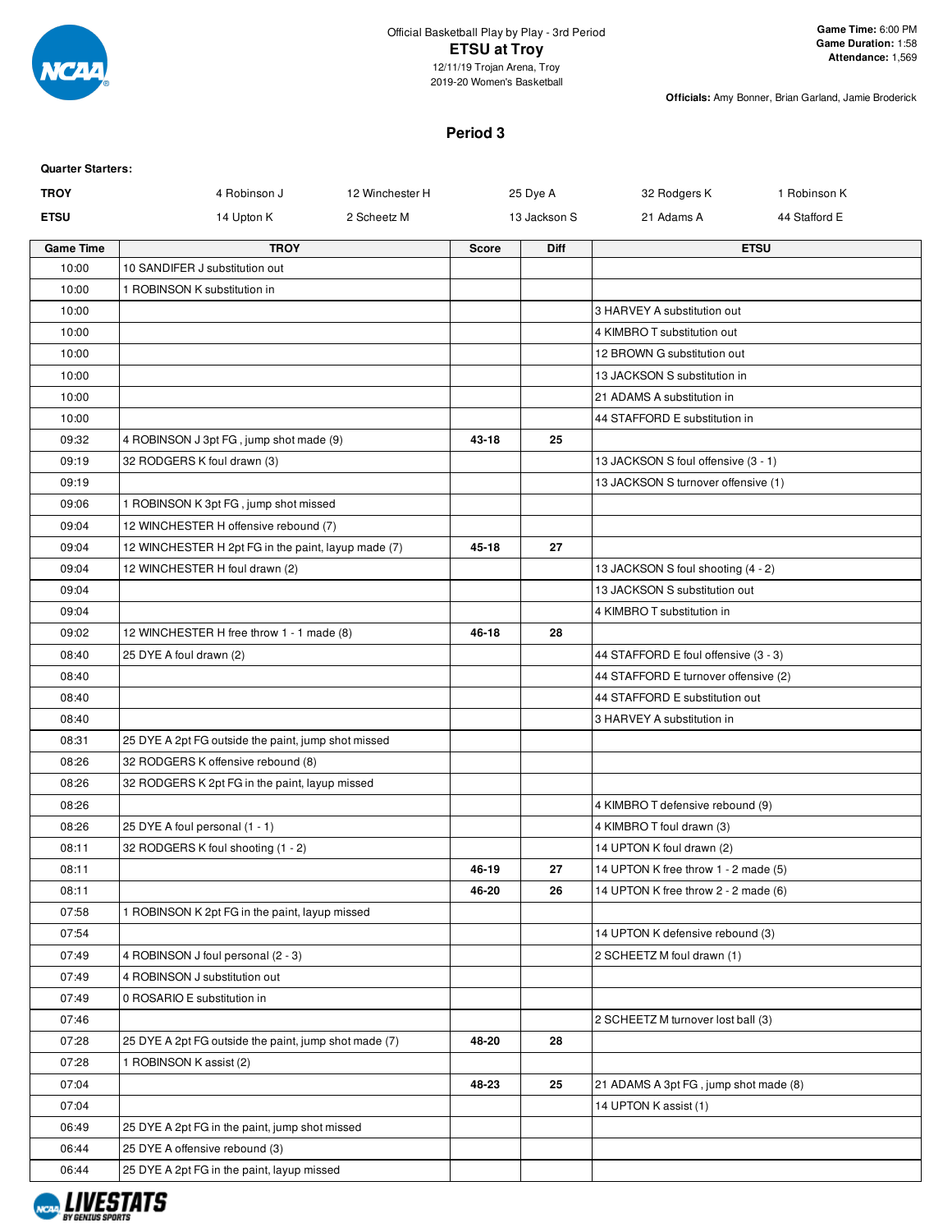Official Basketball Play by Play - 3rd Period

## ETSU at Troy

12/11/19 Trojan Arena, Troy
2019-20 Women's Basketball

**Game Time:** 6:00 PM
**Game Duration:** 1:58
**Attendance:** 1,569

**Officials:** Amy Bonner, Brian Garland, Jamie Broderick

### Period 3

**Quarter Starters:**

| | | | | | |
|---|---|---|---|---|---|
| **TROY** | 4 Robinson J | 12 Winchester H | 25 Dye A | 32 Rodgers K | 1 Robinson K |
| **ETSU** | 14 Upton K | 2 Scheetz M | 13 Jackson S | 21 Adams A | 44 Stafford E |

| Game Time | TROY | Score | Diff | ETSU |
|---|---|---|---|---|
| 10:00 | 10 SANDIFER J substitution out | | | |
| 10:00 | 1 ROBINSON K substitution in | | | |
| 10:00 | | | | 3 HARVEY A substitution out |
| 10:00 | | | | 4 KIMBRO T substitution out |
| 10:00 | | | | 12 BROWN G substitution out |
| 10:00 | | | | 13 JACKSON S substitution in |
| 10:00 | | | | 21 ADAMS A substitution in |
| 10:00 | | | | 44 STAFFORD E substitution in |
| 09:32 | 4 ROBINSON J 3pt FG , jump shot made (9) | 43-18 | 25 | |
| 09:19 | 32 RODGERS K foul drawn (3) | | | 13 JACKSON S foul offensive (3 - 1) |
| 09:19 | | | | 13 JACKSON S turnover offensive (1) |
| 09:06 | 1 ROBINSON K 3pt FG , jump shot missed | | | |
| 09:04 | 12 WINCHESTER H offensive rebound (7) | | | |
| 09:04 | 12 WINCHESTER H 2pt FG in the paint, layup made (7) | 45-18 | 27 | |
| 09:04 | 12 WINCHESTER H foul drawn (2) | | | 13 JACKSON S foul shooting (4 - 2) |
| 09:04 | | | | 13 JACKSON S substitution out |
| 09:04 | | | | 4 KIMBRO T substitution in |
| 09:02 | 12 WINCHESTER H free throw 1 - 1 made (8) | 46-18 | 28 | |
| 08:40 | 25 DYE A foul drawn (2) | | | 44 STAFFORD E foul offensive (3 - 3) |
| 08:40 | | | | 44 STAFFORD E turnover offensive (2) |
| 08:40 | | | | 44 STAFFORD E substitution out |
| 08:40 | | | | 3 HARVEY A substitution in |
| 08:31 | 25 DYE A 2pt FG outside the paint, jump shot missed | | | |
| 08:26 | 32 RODGERS K offensive rebound (8) | | | |
| 08:26 | 32 RODGERS K 2pt FG in the paint, layup missed | | | |
| 08:26 | | | | 4 KIMBRO T defensive rebound (9) |
| 08:26 | 25 DYE A foul personal (1 - 1) | | | 4 KIMBRO T foul drawn (3) |
| 08:11 | 32 RODGERS K foul shooting (1 - 2) | | | 14 UPTON K foul drawn (2) |
| 08:11 | | 46-19 | 27 | 14 UPTON K free throw 1 - 2 made (5) |
| 08:11 | | 46-20 | 26 | 14 UPTON K free throw 2 - 2 made (6) |
| 07:58 | 1 ROBINSON K 2pt FG in the paint, layup missed | | | |
| 07:54 | | | | 14 UPTON K defensive rebound (3) |
| 07:49 | 4 ROBINSON J foul personal (2 - 3) | | | 2 SCHEETZ M foul drawn (1) |
| 07:49 | 4 ROBINSON J substitution out | | | |
| 07:49 | 0 ROSARIO E substitution in | | | |
| 07:46 | | | | 2 SCHEETZ M turnover lost ball (3) |
| 07:28 | 25 DYE A 2pt FG outside the paint, jump shot made (7) | 48-20 | 28 | |
| 07:28 | 1 ROBINSON K assist (2) | | | |
| 07:04 | | 48-23 | 25 | 21 ADAMS A 3pt FG , jump shot made (8) |
| 07:04 | | | | 14 UPTON K assist (1) |
| 06:49 | 25 DYE A 2pt FG in the paint, jump shot missed | | | |
| 06:44 | 25 DYE A offensive rebound (3) | | | |
| 06:44 | 25 DYE A 2pt FG in the paint, layup missed | | | |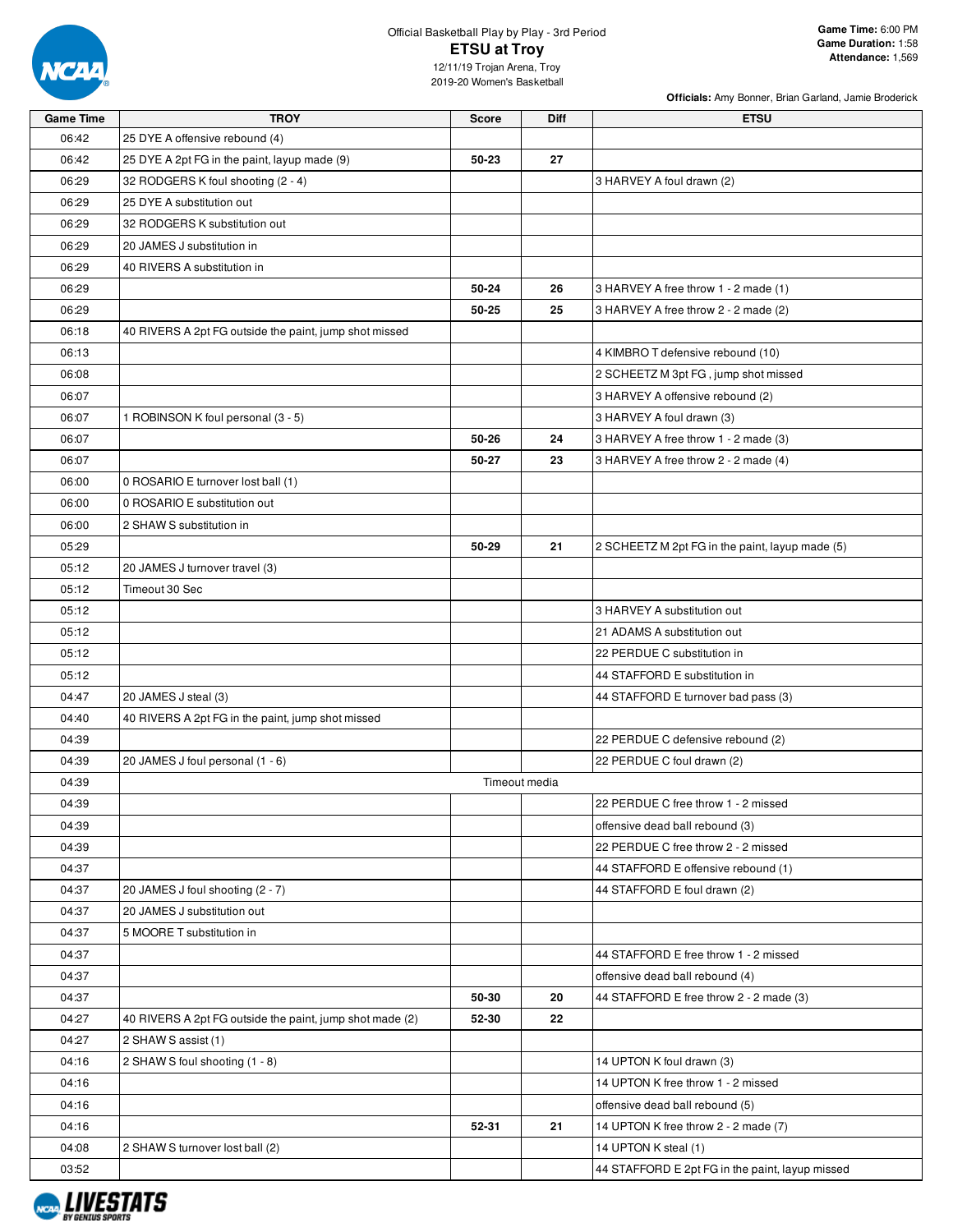Official Basketball Play by Play - 3rd Period

# ETSU at Troy

12/11/19 Trojan Arena, Troy
2019-20 Women's Basketball

**Game Time:** 6:00 PM
**Game Duration:** 1:58
**Attendance:** 1,569

**Officials:** Amy Bonner, Brian Garland, Jamie Broderick

| Game Time | TROY | Score | Diff | ETSU |
|---|---|---|---|---|
| 06:42 | 25 DYE A offensive rebound (4) | | | |
| 06:42 | 25 DYE A 2pt FG in the paint, layup made (9) | 50-23 | 27 | |
| 06:29 | 32 RODGERS K foul shooting (2 - 4) | | | 3 HARVEY A foul drawn (2) |
| 06:29 | 25 DYE A substitution out | | | |
| 06:29 | 32 RODGERS K substitution out | | | |
| 06:29 | 20 JAMES J substitution in | | | |
| 06:29 | 40 RIVERS A substitution in | | | |
| 06:29 | | 50-24 | 26 | 3 HARVEY A free throw 1 - 2 made (1) |
| 06:29 | | 50-25 | 25 | 3 HARVEY A free throw 2 - 2 made (2) |
| 06:18 | 40 RIVERS A 2pt FG outside the paint, jump shot missed | | | |
| 06:13 | | | | 4 KIMBRO T defensive rebound (10) |
| 06:08 | | | | 2 SCHEETZ M 3pt FG , jump shot missed |
| 06:07 | | | | 3 HARVEY A offensive rebound (2) |
| 06:07 | 1 ROBINSON K foul personal (3 - 5) | | | 3 HARVEY A foul drawn (3) |
| 06:07 | | 50-26 | 24 | 3 HARVEY A free throw 1 - 2 made (3) |
| 06:07 | | 50-27 | 23 | 3 HARVEY A free throw 2 - 2 made (4) |
| 06:00 | 0 ROSARIO E turnover lost ball (1) | | | |
| 06:00 | 0 ROSARIO E substitution out | | | |
| 06:00 | 2 SHAW S substitution in | | | |
| 05:29 | | 50-29 | 21 | 2 SCHEETZ M 2pt FG in the paint, layup made (5) |
| 05:12 | 20 JAMES J turnover travel (3) | | | |
| 05:12 | Timeout 30 Sec | | | |
| 05:12 | | | | 3 HARVEY A substitution out |
| 05:12 | | | | 21 ADAMS A substitution out |
| 05:12 | | | | 22 PERDUE C substitution in |
| 05:12 | | | | 44 STAFFORD E substitution in |
| 04:47 | 20 JAMES J steal (3) | | | 44 STAFFORD E turnover bad pass (3) |
| 04:40 | 40 RIVERS A 2pt FG in the paint, jump shot missed | | | |
| 04:39 | | | | 22 PERDUE C defensive rebound (2) |
| 04:39 | 20 JAMES J foul personal (1 - 6) | | | 22 PERDUE C foul drawn (2) |
| 04:39 | Timeout media | | | |
| 04:39 | | | | 22 PERDUE C free throw 1 - 2 missed |
| 04:39 | | | | offensive dead ball rebound (3) |
| 04:39 | | | | 22 PERDUE C free throw 2 - 2 missed |
| 04:37 | | | | 44 STAFFORD E offensive rebound (1) |
| 04:37 | 20 JAMES J foul shooting (2 - 7) | | | 44 STAFFORD E foul drawn (2) |
| 04:37 | 20 JAMES J substitution out | | | |
| 04:37 | 5 MOORE T substitution in | | | |
| 04:37 | | | | 44 STAFFORD E free throw 1 - 2 missed |
| 04:37 | | | | offensive dead ball rebound (4) |
| 04:37 | | 50-30 | 20 | 44 STAFFORD E free throw 2 - 2 made (3) |
| 04:27 | 40 RIVERS A 2pt FG outside the paint, jump shot made (2) | 52-30 | 22 | |
| 04:27 | 2 SHAW S assist (1) | | | |
| 04:16 | 2 SHAW S foul shooting (1 - 8) | | | 14 UPTON K foul drawn (3) |
| 04:16 | | | | 14 UPTON K free throw 1 - 2 missed |
| 04:16 | | | | offensive dead ball rebound (5) |
| 04:16 | | 52-31 | 21 | 14 UPTON K free throw 2 - 2 made (7) |
| 04:08 | 2 SHAW S turnover lost ball (2) | | | 14 UPTON K steal (1) |
| 03:52 | | | | 44 STAFFORD E 2pt FG in the paint, layup missed |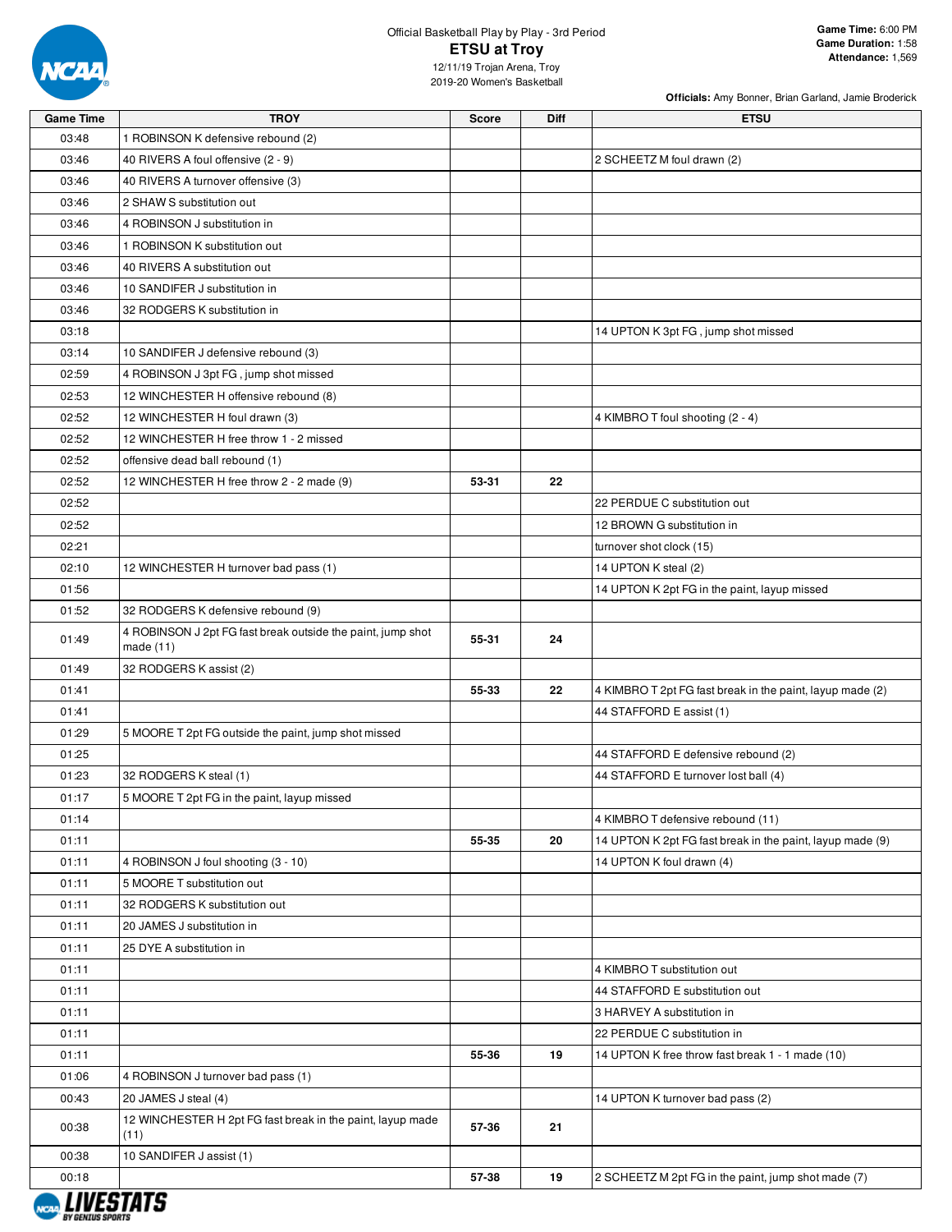Official Basketball Play by Play - 3rd Period

# ETSU at Troy

12/11/19 Trojan Arena, Troy
2019-20 Women's Basketball

**Game Time:** 6:00 PM
**Game Duration:** 1:58
**Attendance:** 1,569

**Officials:** Amy Bonner, Brian Garland, Jamie Broderick

| Game Time | TROY | Score | Diff | ETSU |
|---|---|---|---|---|
| 03:48 | 1 ROBINSON K defensive rebound (2) | | | |
| 03:46 | 40 RIVERS A foul offensive (2 - 9) | | | 2 SCHEETZ M foul drawn (2) |
| 03:46 | 40 RIVERS A turnover offensive (3) | | | |
| 03:46 | 2 SHAW S substitution out | | | |
| 03:46 | 4 ROBINSON J substitution in | | | |
| 03:46 | 1 ROBINSON K substitution out | | | |
| 03:46 | 40 RIVERS A substitution out | | | |
| 03:46 | 10 SANDIFER J substitution in | | | |
| 03:46 | 32 RODGERS K substitution in | | | |
| 03:18 | | | | 14 UPTON K 3pt FG , jump shot missed |
| 03:14 | 10 SANDIFER J defensive rebound (3) | | | |
| 02:59 | 4 ROBINSON J 3pt FG , jump shot missed | | | |
| 02:53 | 12 WINCHESTER H offensive rebound (8) | | | |
| 02:52 | 12 WINCHESTER H foul drawn (3) | | | 4 KIMBRO T foul shooting (2 - 4) |
| 02:52 | 12 WINCHESTER H free throw 1 - 2 missed | | | |
| 02:52 | offensive dead ball rebound (1) | | | |
| 02:52 | 12 WINCHESTER H free throw 2 - 2 made (9) | 53-31 | 22 | |
| 02:52 | | | | 22 PERDUE C substitution out |
| 02:52 | | | | 12 BROWN G substitution in |
| 02:21 | | | | turnover shot clock (15) |
| 02:10 | 12 WINCHESTER H turnover bad pass (1) | | | 14 UPTON K steal (2) |
| 01:56 | | | | 14 UPTON K 2pt FG in the paint, layup missed |
| 01:52 | 32 RODGERS K defensive rebound (9) | | | |
| 01:49 | 4 ROBINSON J 2pt FG fast break outside the paint, jump shot made (11) | 55-31 | 24 | |
| 01:49 | 32 RODGERS K assist (2) | | | |
| 01:41 | | 55-33 | 22 | 4 KIMBRO T 2pt FG fast break in the paint, layup made (2) |
| 01:41 | | | | 44 STAFFORD E assist (1) |
| 01:29 | 5 MOORE T 2pt FG outside the paint, jump shot missed | | | |
| 01:25 | | | | 44 STAFFORD E defensive rebound (2) |
| 01:23 | 32 RODGERS K steal (1) | | | 44 STAFFORD E turnover lost ball (4) |
| 01:17 | 5 MOORE T 2pt FG in the paint, layup missed | | | |
| 01:14 | | | | 4 KIMBRO T defensive rebound (11) |
| 01:11 | | 55-35 | 20 | 14 UPTON K 2pt FG fast break in the paint, layup made (9) |
| 01:11 | 4 ROBINSON J foul shooting (3 - 10) | | | 14 UPTON K foul drawn (4) |
| 01:11 | 5 MOORE T substitution out | | | |
| 01:11 | 32 RODGERS K substitution out | | | |
| 01:11 | 20 JAMES J substitution in | | | |
| 01:11 | 25 DYE A substitution in | | | |
| 01:11 | | | | 4 KIMBRO T substitution out |
| 01:11 | | | | 44 STAFFORD E substitution out |
| 01:11 | | | | 3 HARVEY A substitution in |
| 01:11 | | | | 22 PERDUE C substitution in |
| 01:11 | | 55-36 | 19 | 14 UPTON K free throw fast break 1 - 1 made (10) |
| 01:06 | 4 ROBINSON J turnover bad pass (1) | | | |
| 00:43 | 20 JAMES J steal (4) | | | 14 UPTON K turnover bad pass (2) |
| 00:38 | 12 WINCHESTER H 2pt FG fast break in the paint, layup made (11) | 57-36 | 21 | |
| 00:38 | 10 SANDIFER J assist (1) | | | |
| 00:18 | | 57-38 | 19 | 2 SCHEETZ M 2pt FG in the paint, jump shot made (7) |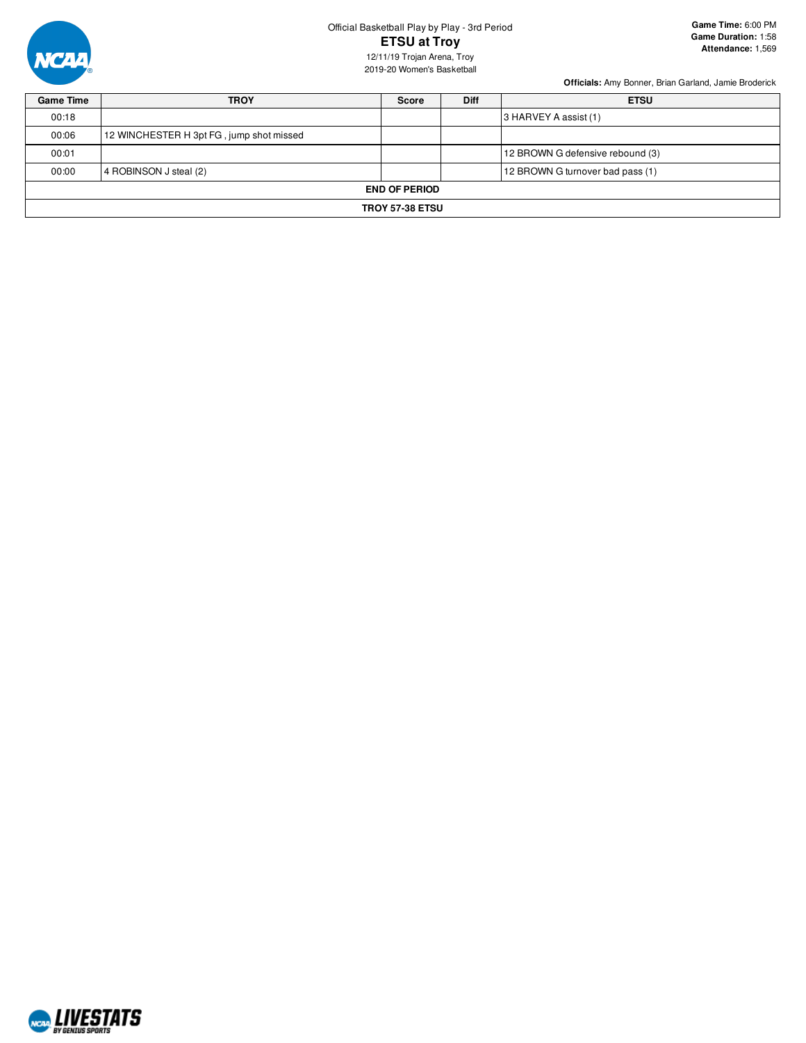Official Basketball Play by Play - 3rd Period

# ETSU at Troy

12/11/19 Trojan Arena, Troy
2019-20 Women's Basketball

**Game Time:** 6:00 PM
**Game Duration:** 1:58
**Attendance:** 1,569

**Officials:** Amy Bonner, Brian Garland, Jamie Broderick

| Game Time | TROY | Score | Diff | ETSU |
|---|---|---|---|---|
| 00:18 | | | | 3 HARVEY A assist (1) |
| 00:06 | 12 WINCHESTER H 3pt FG , jump shot missed | | | |
| 00:01 | | | | 12 BROWN G defensive rebound (3) |
| 00:00 | 4 ROBINSON J steal (2) | | | 12 BROWN G turnover bad pass (1) |
| **END OF PERIOD** | | | | |
| **TROY 57-38 ETSU** | | | | |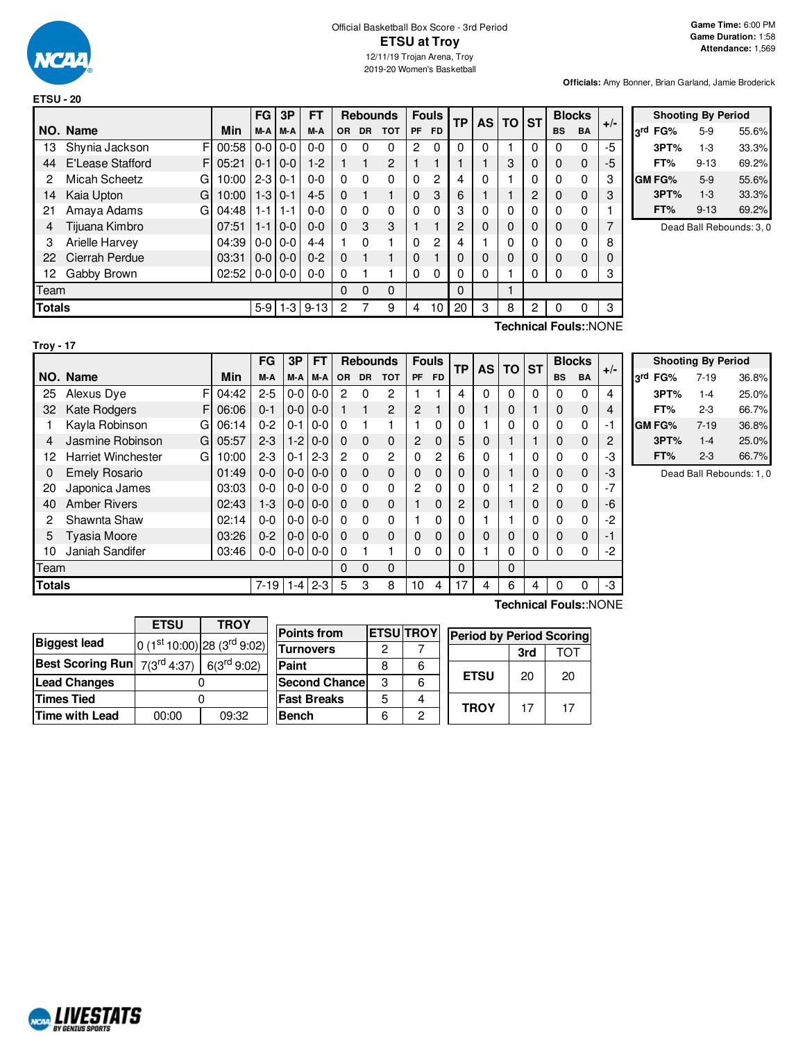Official Basketball Box Score - 3rd Period

# ETSU at Troy

12/11/19 Trojan Arena, Troy
2019-20 Women's Basketball

**Game Time:** 6:00 PM
**Game Duration:** 1:58
**Attendance:** 1,569

**Officials:** Amy Bonner, Brian Garland, Jamie Broderick

## ETSU - 20

| NO. | Name | | Min | FG M-A | 3P M-A | FT M-A | OR | DR | TOT | PF | FD | TP | AS | TO | ST | BS | BA | +/- |
|---|---|---|---|---|---|---|---|---|---|---|---|---|---|---|---|---|---|---|
| 13 | Shynia Jackson | F | 00:58 | 0-0 | 0-0 | 0-0 | 0 | 0 | 0 | 2 | 0 | 0 | 0 | 1 | 0 | 0 | 0 | -5 |
| 44 | E'Lease Stafford | F | 05:21 | 0-1 | 0-0 | 1-2 | 1 | 1 | 2 | 1 | 1 | 1 | 1 | 3 | 0 | 0 | 0 | -5 |
| 2 | Micah Scheetz | G | 10:00 | 2-3 | 0-1 | 0-0 | 0 | 0 | 0 | 0 | 2 | 4 | 0 | 1 | 0 | 0 | 0 | 3 |
| 14 | Kaia Upton | G | 10:00 | 1-3 | 0-1 | 4-5 | 0 | 1 | 1 | 0 | 3 | 6 | 1 | 1 | 2 | 0 | 0 | 3 |
| 21 | Amaya Adams | G | 04:48 | 1-1 | 1-1 | 0-0 | 0 | 0 | 0 | 0 | 0 | 3 | 0 | 0 | 0 | 0 | 0 | 1 |
| 4 | Tijuana Kimbro | | 07:51 | 1-1 | 0-0 | 0-0 | 0 | 3 | 3 | 1 | 1 | 2 | 0 | 0 | 0 | 0 | 0 | 7 |
| 3 | Arielle Harvey | | 04:39 | 0-0 | 0-0 | 4-4 | 1 | 0 | 1 | 0 | 2 | 4 | 1 | 0 | 0 | 0 | 0 | 8 |
| 22 | Cierrah Perdue | | 03:31 | 0-0 | 0-0 | 0-2 | 0 | 1 | 1 | 0 | 1 | 0 | 0 | 0 | 0 | 0 | 0 | 0 |
| 12 | Gabby Brown | | 02:52 | 0-0 | 0-0 | 0-0 | 0 | 1 | 1 | 0 | 0 | 0 | 0 | 1 | 0 | 0 | 0 | 3 |
| | Team | | | | | | 0 | 0 | 0 | | | 0 | | 1 | | | | |
| | **Totals** | | | 5-9 | 1-3 | 9-13 | 2 | 7 | 9 | 4 | 10 | 20 | 3 | 8 | 2 | 0 | 0 | 3 |

**Technical Fouls:**:NONE

| Shooting By Period | | |
|---|---|---|
| 3rd FG% | 5-9 | 55.6% |
| 3PT% | 1-3 | 33.3% |
| FT% | 9-13 | 69.2% |
| GM FG% | 5-9 | 55.6% |
| 3PT% | 1-3 | 33.3% |
| FT% | 9-13 | 69.2% |

Dead Ball Rebounds: 3, 0

## Troy - 17

| NO. | Name | | Min | FG M-A | 3P M-A | FT M-A | OR | DR | TOT | PF | FD | TP | AS | TO | ST | BS | BA | +/- |
|---|---|---|---|---|---|---|---|---|---|---|---|---|---|---|---|---|---|---|
| 25 | Alexus Dye | F | 04:42 | 2-5 | 0-0 | 0-0 | 2 | 0 | 2 | 1 | 1 | 4 | 0 | 0 | 0 | 0 | 0 | 4 |
| 32 | Kate Rodgers | F | 06:06 | 0-1 | 0-0 | 0-0 | 1 | 1 | 2 | 2 | 1 | 0 | 1 | 0 | 1 | 0 | 0 | 4 |
| 1 | Kayla Robinson | G | 06:14 | 0-2 | 0-1 | 0-0 | 0 | 1 | 1 | 1 | 0 | 0 | 1 | 0 | 0 | 0 | 0 | -1 |
| 4 | Jasmine Robinson | G | 05:57 | 2-3 | 1-2 | 0-0 | 0 | 0 | 0 | 2 | 0 | 5 | 0 | 1 | 1 | 0 | 0 | 2 |
| 12 | Harriet Winchester | G | 10:00 | 2-3 | 0-1 | 2-3 | 2 | 0 | 2 | 0 | 2 | 6 | 0 | 1 | 0 | 0 | 0 | -3 |
| 0 | Emely Rosario | | 01:49 | 0-0 | 0-0 | 0-0 | 0 | 0 | 0 | 0 | 0 | 0 | 0 | 1 | 0 | 0 | 0 | -3 |
| 20 | Japonica James | | 03:03 | 0-0 | 0-0 | 0-0 | 0 | 0 | 0 | 2 | 0 | 0 | 0 | 1 | 2 | 0 | 0 | -7 |
| 40 | Amber Rivers | | 02:43 | 1-3 | 0-0 | 0-0 | 0 | 0 | 0 | 1 | 0 | 2 | 0 | 1 | 0 | 0 | 0 | -6 |
| 2 | Shawnta Shaw | | 02:14 | 0-0 | 0-0 | 0-0 | 0 | 0 | 0 | 1 | 0 | 0 | 1 | 1 | 0 | 0 | 0 | -2 |
| 5 | Tyasia Moore | | 03:26 | 0-2 | 0-0 | 0-0 | 0 | 0 | 0 | 0 | 0 | 0 | 0 | 0 | 0 | 0 | 0 | -1 |
| 10 | Janiah Sandifer | | 03:46 | 0-0 | 0-0 | 0-0 | 0 | 1 | 1 | 0 | 0 | 0 | 1 | 0 | 0 | 0 | 0 | -2 |
| | Team | | | | | | 0 | 0 | 0 | | | 0 | | 0 | | | | |
| | **Totals** | | | 7-19 | 1-4 | 2-3 | 5 | 3 | 8 | 10 | 4 | 17 | 4 | 6 | 4 | 0 | 0 | -3 |

**Technical Fouls:**:NONE

| Shooting By Period | | |
|---|---|---|
| 3rd FG% | 7-19 | 36.8% |
| 3PT% | 1-4 | 25.0% |
| FT% | 2-3 | 66.7% |
| GM FG% | 7-19 | 36.8% |
| 3PT% | 1-4 | 25.0% |
| FT% | 2-3 | 66.7% |

Dead Ball Rebounds: 1, 0

| | ETSU | TROY |
|---|---|---|
| **Biggest lead** | 0 (1st 10:00) | 28 (3rd 9:02) |
| **Best Scoring Run** | 7(3rd 4:37) | 6(3rd 9:02) |
| **Lead Changes** | 0 | |
| **Times Tied** | 0 | |
| **Time with Lead** | 00:00 | 09:32 |

| Points from | ETSU | TROY |
|---|---|---|
| Turnovers | 2 | 7 |
| Paint | 8 | 6 |
| Second Chance | 3 | 6 |
| Fast Breaks | 5 | 4 |
| Bench | 6 | 2 |

| Period by Period Scoring | 3rd | TOT |
|---|---|---|
| ETSU | 20 | 20 |
| TROY | 17 | 17 |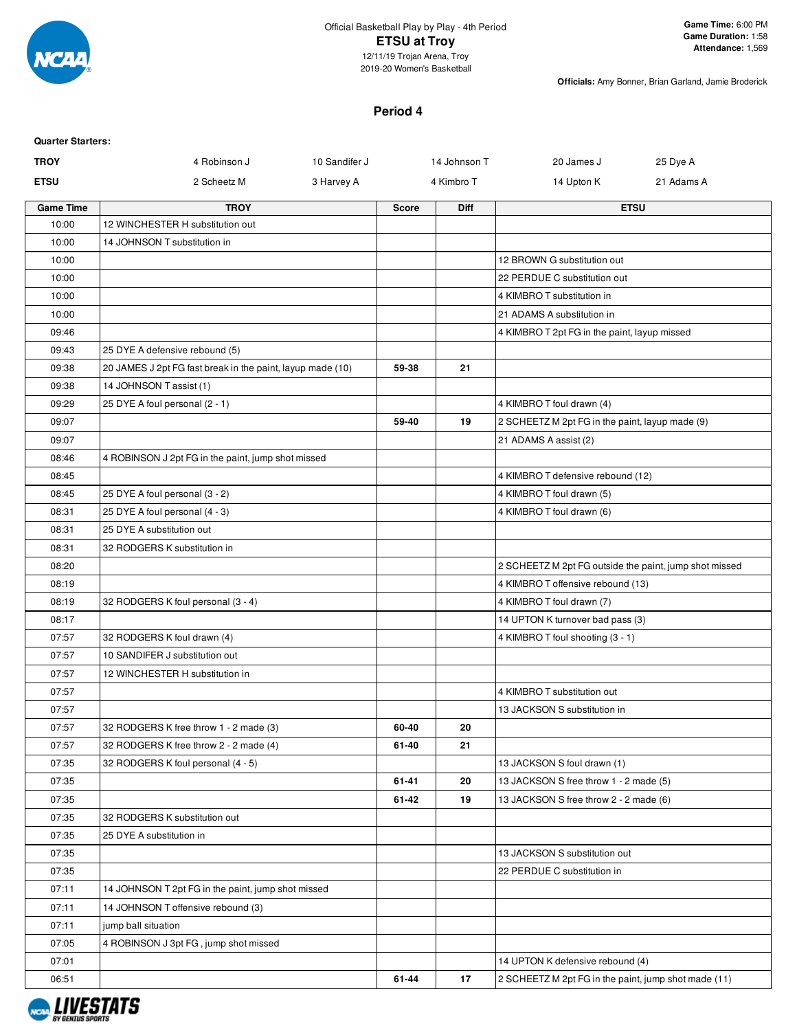Official Basketball Play by Play - 4th Period

**ETSU at Troy**

12/11/19 Trojan Arena, Troy

2019-20 Women's Basketball

**Game Time:** 6:00 PM
**Game Duration:** 1:58
**Attendance:** 1,569

**Officials:** Amy Bonner, Brian Garland, Jamie Broderick

## Period 4

**Quarter Starters:**

| | | | | | |
|---|---|---|---|---|---|
| **TROY** | 4 Robinson J | 10 Sandifer J | 14 Johnson T | 20 James J | 25 Dye A |
| **ETSU** | 2 Scheetz M | 3 Harvey A | 4 Kimbro T | 14 Upton K | 21 Adams A |

| Game Time | TROY | Score | Diff | ETSU |
|---|---|---|---|---|
| 10:00 | 12 WINCHESTER H substitution out | | | |
| 10:00 | 14 JOHNSON T substitution in | | | |
| 10:00 | | | | 12 BROWN G substitution out |
| 10:00 | | | | 22 PERDUE C substitution out |
| 10:00 | | | | 4 KIMBRO T substitution in |
| 10:00 | | | | 21 ADAMS A substitution in |
| 09:46 | | | | 4 KIMBRO T 2pt FG in the paint, layup missed |
| 09:43 | 25 DYE A defensive rebound (5) | | | |
| 09:38 | 20 JAMES J 2pt FG fast break in the paint, layup made (10) | 59-38 | 21 | |
| 09:38 | 14 JOHNSON T assist (1) | | | |
| 09:29 | 25 DYE A foul personal (2 - 1) | | | 4 KIMBRO T foul drawn (4) |
| 09:07 | | 59-40 | 19 | 2 SCHEETZ M 2pt FG in the paint, layup made (9) |
| 09:07 | | | | 21 ADAMS A assist (2) |
| 08:46 | 4 ROBINSON J 2pt FG in the paint, jump shot missed | | | |
| 08:45 | | | | 4 KIMBRO T defensive rebound (12) |
| 08:45 | 25 DYE A foul personal (3 - 2) | | | 4 KIMBRO T foul drawn (5) |
| 08:31 | 25 DYE A foul personal (4 - 3) | | | 4 KIMBRO T foul drawn (6) |
| 08:31 | 25 DYE A substitution out | | | |
| 08:31 | 32 RODGERS K substitution in | | | |
| 08:20 | | | | 2 SCHEETZ M 2pt FG outside the paint, jump shot missed |
| 08:19 | | | | 4 KIMBRO T offensive rebound (13) |
| 08:19 | 32 RODGERS K foul personal (3 - 4) | | | 4 KIMBRO T foul drawn (7) |
| 08:17 | | | | 14 UPTON K turnover bad pass (3) |
| 07:57 | 32 RODGERS K foul drawn (4) | | | 4 KIMBRO T foul shooting (3 - 1) |
| 07:57 | 10 SANDIFER J substitution out | | | |
| 07:57 | 12 WINCHESTER H substitution in | | | |
| 07:57 | | | | 4 KIMBRO T substitution out |
| 07:57 | | | | 13 JACKSON S substitution in |
| 07:57 | 32 RODGERS K free throw 1 - 2 made (3) | 60-40 | 20 | |
| 07:57 | 32 RODGERS K free throw 2 - 2 made (4) | 61-40 | 21 | |
| 07:35 | 32 RODGERS K foul personal (4 - 5) | | | 13 JACKSON S foul drawn (1) |
| 07:35 | | 61-41 | 20 | 13 JACKSON S free throw 1 - 2 made (5) |
| 07:35 | | 61-42 | 19 | 13 JACKSON S free throw 2 - 2 made (6) |
| 07:35 | 32 RODGERS K substitution out | | | |
| 07:35 | 25 DYE A substitution in | | | |
| 07:35 | | | | 13 JACKSON S substitution out |
| 07:35 | | | | 22 PERDUE C substitution in |
| 07:11 | 14 JOHNSON T 2pt FG in the paint, jump shot missed | | | |
| 07:11 | 14 JOHNSON T offensive rebound (3) | | | |
| 07:11 | jump ball situation | | | |
| 07:05 | 4 ROBINSON J 3pt FG , jump shot missed | | | |
| 07:01 | | | | 14 UPTON K defensive rebound (4) |
| 06:51 | | 61-44 | 17 | 2 SCHEETZ M 2pt FG in the paint, jump shot made (11) |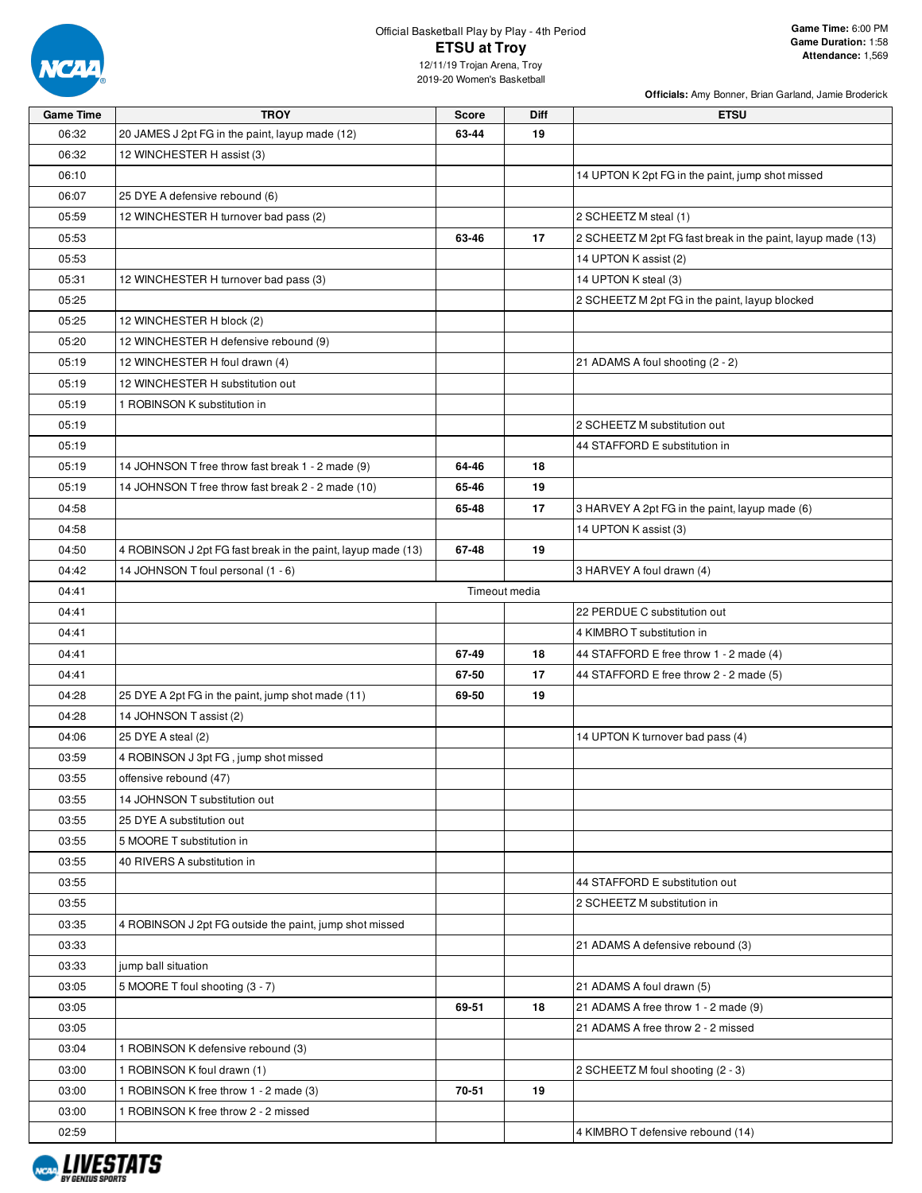Official Basketball Play by Play - 4th Period

# ETSU at Troy

12/11/19 Trojan Arena, Troy
2019-20 Women's Basketball

**Game Time:** 6:00 PM
**Game Duration:** 1:58
**Attendance:** 1,569

**Officials:** Amy Bonner, Brian Garland, Jamie Broderick

| Game Time | TROY | Score | Diff | ETSU |
|---|---|---|---|---|
| 06:32 | 20 JAMES J 2pt FG in the paint, layup made (12) | 63-44 | 19 | |
| 06:32 | 12 WINCHESTER H assist (3) | | | |
| 06:10 | | | | 14 UPTON K 2pt FG in the paint, jump shot missed |
| 06:07 | 25 DYE A defensive rebound (6) | | | |
| 05:59 | 12 WINCHESTER H turnover bad pass (2) | | | 2 SCHEETZ M steal (1) |
| 05:53 | | 63-46 | 17 | 2 SCHEETZ M 2pt FG fast break in the paint, layup made (13) |
| 05:53 | | | | 14 UPTON K assist (2) |
| 05:31 | 12 WINCHESTER H turnover bad pass (3) | | | 14 UPTON K steal (3) |
| 05:25 | | | | 2 SCHEETZ M 2pt FG in the paint, layup blocked |
| 05:25 | 12 WINCHESTER H block (2) | | | |
| 05:20 | 12 WINCHESTER H defensive rebound (9) | | | |
| 05:19 | 12 WINCHESTER H foul drawn (4) | | | 21 ADAMS A foul shooting (2 - 2) |
| 05:19 | 12 WINCHESTER H substitution out | | | |
| 05:19 | 1 ROBINSON K substitution in | | | |
| 05:19 | | | | 2 SCHEETZ M substitution out |
| 05:19 | | | | 44 STAFFORD E substitution in |
| 05:19 | 14 JOHNSON T free throw fast break 1 - 2 made (9) | 64-46 | 18 | |
| 05:19 | 14 JOHNSON T free throw fast break 2 - 2 made (10) | 65-46 | 19 | |
| 04:58 | | 65-48 | 17 | 3 HARVEY A 2pt FG in the paint, layup made (6) |
| 04:58 | | | | 14 UPTON K assist (3) |
| 04:50 | 4 ROBINSON J 2pt FG fast break in the paint, layup made (13) | 67-48 | 19 | |
| 04:42 | 14 JOHNSON T foul personal (1 - 6) | | | 3 HARVEY A foul drawn (4) |
| 04:41 | Timeout media | | | |
| 04:41 | | | | 22 PERDUE C substitution out |
| 04:41 | | | | 4 KIMBRO T substitution in |
| 04:41 | | 67-49 | 18 | 44 STAFFORD E free throw 1 - 2 made (4) |
| 04:41 | | 67-50 | 17 | 44 STAFFORD E free throw 2 - 2 made (5) |
| 04:28 | 25 DYE A 2pt FG in the paint, jump shot made (11) | 69-50 | 19 | |
| 04:28 | 14 JOHNSON T assist (2) | | | |
| 04:06 | 25 DYE A steal (2) | | | 14 UPTON K turnover bad pass (4) |
| 03:59 | 4 ROBINSON J 3pt FG , jump shot missed | | | |
| 03:55 | offensive rebound (47) | | | |
| 03:55 | 14 JOHNSON T substitution out | | | |
| 03:55 | 25 DYE A substitution out | | | |
| 03:55 | 5 MOORE T substitution in | | | |
| 03:55 | 40 RIVERS A substitution in | | | |
| 03:55 | | | | 44 STAFFORD E substitution out |
| 03:55 | | | | 2 SCHEETZ M substitution in |
| 03:35 | 4 ROBINSON J 2pt FG outside the paint, jump shot missed | | | |
| 03:33 | | | | 21 ADAMS A defensive rebound (3) |
| 03:33 | jump ball situation | | | |
| 03:05 | 5 MOORE T foul shooting (3 - 7) | | | 21 ADAMS A foul drawn (5) |
| 03:05 | | 69-51 | 18 | 21 ADAMS A free throw 1 - 2 made (9) |
| 03:05 | | | | 21 ADAMS A free throw 2 - 2 missed |
| 03:04 | 1 ROBINSON K defensive rebound (3) | | | |
| 03:00 | 1 ROBINSON K foul drawn (1) | | | 2 SCHEETZ M foul shooting (2 - 3) |
| 03:00 | 1 ROBINSON K free throw 1 - 2 made (3) | 70-51 | 19 | |
| 03:00 | 1 ROBINSON K free throw 2 - 2 missed | | | |
| 02:59 | | | | 4 KIMBRO T defensive rebound (14) |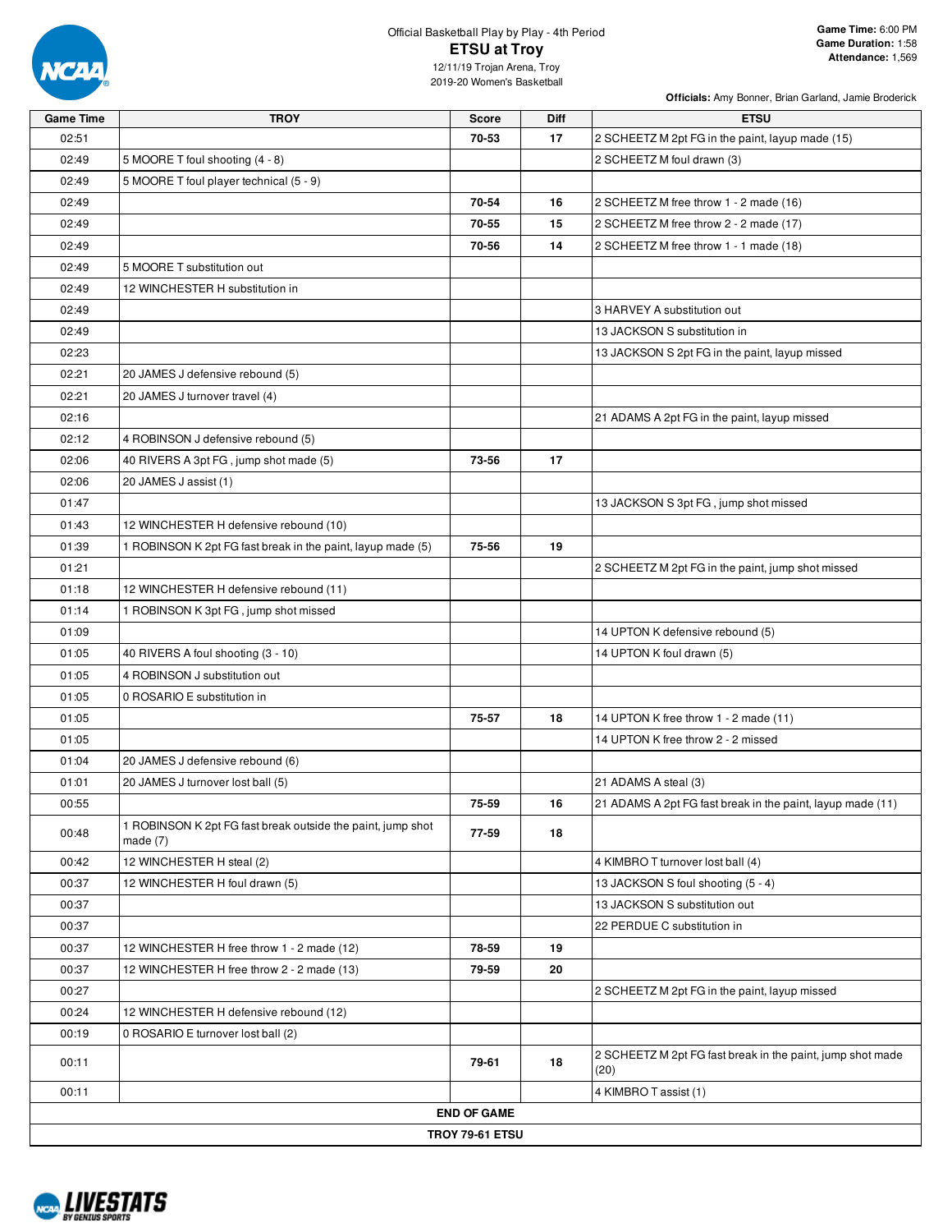Official Basketball Play by Play - 4th Period

# ETSU at Troy

12/11/19 Trojan Arena, Troy
2019-20 Women's Basketball

**Game Time:** 6:00 PM
**Game Duration:** 1:58
**Attendance:** 1,569

**Officials:** Amy Bonner, Brian Garland, Jamie Broderick

| Game Time | TROY | Score | Diff | ETSU |
|---|---|---|---|---|
| 02:51 | | 70-53 | 17 | 2 SCHEETZ M 2pt FG in the paint, layup made (15) |
| 02:49 | 5 MOORE T foul shooting (4 - 8) | | | 2 SCHEETZ M foul drawn (3) |
| 02:49 | 5 MOORE T foul player technical (5 - 9) | | | |
| 02:49 | | 70-54 | 16 | 2 SCHEETZ M free throw 1 - 2 made (16) |
| 02:49 | | 70-55 | 15 | 2 SCHEETZ M free throw 2 - 2 made (17) |
| 02:49 | | 70-56 | 14 | 2 SCHEETZ M free throw 1 - 1 made (18) |
| 02:49 | 5 MOORE T substitution out | | | |
| 02:49 | 12 WINCHESTER H substitution in | | | |
| 02:49 | | | | 3 HARVEY A substitution out |
| 02:49 | | | | 13 JACKSON S substitution in |
| 02:23 | | | | 13 JACKSON S 2pt FG in the paint, layup missed |
| 02:21 | 20 JAMES J defensive rebound (5) | | | |
| 02:21 | 20 JAMES J turnover travel (4) | | | |
| 02:16 | | | | 21 ADAMS A 2pt FG in the paint, layup missed |
| 02:12 | 4 ROBINSON J defensive rebound (5) | | | |
| 02:06 | 40 RIVERS A 3pt FG , jump shot made (5) | 73-56 | 17 | |
| 02:06 | 20 JAMES J assist (1) | | | |
| 01:47 | | | | 13 JACKSON S 3pt FG , jump shot missed |
| 01:43 | 12 WINCHESTER H defensive rebound (10) | | | |
| 01:39 | 1 ROBINSON K 2pt FG fast break in the paint, layup made (5) | 75-56 | 19 | |
| 01:21 | | | | 2 SCHEETZ M 2pt FG in the paint, jump shot missed |
| 01:18 | 12 WINCHESTER H defensive rebound (11) | | | |
| 01:14 | 1 ROBINSON K 3pt FG , jump shot missed | | | |
| 01:09 | | | | 14 UPTON K defensive rebound (5) |
| 01:05 | 40 RIVERS A foul shooting (3 - 10) | | | 14 UPTON K foul drawn (5) |
| 01:05 | 4 ROBINSON J substitution out | | | |
| 01:05 | 0 ROSARIO E substitution in | | | |
| 01:05 | | 75-57 | 18 | 14 UPTON K free throw 1 - 2 made (11) |
| 01:05 | | | | 14 UPTON K free throw 2 - 2 missed |
| 01:04 | 20 JAMES J defensive rebound (6) | | | |
| 01:01 | 20 JAMES J turnover lost ball (5) | | | 21 ADAMS A steal (3) |
| 00:55 | | 75-59 | 16 | 21 ADAMS A 2pt FG fast break in the paint, layup made (11) |
| 00:48 | 1 ROBINSON K 2pt FG fast break outside the paint, jump shot made (7) | 77-59 | 18 | |
| 00:42 | 12 WINCHESTER H steal (2) | | | 4 KIMBRO T turnover lost ball (4) |
| 00:37 | 12 WINCHESTER H foul drawn (5) | | | 13 JACKSON S foul shooting (5 - 4) |
| 00:37 | | | | 13 JACKSON S substitution out |
| 00:37 | | | | 22 PERDUE C substitution in |
| 00:37 | 12 WINCHESTER H free throw 1 - 2 made (12) | 78-59 | 19 | |
| 00:37 | 12 WINCHESTER H free throw 2 - 2 made (13) | 79-59 | 20 | |
| 00:27 | | | | 2 SCHEETZ M 2pt FG in the paint, layup missed |
| 00:24 | 12 WINCHESTER H defensive rebound (12) | | | |
| 00:19 | 0 ROSARIO E turnover lost ball (2) | | | |
| 00:11 | | 79-61 | 18 | 2 SCHEETZ M 2pt FG fast break in the paint, jump shot made (20) |
| 00:11 | | | | 4 KIMBRO T assist (1) |
| | | **END OF GAME** | | |
| | | **TROY 79-61 ETSU** | | |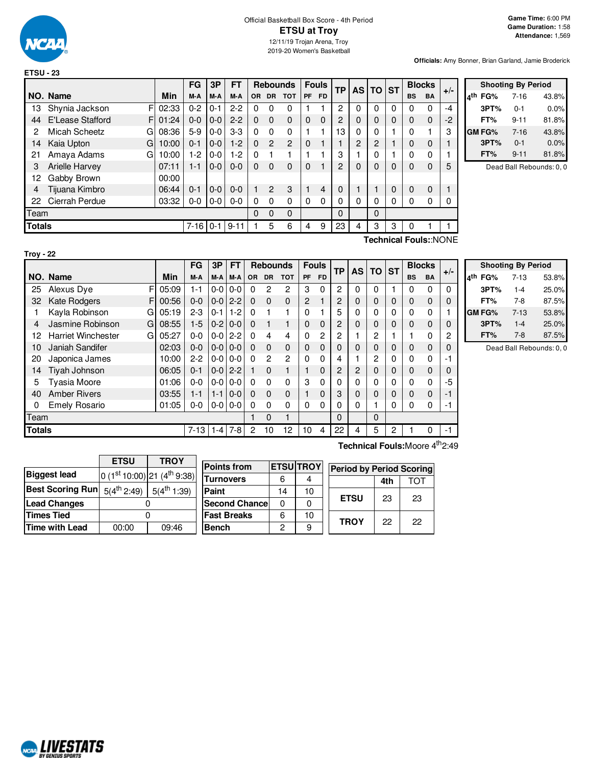Official Basketball Box Score - 4th Period

# ETSU at Troy

12/11/19 Trojan Arena, Troy
2019-20 Women's Basketball

**Game Time:** 6:00 PM
**Game Duration:** 1:58
**Attendance:** 1,569

**Officials:** Amy Bonner, Brian Garland, Jamie Broderick

## ETSU - 23

| NO. | Name | | Min | FG M-A | 3P M-A | FT M-A | OR | DR | TOT | PF | FD | TP | AS | TO | ST | BS | BA | +/- |
|---|---|---|---|---|---|---|---|---|---|---|---|---|---|---|---|---|---|---|
| 13 | Shynia Jackson | F | 02:33 | 0-2 | 0-1 | 2-2 | 0 | 0 | 0 | 1 | 1 | 2 | 0 | 0 | 0 | 0 | 0 | -4 |
| 44 | E'Lease Stafford | F | 01:24 | 0-0 | 0-0 | 2-2 | 0 | 0 | 0 | 0 | 0 | 2 | 0 | 0 | 0 | 0 | 0 | -2 |
| 2 | Micah Scheetz | G | 08:36 | 5-9 | 0-0 | 3-3 | 0 | 0 | 0 | 1 | 1 | 13 | 0 | 0 | 1 | 0 | 1 | 3 |
| 14 | Kaia Upton | G | 10:00 | 0-1 | 0-0 | 1-2 | 0 | 2 | 2 | 0 | 1 | 1 | 2 | 2 | 1 | 0 | 0 | 1 |
| 21 | Amaya Adams | G | 10:00 | 1-2 | 0-0 | 1-2 | 0 | 1 | 1 | 1 | 1 | 3 | 1 | 0 | 1 | 0 | 0 | 1 |
| 3 | Arielle Harvey | | 07:11 | 1-1 | 0-0 | 0-0 | 0 | 0 | 0 | 0 | 1 | 2 | 0 | 0 | 0 | 0 | 0 | 5 |
| 12 | Gabby Brown | | 00:00 | | | | | | | | | | | | | | | |
| 4 | Tijuana Kimbro | | 06:44 | 0-1 | 0-0 | 0-0 | 1 | 2 | 3 | 1 | 4 | 0 | 1 | 1 | 0 | 0 | 0 | 1 |
| 22 | Cierrah Perdue | | 03:32 | 0-0 | 0-0 | 0-0 | 0 | 0 | 0 | 0 | 0 | 0 | 0 | 0 | 0 | 0 | 0 | 0 |
| Team | | | | | | | 0 | 0 | 0 | | | 0 | | 0 | | | | |
| **Totals** | | | | 7-16 | 0-1 | 9-11 | 1 | 5 | 6 | 4 | 9 | 23 | 4 | 3 | 3 | 0 | 1 | 1 |

**Technical Fouls:**:NONE

| Shooting By Period | | |
|---|---|---|
| 4th FG% | 7-16 | 43.8% |
| 3PT% | 0-1 | 0.0% |
| FT% | 9-11 | 81.8% |
| GM FG% | 7-16 | 43.8% |
| 3PT% | 0-1 | 0.0% |
| FT% | 9-11 | 81.8% |

Dead Ball Rebounds: 0, 0

## Troy - 22

| NO. | Name | | Min | FG M-A | 3P M-A | FT M-A | OR | DR | TOT | PF | FD | TP | AS | TO | ST | BS | BA | +/- |
|---|---|---|---|---|---|---|---|---|---|---|---|---|---|---|---|---|---|---|
| 25 | Alexus Dye | F | 05:09 | 1-1 | 0-0 | 0-0 | 0 | 2 | 2 | 3 | 0 | 2 | 0 | 0 | 1 | 0 | 0 | 0 |
| 32 | Kate Rodgers | F | 00:56 | 0-0 | 0-0 | 2-2 | 0 | 0 | 0 | 2 | 1 | 2 | 0 | 0 | 0 | 0 | 0 | 0 |
| 1 | Kayla Robinson | G | 05:19 | 2-3 | 0-1 | 1-2 | 0 | 1 | 1 | 0 | 1 | 5 | 0 | 0 | 0 | 0 | 0 | 1 |
| 4 | Jasmine Robinson | G | 08:55 | 1-5 | 0-2 | 0-0 | 0 | 1 | 1 | 0 | 0 | 2 | 0 | 0 | 0 | 0 | 0 | 0 |
| 12 | Harriet Winchester | G | 05:27 | 0-0 | 0-0 | 2-2 | 0 | 4 | 4 | 0 | 2 | 2 | 1 | 2 | 1 | 1 | 0 | 2 |
| 10 | Janiah Sandifer | | 02:03 | 0-0 | 0-0 | 0-0 | 0 | 0 | 0 | 0 | 0 | 0 | 0 | 0 | 0 | 0 | 0 | 0 |
| 20 | Japonica James | | 10:00 | 2-2 | 0-0 | 0-0 | 0 | 2 | 2 | 0 | 0 | 4 | 1 | 2 | 0 | 0 | 0 | -1 |
| 14 | Tiyah Johnson | | 06:05 | 0-1 | 0-0 | 2-2 | 1 | 0 | 1 | 1 | 0 | 2 | 2 | 0 | 0 | 0 | 0 | 0 |
| 5 | Tyasia Moore | | 01:06 | 0-0 | 0-0 | 0-0 | 0 | 0 | 0 | 3 | 0 | 0 | 0 | 0 | 0 | 0 | 0 | -5 |
| 40 | Amber Rivers | | 03:55 | 1-1 | 1-1 | 0-0 | 0 | 0 | 0 | 1 | 0 | 3 | 0 | 0 | 0 | 0 | 0 | -1 |
| 0 | Emely Rosario | | 01:05 | 0-0 | 0-0 | 0-0 | 0 | 0 | 0 | 0 | 0 | 0 | 0 | 1 | 0 | 0 | 0 | -1 |
| Team | | | | | | | 1 | 0 | 1 | | | 0 | | 0 | | | | |
| **Totals** | | | | 7-13 | 1-4 | 7-8 | 2 | 10 | 12 | 10 | 4 | 22 | 4 | 5 | 2 | 1 | 0 | -1 |

**Technical Fouls:**Moore 4th 2:49

| Shooting By Period | | |
|---|---|---|
| 4th FG% | 7-13 | 53.8% |
| 3PT% | 1-4 | 25.0% |
| FT% | 7-8 | 87.5% |
| GM FG% | 7-13 | 53.8% |
| 3PT% | 1-4 | 25.0% |
| FT% | 7-8 | 87.5% |

Dead Ball Rebounds: 0, 0

| | ETSU | TROY |
|---|---|---|
| **Biggest lead** | 0 (1st 10:00) | 21 (4th 9:38) |
| **Best Scoring Run** | 5(4th 2:49) | 5(4th 1:39) |
| **Lead Changes** | 0 | |
| **Times Tied** | 0 | |
| **Time with Lead** | 00:00 | 09:46 |

| Points from | ETSU | TROY |
|---|---|---|
| Turnovers | 6 | 4 |
| Paint | 14 | 10 |
| Second Chance | 0 | 0 |
| Fast Breaks | 6 | 10 |
| Bench | 2 | 9 |

| Period by Period Scoring | 4th | TOT |
|---|---|---|
| ETSU | 23 | 23 |
| TROY | 22 | 22 |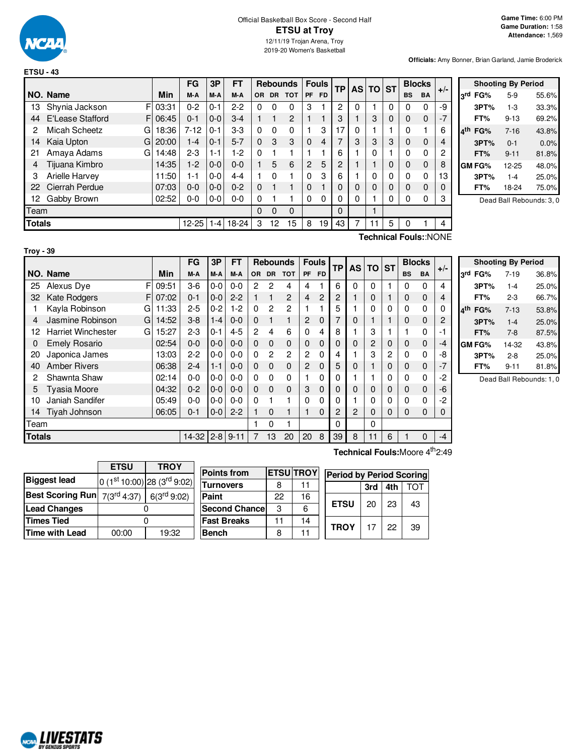Official Basketball Box Score - Second Half

# ETSU at Troy

12/11/19 Trojan Arena, Troy
2019-20 Women's Basketball

**Game Time:** 6:00 PM
**Game Duration:** 1:58
**Attendance:** 1,569

**Officials:** Amy Bonner, Brian Garland, Jamie Broderick

## ETSU - 43

| NO. | Name | | Min | FG M-A | 3P M-A | FT M-A | OR | DR | TOT | PF | FD | TP | AS | TO | ST | BS | BA | +/- |
|---|---|---|---|---|---|---|---|---|---|---|---|---|---|---|---|---|---|---|
| 13 | Shynia Jackson | F | 03:31 | 0-2 | 0-1 | 2-2 | 0 | 0 | 0 | 3 | 1 | 2 | 0 | 1 | 0 | 0 | 0 | -9 |
| 44 | E'Lease Stafford | F | 06:45 | 0-1 | 0-0 | 3-4 | 1 | 1 | 2 | 1 | 1 | 3 | 1 | 3 | 0 | 0 | 0 | -7 |
| 2 | Micah Scheetz | G | 18:36 | 7-12 | 0-1 | 3-3 | 0 | 0 | 0 | 1 | 3 | 17 | 0 | 1 | 1 | 0 | 1 | 6 |
| 14 | Kaia Upton | G | 20:00 | 1-4 | 0-1 | 5-7 | 0 | 3 | 3 | 0 | 4 | 7 | 3 | 3 | 3 | 0 | 0 | 4 |
| 21 | Amaya Adams | G | 14:48 | 2-3 | 1-1 | 1-2 | 0 | 1 | 1 | 1 | 1 | 6 | 1 | 0 | 1 | 0 | 0 | 2 |
| 4 | Tijuana Kimbro | | 14:35 | 1-2 | 0-0 | 0-0 | 1 | 5 | 6 | 2 | 5 | 2 | 1 | 1 | 0 | 0 | 0 | 8 |
| 3 | Arielle Harvey | | 11:50 | 1-1 | 0-0 | 4-4 | 1 | 0 | 1 | 0 | 3 | 6 | 1 | 0 | 0 | 0 | 0 | 13 |
| 22 | Cierrah Perdue | | 07:03 | 0-0 | 0-0 | 0-2 | 0 | 1 | 1 | 0 | 1 | 0 | 0 | 0 | 0 | 0 | 0 | 0 |
| 12 | Gabby Brown | | 02:52 | 0-0 | 0-0 | 0-0 | 0 | 1 | 1 | 0 | 0 | 0 | 0 | 1 | 0 | 0 | 0 | 3 |
| | Team | | | | | | 0 | 0 | 0 | | | 0 | | 1 | | | | |
| | **Totals** | | | 12-25 | 1-4 | 18-24 | 3 | 12 | 15 | 8 | 19 | 43 | 7 | 11 | 5 | 0 | 1 | 4 |

**Technical Fouls:**:NONE

| Shooting By Period | | |
|---|---|---|
| 3rd FG% | 5-9 | 55.6% |
| 3PT% | 1-3 | 33.3% |
| FT% | 9-13 | 69.2% |
| 4th FG% | 7-16 | 43.8% |
| 3PT% | 0-1 | 0.0% |
| FT% | 9-11 | 81.8% |
| GM FG% | 12-25 | 48.0% |
| 3PT% | 1-4 | 25.0% |
| FT% | 18-24 | 75.0% |

Dead Ball Rebounds: 3, 0

## Troy - 39

| NO. | Name | | Min | FG M-A | 3P M-A | FT M-A | OR | DR | TOT | PF | FD | TP | AS | TO | ST | BS | BA | +/- |
|---|---|---|---|---|---|---|---|---|---|---|---|---|---|---|---|---|---|---|
| 25 | Alexus Dye | F | 09:51 | 3-6 | 0-0 | 0-0 | 2 | 2 | 4 | 4 | 1 | 6 | 0 | 0 | 1 | 0 | 0 | 4 |
| 32 | Kate Rodgers | F | 07:02 | 0-1 | 0-0 | 2-2 | 1 | 1 | 2 | 4 | 2 | 2 | 1 | 0 | 1 | 0 | 0 | 4 |
| 1 | Kayla Robinson | G | 11:33 | 2-5 | 0-2 | 1-2 | 0 | 2 | 2 | 1 | 1 | 5 | 1 | 0 | 0 | 0 | 0 | 0 |
| 4 | Jasmine Robinson | G | 14:52 | 3-8 | 1-4 | 0-0 | 0 | 1 | 1 | 2 | 0 | 7 | 0 | 1 | 1 | 0 | 0 | 2 |
| 12 | Harriet Winchester | G | 15:27 | 2-3 | 0-1 | 4-5 | 2 | 4 | 6 | 0 | 4 | 8 | 1 | 3 | 1 | 1 | 0 | -1 |
| 0 | Emely Rosario | | 02:54 | 0-0 | 0-0 | 0-0 | 0 | 0 | 0 | 0 | 0 | 0 | 0 | 2 | 0 | 0 | 0 | -4 |
| 20 | Japonica James | | 13:03 | 2-2 | 0-0 | 0-0 | 0 | 2 | 2 | 2 | 0 | 4 | 1 | 3 | 2 | 0 | 0 | -8 |
| 40 | Amber Rivers | | 06:38 | 2-4 | 1-1 | 0-0 | 0 | 0 | 0 | 2 | 0 | 5 | 0 | 1 | 0 | 0 | 0 | -7 |
| 2 | Shawnta Shaw | | 02:14 | 0-0 | 0-0 | 0-0 | 0 | 0 | 0 | 1 | 0 | 0 | 1 | 1 | 0 | 0 | 0 | -2 |
| 5 | Tyasia Moore | | 04:32 | 0-2 | 0-0 | 0-0 | 0 | 0 | 0 | 3 | 0 | 0 | 0 | 0 | 0 | 0 | 0 | -6 |
| 10 | Janiah Sandifer | | 05:49 | 0-0 | 0-0 | 0-0 | 0 | 1 | 1 | 0 | 0 | 0 | 1 | 0 | 0 | 0 | 0 | -2 |
| 14 | Tiyah Johnson | | 06:05 | 0-1 | 0-0 | 2-2 | 1 | 0 | 1 | 1 | 0 | 2 | 2 | 0 | 0 | 0 | 0 | 0 |
| | Team | | | | | | 1 | 0 | 1 | | | 0 | | 0 | | | | |
| | **Totals** | | | 14-32 | 2-8 | 9-11 | 7 | 13 | 20 | 20 | 8 | 39 | 8 | 11 | 6 | 1 | 0 | -4 |

**Technical Fouls:**Moore 4th 2:49

| Shooting By Period | | |
|---|---|---|
| 3rd FG% | 7-19 | 36.8% |
| 3PT% | 1-4 | 25.0% |
| FT% | 2-3 | 66.7% |
| 4th FG% | 7-13 | 53.8% |
| 3PT% | 1-4 | 25.0% |
| FT% | 7-8 | 87.5% |
| GM FG% | 14-32 | 43.8% |
| 3PT% | 2-8 | 25.0% |
| FT% | 9-11 | 81.8% |

Dead Ball Rebounds: 1, 0

| | ETSU | TROY |
|---|---|---|
| **Biggest lead** | 0 (1st 10:00) | 28 (3rd 9:02) |
| **Best Scoring Run** | 7(3rd 4:37) | 6(3rd 9:02) |
| **Lead Changes** | 0 | |
| **Times Tied** | 0 | |
| **Time with Lead** | 00:00 | 19:32 |

| Points from | ETSU | TROY |
|---|---|---|
| Turnovers | 8 | 11 |
| Paint | 22 | 16 |
| Second Chance | 3 | 6 |
| Fast Breaks | 11 | 14 |
| Bench | 8 | 11 |

| Period by Period Scoring | 3rd | 4th | TOT |
|---|---|---|---|
| ETSU | 20 | 23 | 43 |
| TROY | 17 | 22 | 39 |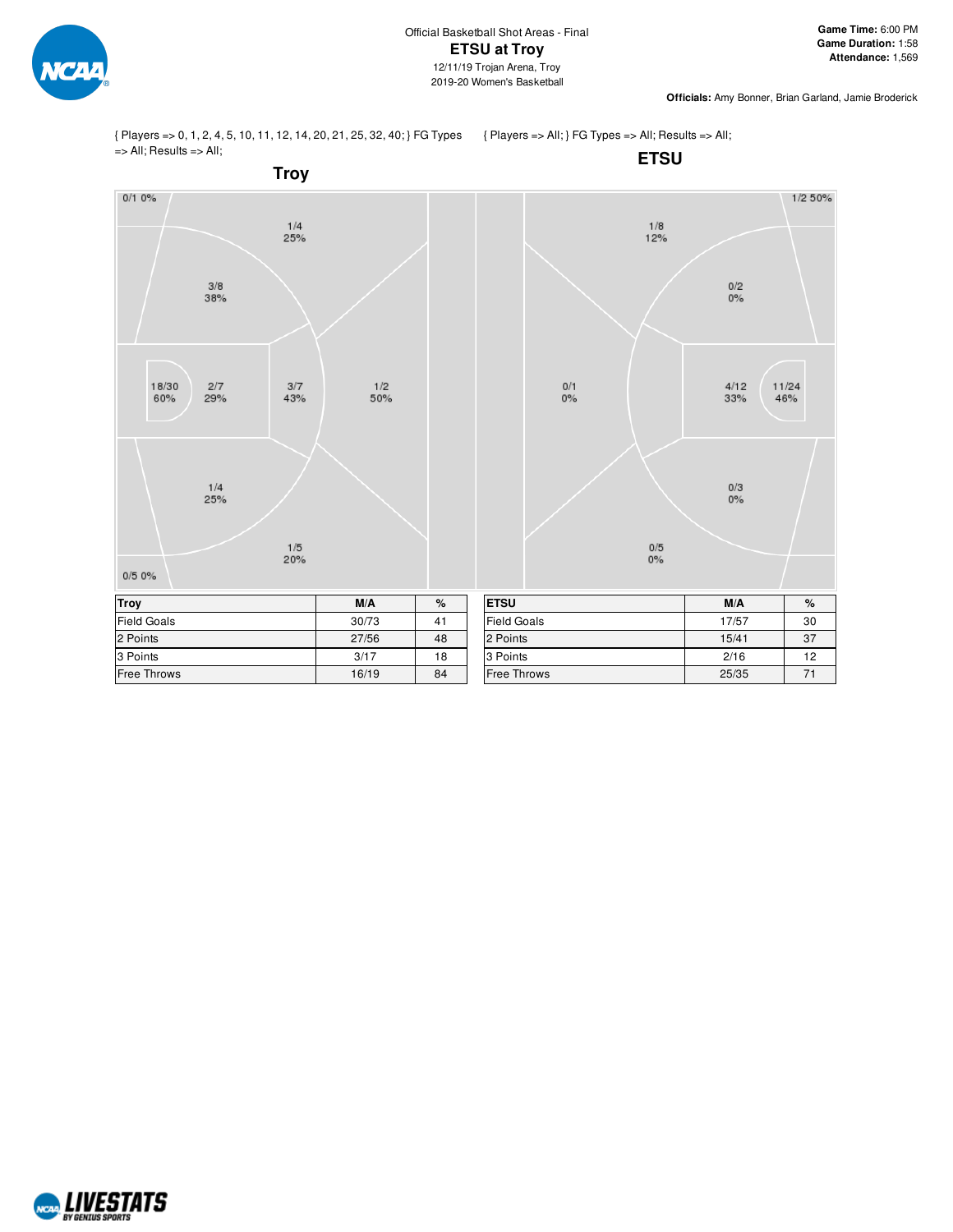Official Basketball Shot Areas - Final

# ETSU at Troy

12/11/19 Trojan Arena, Troy
2019-20 Women's Basketball

**Game Time:** 6:00 PM
**Game Duration:** 1:58
**Attendance:** 1,569

**Officials:** Amy Bonner, Brian Garland, Jamie Broderick

{ Players => 0, 1, 2, 4, 5, 10, 11, 12, 14, 20, 21, 25, 32, 40; } FG Types => All; Results => All;

## Troy

0/1 0%
1/4 25%
3/8 38%
18/30 60%
2/7 29%
3/7 43%
1/2 50%
1/4 25%
1/5 20%
0/5 0%

{ Players => All; } FG Types => All; Results => All;

## ETSU

1/2 50%
1/8 12%
0/2 0%
0/1 0%
4/12 33%
11/24 46%
0/3 0%
0/5 0%

| Troy | M/A | % |
|---|---|---|
| Field Goals | 30/73 | 41 |
| 2 Points | 27/56 | 48 |
| 3 Points | 3/17 | 18 |
| Free Throws | 16/19 | 84 |

| ETSU | M/A | % |
|---|---|---|
| Field Goals | 17/57 | 30 |
| 2 Points | 15/41 | 37 |
| 3 Points | 2/16 | 12 |
| Free Throws | 25/35 | 71 |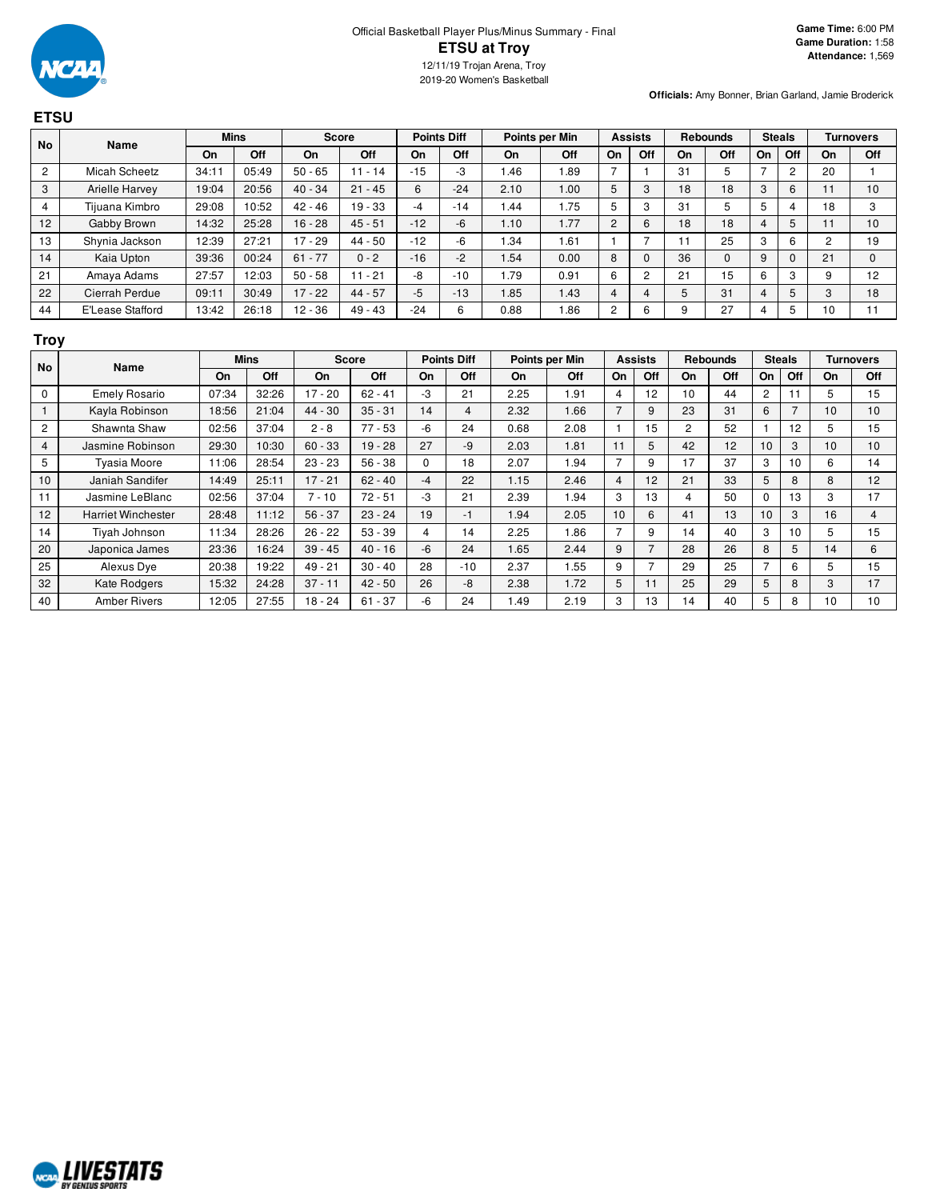Official Basketball Player Plus/Minus Summary - Final

# ETSU at Troy

12/11/19 Trojan Arena, Troy
2019-20 Women's Basketball

**Game Time:** 6:00 PM
**Game Duration:** 1:58
**Attendance:** 1,569

**Officials:** Amy Bonner, Brian Garland, Jamie Broderick

## ETSU

| No | Name | Mins | | Score | | Points Diff | | Points per Min | | Assists | | Rebounds | | Steals | | Turnovers | |
|---|---|---|---|---|---|---|---|---|---|---|---|---|---|---|---|---|---|
| | | On | Off | On | Off | On | Off | On | Off | On | Off | On | Off | On | Off | On | Off |
| 2 | Micah Scheetz | 34:11 | 05:49 | 50 - 65 | 11 - 14 | -15 | -3 | 1.46 | 1.89 | 7 | 1 | 31 | 5 | 7 | 2 | 20 | 1 |
| 3 | Arielle Harvey | 19:04 | 20:56 | 40 - 34 | 21 - 45 | 6 | -24 | 2.10 | 1.00 | 5 | 3 | 18 | 18 | 3 | 6 | 11 | 10 |
| 4 | Tijuana Kimbro | 29:08 | 10:52 | 42 - 46 | 19 - 33 | -4 | -14 | 1.44 | 1.75 | 5 | 3 | 31 | 5 | 5 | 4 | 18 | 3 |
| 12 | Gabby Brown | 14:32 | 25:28 | 16 - 28 | 45 - 51 | -12 | -6 | 1.10 | 1.77 | 2 | 6 | 18 | 18 | 4 | 5 | 11 | 10 |
| 13 | Shynia Jackson | 12:39 | 27:21 | 17 - 29 | 44 - 50 | -12 | -6 | 1.34 | 1.61 | 1 | 7 | 11 | 25 | 3 | 6 | 2 | 19 |
| 14 | Kaia Upton | 39:36 | 00:24 | 61 - 77 | 0 - 2 | -16 | -2 | 1.54 | 0.00 | 8 | 0 | 36 | 0 | 9 | 0 | 21 | 0 |
| 21 | Amaya Adams | 27:57 | 12:03 | 50 - 58 | 11 - 21 | -8 | -10 | 1.79 | 0.91 | 6 | 2 | 21 | 15 | 6 | 3 | 9 | 12 |
| 22 | Cierrah Perdue | 09:11 | 30:49 | 17 - 22 | 44 - 57 | -5 | -13 | 1.85 | 1.43 | 4 | 4 | 5 | 31 | 4 | 5 | 3 | 18 |
| 44 | E'Lease Stafford | 13:42 | 26:18 | 12 - 36 | 49 - 43 | -24 | 6 | 0.88 | 1.86 | 2 | 6 | 9 | 27 | 4 | 5 | 10 | 11 |

## Troy

| No | Name | Mins | | Score | | Points Diff | | Points per Min | | Assists | | Rebounds | | Steals | | Turnovers | |
|---|---|---|---|---|---|---|---|---|---|---|---|---|---|---|---|---|---|
| | | On | Off | On | Off | On | Off | On | Off | On | Off | On | Off | On | Off | On | Off |
| 0 | Emely Rosario | 07:34 | 32:26 | 17 - 20 | 62 - 41 | -3 | 21 | 2.25 | 1.91 | 4 | 12 | 10 | 44 | 2 | 11 | 5 | 15 |
| 1 | Kayla Robinson | 18:56 | 21:04 | 44 - 30 | 35 - 31 | 14 | 4 | 2.32 | 1.66 | 7 | 9 | 23 | 31 | 6 | 7 | 10 | 10 |
| 2 | Shawnta Shaw | 02:56 | 37:04 | 2 - 8 | 77 - 53 | -6 | 24 | 0.68 | 2.08 | 1 | 15 | 2 | 52 | 1 | 12 | 5 | 15 |
| 4 | Jasmine Robinson | 29:30 | 10:30 | 60 - 33 | 19 - 28 | 27 | -9 | 2.03 | 1.81 | 11 | 5 | 42 | 12 | 10 | 3 | 10 | 10 |
| 5 | Tyasia Moore | 11:06 | 28:54 | 23 - 23 | 56 - 38 | 0 | 18 | 2.07 | 1.94 | 7 | 9 | 17 | 37 | 3 | 10 | 6 | 14 |
| 10 | Janiah Sandifer | 14:49 | 25:11 | 17 - 21 | 62 - 40 | -4 | 22 | 1.15 | 2.46 | 4 | 12 | 21 | 33 | 5 | 8 | 8 | 12 |
| 11 | Jasmine LeBlanc | 02:56 | 37:04 | 7 - 10 | 72 - 51 | -3 | 21 | 2.39 | 1.94 | 3 | 13 | 4 | 50 | 0 | 13 | 3 | 17 |
| 12 | Harriet Winchester | 28:48 | 11:12 | 56 - 37 | 23 - 24 | 19 | -1 | 1.94 | 2.05 | 10 | 6 | 41 | 13 | 10 | 3 | 16 | 4 |
| 14 | Tiyah Johnson | 11:34 | 28:26 | 26 - 22 | 53 - 39 | 4 | 14 | 2.25 | 1.86 | 7 | 9 | 14 | 40 | 3 | 10 | 5 | 15 |
| 20 | Japonica James | 23:36 | 16:24 | 39 - 45 | 40 - 16 | -6 | 24 | 1.65 | 2.44 | 9 | 7 | 28 | 26 | 8 | 5 | 14 | 6 |
| 25 | Alexus Dye | 20:38 | 19:22 | 49 - 21 | 30 - 40 | 28 | -10 | 2.37 | 1.55 | 9 | 7 | 29 | 25 | 7 | 6 | 5 | 15 |
| 32 | Kate Rodgers | 15:32 | 24:28 | 37 - 11 | 42 - 50 | 26 | -8 | 2.38 | 1.72 | 5 | 11 | 25 | 29 | 5 | 8 | 3 | 17 |
| 40 | Amber Rivers | 12:05 | 27:55 | 18 - 24 | 61 - 37 | -6 | 24 | 1.49 | 2.19 | 3 | 13 | 14 | 40 | 5 | 8 | 10 | 10 |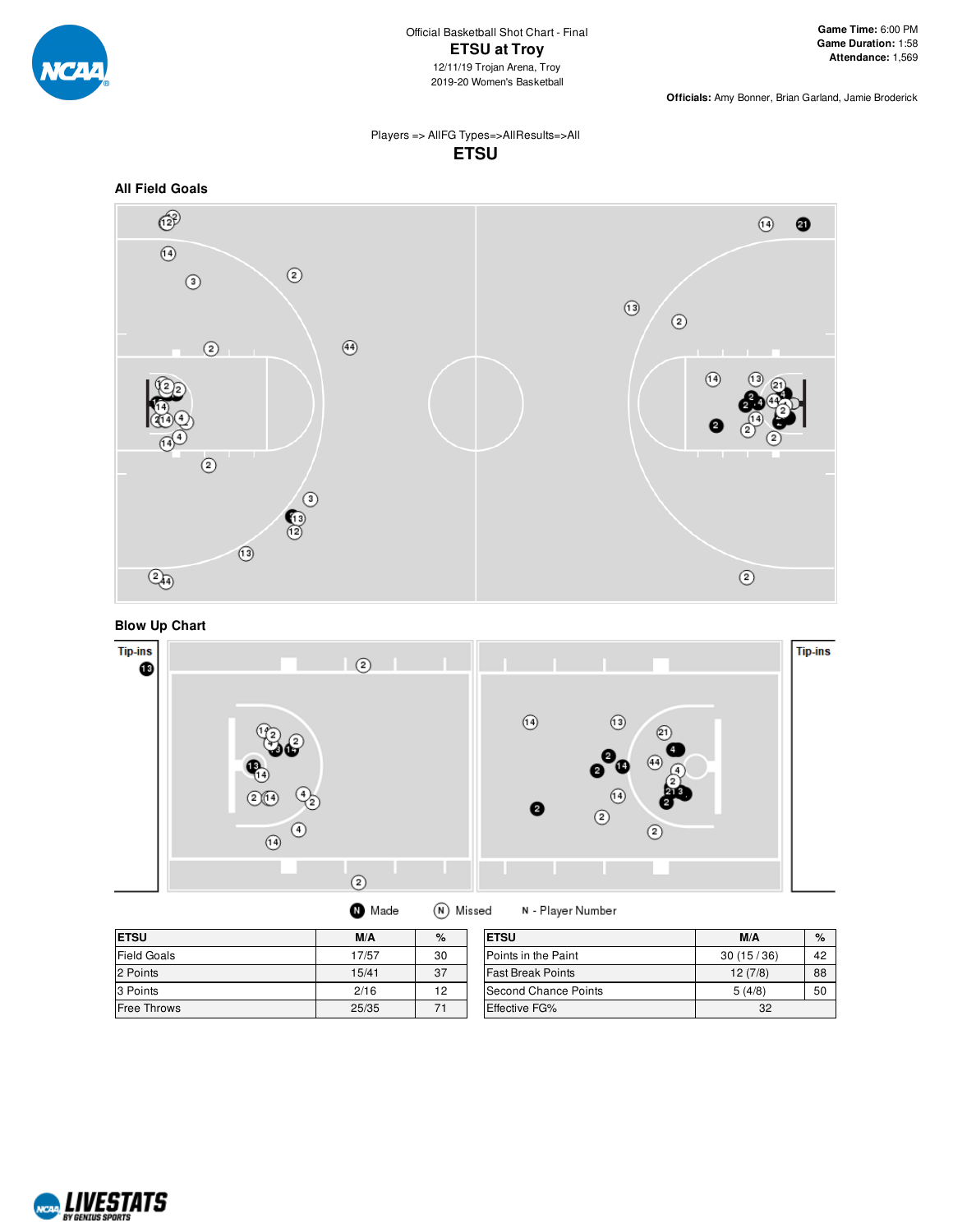Official Basketball Shot Chart - Final

# ETSU at Troy

12/11/19 Trojan Arena, Troy

2019-20 Women's Basketball

**Game Time:** 6:00 PM
**Game Duration:** 1:58
**Attendance:** 1,569

**Officials:** Amy Bonner, Brian Garland, Jamie Broderick

Players => AllFG Types=>AllResults=>All

## ETSU

### All Field Goals

### Blow Up Chart

Tip-ins

Tip-ins

Made | Missed | N - Player Number

| ETSU | M/A | % |
|---|---|---|
| Field Goals | 17/57 | 30 |
| 2 Points | 15/41 | 37 |
| 3 Points | 2/16 | 12 |
| Free Throws | 25/35 | 71 |

| ETSU | M/A | % |
|---|---|---|
| Points in the Paint | 30 (15 / 36) | 42 |
| Fast Break Points | 12 (7/8) | 88 |
| Second Chance Points | 5 (4/8) | 50 |
| Effective FG% | 32 | |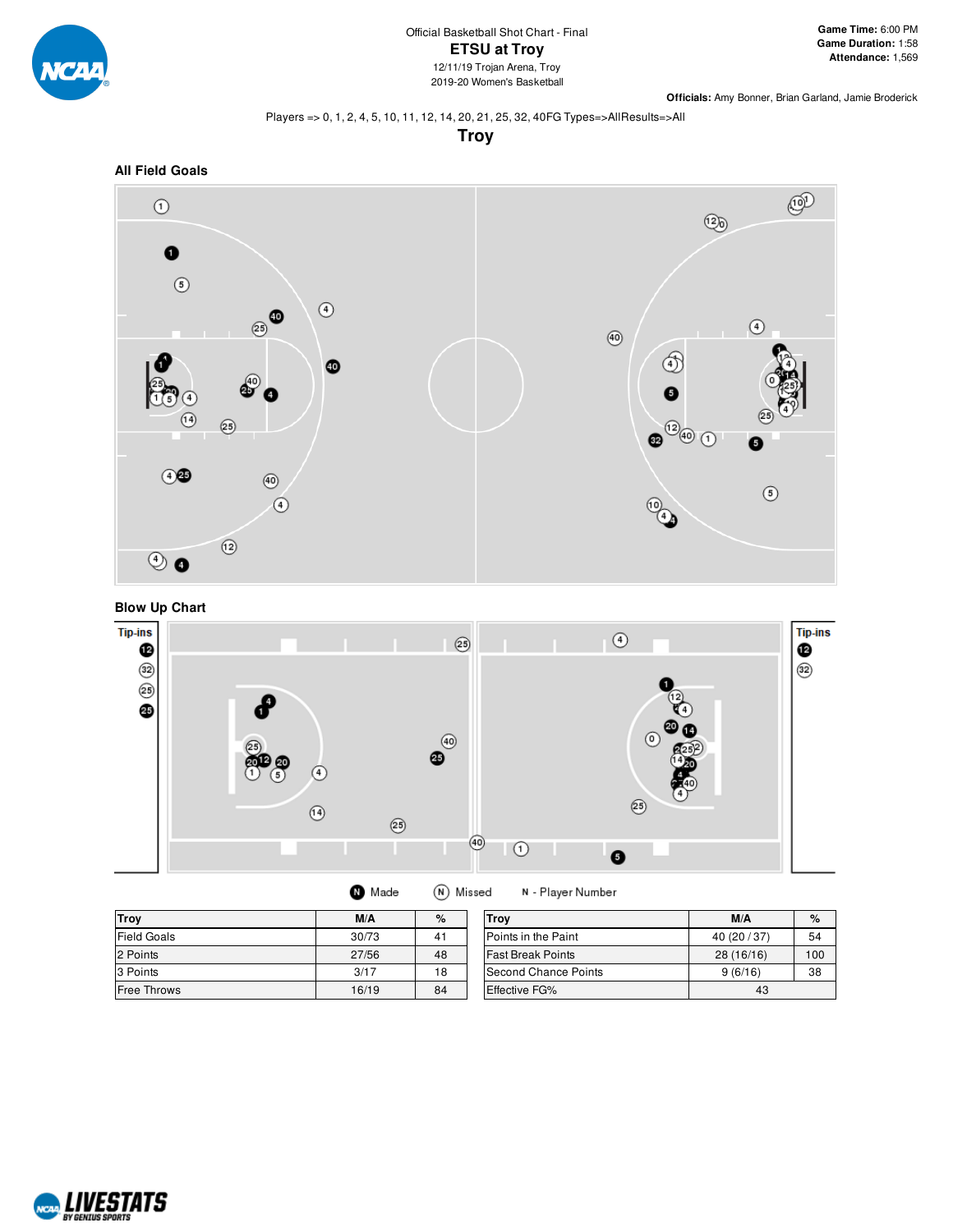Official Basketball Shot Chart - Final

# ETSU at Troy

12/11/19 Trojan Arena, Troy
2019-20 Women's Basketball

**Game Time:** 6:00 PM
**Game Duration:** 1:58
**Attendance:** 1,569

**Officials:** Amy Bonner, Brian Garland, Jamie Broderick

Players => 0, 1, 2, 4, 5, 10, 11, 12, 14, 20, 21, 25, 32, 40FG Types=>AllResults=>All

## Troy

### All Field Goals

### Blow Up Chart

Tip-ins

Tip-ins

Made   Missed   N - Player Number

| Troy | M/A | % |
|---|---|---|
| Field Goals | 30/73 | 41 |
| 2 Points | 27/56 | 48 |
| 3 Points | 3/17 | 18 |
| Free Throws | 16/19 | 84 |

| Troy | M/A | % |
|---|---|---|
| Points in the Paint | 40 (20 / 37) | 54 |
| Fast Break Points | 28 (16/16) | 100 |
| Second Chance Points | 9 (6/16) | 38 |
| Effective FG% | 43 | |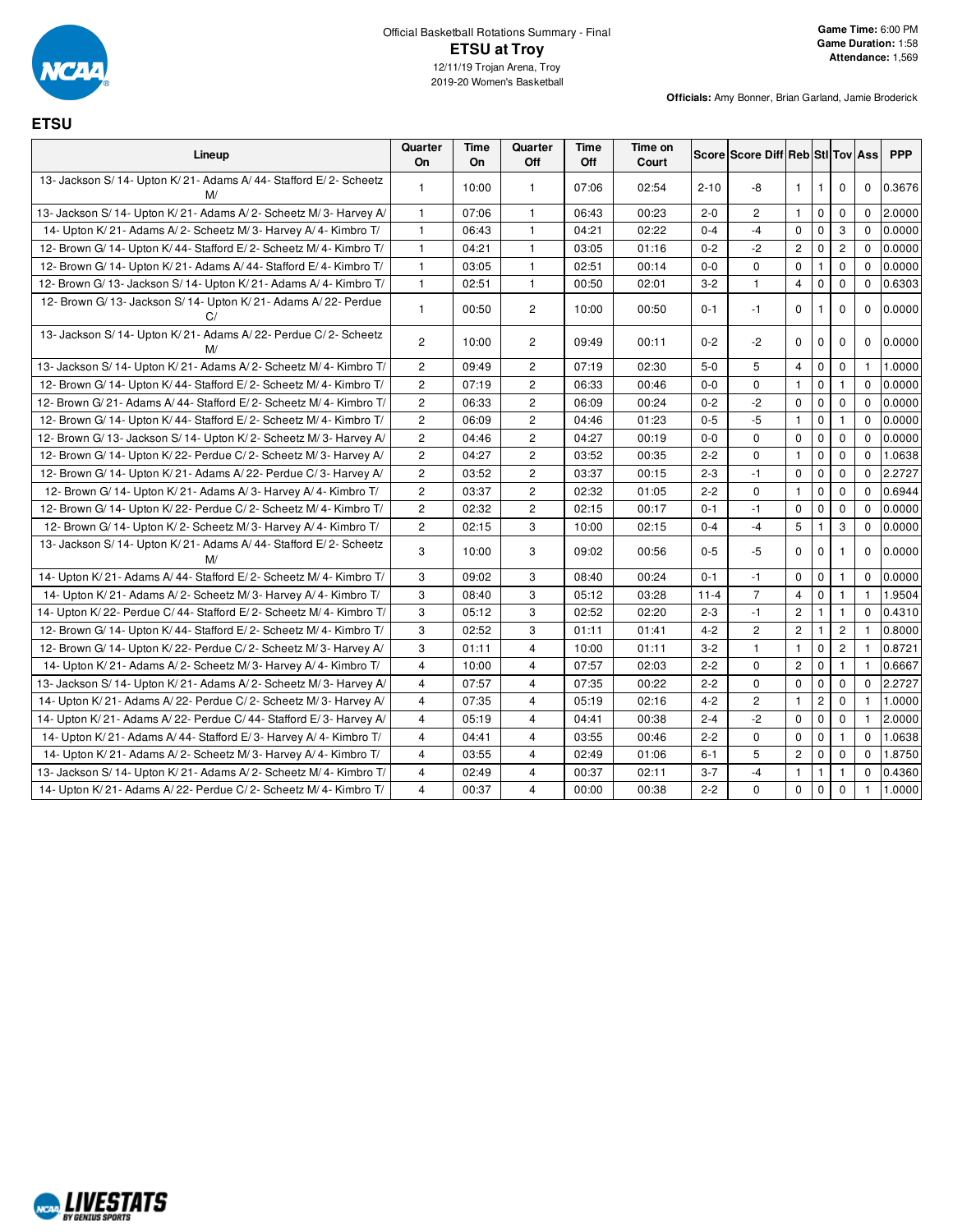Official Basketball Rotations Summary - Final

# ETSU at Troy

12/11/19 Trojan Arena, Troy
2019-20 Women's Basketball

**Game Time:** 6:00 PM
**Game Duration:** 1:58
**Attendance:** 1,569

**Officials:** Amy Bonner, Brian Garland, Jamie Broderick

## ETSU

| Lineup | Quarter On | Time On | Quarter Off | Time Off | Time on Court | Score | Score Diff | Reb | Stl | Tov | Ass | PPP |
|---|---|---|---|---|---|---|---|---|---|---|---|---|
| 13- Jackson S/ 14- Upton K/ 21- Adams A/ 44- Stafford E/ 2- Scheetz M/ | 1 | 10:00 | 1 | 07:06 | 02:54 | 2-10 | -8 | 1 | 1 | 0 | 0 | 0.3676 |
| 13- Jackson S/ 14- Upton K/ 21- Adams A/ 2- Scheetz M/ 3- Harvey A/ | 1 | 07:06 | 1 | 06:43 | 00:23 | 2-0 | 2 | 1 | 0 | 0 | 0 | 2.0000 |
| 14- Upton K/ 21- Adams A/ 2- Scheetz M/ 3- Harvey A/ 4- Kimbro T/ | 1 | 06:43 | 1 | 04:21 | 02:22 | 0-4 | -4 | 0 | 0 | 3 | 0 | 0.0000 |
| 12- Brown G/ 14- Upton K/ 44- Stafford E/ 2- Scheetz M/ 4- Kimbro T/ | 1 | 04:21 | 1 | 03:05 | 01:16 | 0-2 | -2 | 2 | 0 | 2 | 0 | 0.0000 |
| 12- Brown G/ 14- Upton K/ 21- Adams A/ 44- Stafford E/ 4- Kimbro T/ | 1 | 03:05 | 1 | 02:51 | 00:14 | 0-0 | 0 | 0 | 1 | 0 | 0 | 0.0000 |
| 12- Brown G/ 13- Jackson S/ 14- Upton K/ 21- Adams A/ 4- Kimbro T/ | 1 | 02:51 | 1 | 00:50 | 02:01 | 3-2 | 1 | 4 | 0 | 0 | 0 | 0.6303 |
| 12- Brown G/ 13- Jackson S/ 14- Upton K/ 21- Adams A/ 22- Perdue C/ | 1 | 00:50 | 2 | 10:00 | 00:50 | 0-1 | -1 | 0 | 1 | 0 | 0 | 0.0000 |
| 13- Jackson S/ 14- Upton K/ 21- Adams A/ 22- Perdue C/ 2- Scheetz M/ | 2 | 10:00 | 2 | 09:49 | 00:11 | 0-2 | -2 | 0 | 0 | 0 | 0 | 0.0000 |
| 13- Jackson S/ 14- Upton K/ 21- Adams A/ 2- Scheetz M/ 4- Kimbro T/ | 2 | 09:49 | 2 | 07:19 | 02:30 | 5-0 | 5 | 4 | 0 | 0 | 1 | 1.0000 |
| 12- Brown G/ 14- Upton K/ 44- Stafford E/ 2- Scheetz M/ 4- Kimbro T/ | 2 | 07:19 | 2 | 06:33 | 00:46 | 0-0 | 0 | 1 | 0 | 1 | 0 | 0.0000 |
| 12- Brown G/ 21- Adams A/ 44- Stafford E/ 2- Scheetz M/ 4- Kimbro T/ | 2 | 06:33 | 2 | 06:09 | 00:24 | 0-2 | -2 | 0 | 0 | 0 | 0 | 0.0000 |
| 12- Brown G/ 14- Upton K/ 44- Stafford E/ 2- Scheetz M/ 4- Kimbro T/ | 2 | 06:09 | 2 | 04:46 | 01:23 | 0-5 | -5 | 1 | 0 | 1 | 0 | 0.0000 |
| 12- Brown G/ 13- Jackson S/ 14- Upton K/ 2- Scheetz M/ 3- Harvey A/ | 2 | 04:46 | 2 | 04:27 | 00:19 | 0-0 | 0 | 0 | 0 | 0 | 0 | 0.0000 |
| 12- Brown G/ 14- Upton K/ 22- Perdue C/ 2- Scheetz M/ 3- Harvey A/ | 2 | 04:27 | 2 | 03:52 | 00:35 | 2-2 | 0 | 1 | 0 | 0 | 0 | 1.0638 |
| 12- Brown G/ 14- Upton K/ 21- Adams A/ 22- Perdue C/ 3- Harvey A/ | 2 | 03:52 | 2 | 03:37 | 00:15 | 2-3 | -1 | 0 | 0 | 0 | 0 | 2.2727 |
| 12- Brown G/ 14- Upton K/ 21- Adams A/ 3- Harvey A/ 4- Kimbro T/ | 2 | 03:37 | 2 | 02:32 | 01:05 | 2-2 | 0 | 1 | 0 | 0 | 0 | 0.6944 |
| 12- Brown G/ 14- Upton K/ 22- Perdue C/ 2- Scheetz M/ 4- Kimbro T/ | 2 | 02:32 | 2 | 02:15 | 00:17 | 0-1 | -1 | 0 | 0 | 0 | 0 | 0.0000 |
| 12- Brown G/ 14- Upton K/ 2- Scheetz M/ 3- Harvey A/ 4- Kimbro T/ | 2 | 02:15 | 3 | 10:00 | 02:15 | 0-4 | -4 | 5 | 1 | 3 | 0 | 0.0000 |
| 13- Jackson S/ 14- Upton K/ 21- Adams A/ 44- Stafford E/ 2- Scheetz M/ | 3 | 10:00 | 3 | 09:02 | 00:56 | 0-5 | -5 | 0 | 0 | 1 | 0 | 0.0000 |
| 14- Upton K/ 21- Adams A/ 44- Stafford E/ 2- Scheetz M/ 4- Kimbro T/ | 3 | 09:02 | 3 | 08:40 | 00:24 | 0-1 | -1 | 0 | 0 | 1 | 0 | 0.0000 |
| 14- Upton K/ 21- Adams A/ 2- Scheetz M/ 3- Harvey A/ 4- Kimbro T/ | 3 | 08:40 | 3 | 05:12 | 03:28 | 11-4 | 7 | 4 | 0 | 1 | 1 | 1.9504 |
| 14- Upton K/ 22- Perdue C/ 44- Stafford E/ 2- Scheetz M/ 4- Kimbro T/ | 3 | 05:12 | 3 | 02:52 | 02:20 | 2-3 | -1 | 2 | 1 | 1 | 0 | 0.4310 |
| 12- Brown G/ 14- Upton K/ 44- Stafford E/ 2- Scheetz M/ 4- Kimbro T/ | 3 | 02:52 | 3 | 01:11 | 01:41 | 4-2 | 2 | 2 | 1 | 2 | 1 | 0.8000 |
| 12- Brown G/ 14- Upton K/ 22- Perdue C/ 2- Scheetz M/ 3- Harvey A/ | 3 | 01:11 | 4 | 10:00 | 01:11 | 3-2 | 1 | 1 | 0 | 2 | 1 | 0.8721 |
| 14- Upton K/ 21- Adams A/ 2- Scheetz M/ 3- Harvey A/ 4- Kimbro T/ | 4 | 10:00 | 4 | 07:57 | 02:03 | 2-2 | 0 | 2 | 0 | 1 | 1 | 0.6667 |
| 13- Jackson S/ 14- Upton K/ 21- Adams A/ 2- Scheetz M/ 3- Harvey A/ | 4 | 07:57 | 4 | 07:35 | 00:22 | 2-2 | 0 | 0 | 0 | 0 | 0 | 2.2727 |
| 14- Upton K/ 21- Adams A/ 22- Perdue C/ 2- Scheetz M/ 3- Harvey A/ | 4 | 07:35 | 4 | 05:19 | 02:16 | 4-2 | 2 | 1 | 2 | 0 | 1 | 1.0000 |
| 14- Upton K/ 21- Adams A/ 22- Perdue C/ 44- Stafford E/ 3- Harvey A/ | 4 | 05:19 | 4 | 04:41 | 00:38 | 2-4 | -2 | 0 | 0 | 0 | 1 | 2.0000 |
| 14- Upton K/ 21- Adams A/ 44- Stafford E/ 3- Harvey A/ 4- Kimbro T/ | 4 | 04:41 | 4 | 03:55 | 00:46 | 2-2 | 0 | 0 | 0 | 1 | 0 | 1.0638 |
| 14- Upton K/ 21- Adams A/ 2- Scheetz M/ 3- Harvey A/ 4- Kimbro T/ | 4 | 03:55 | 4 | 02:49 | 01:06 | 6-1 | 5 | 2 | 0 | 0 | 0 | 1.8750 |
| 13- Jackson S/ 14- Upton K/ 21- Adams A/ 2- Scheetz M/ 4- Kimbro T/ | 4 | 02:49 | 4 | 00:37 | 02:11 | 3-7 | -4 | 1 | 1 | 1 | 0 | 0.4360 |
| 14- Upton K/ 21- Adams A/ 22- Perdue C/ 2- Scheetz M/ 4- Kimbro T/ | 4 | 00:37 | 4 | 00:00 | 00:38 | 2-2 | 0 | 0 | 0 | 0 | 1 | 1.0000 |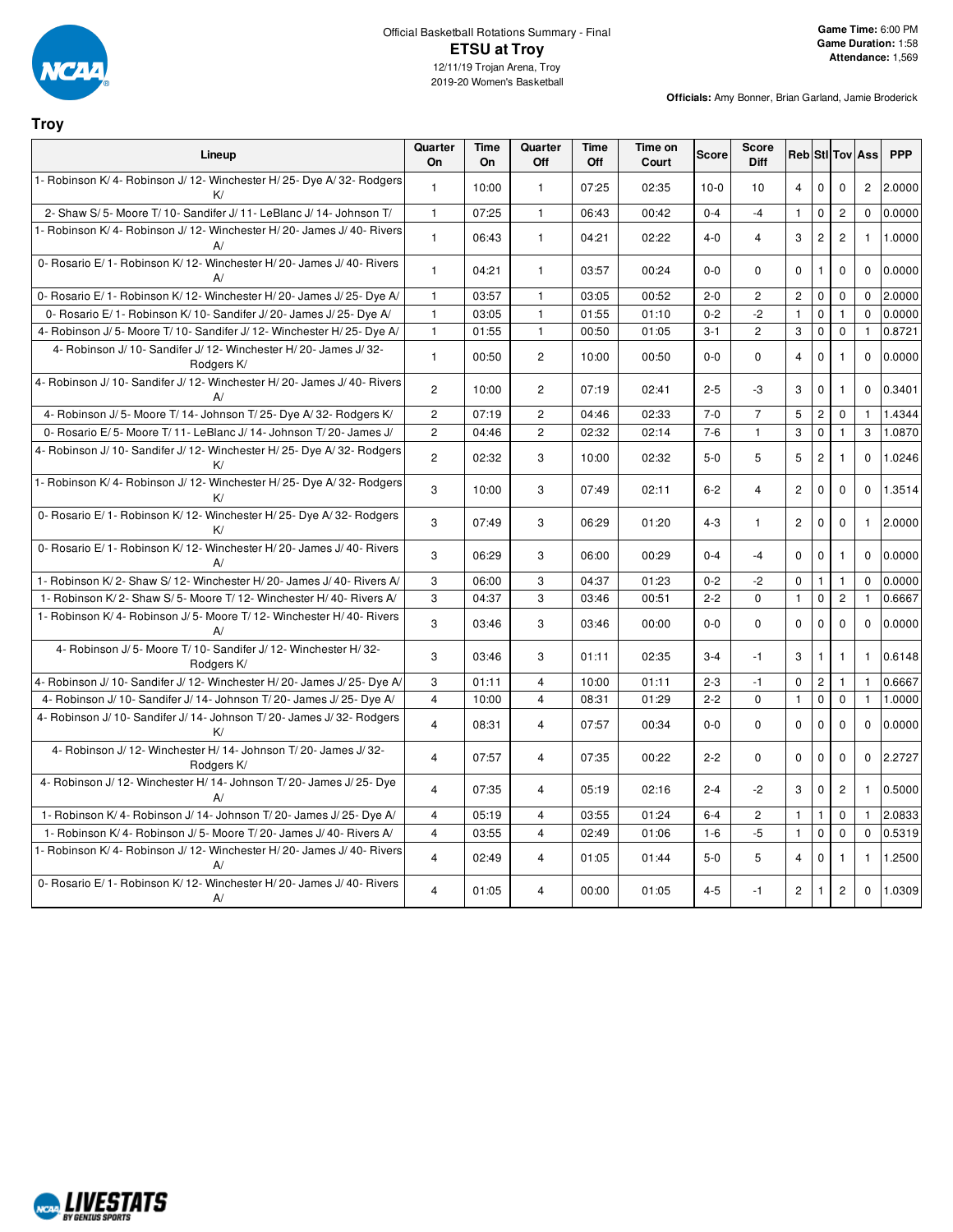Official Basketball Rotations Summary - Final

# ETSU at Troy

12/11/19 Trojan Arena, Troy
2019-20 Women's Basketball

**Game Time:** 6:00 PM
**Game Duration:** 1:58
**Attendance:** 1,569

**Officials:** Amy Bonner, Brian Garland, Jamie Broderick

## Troy

| Lineup | Quarter On | Time On | Quarter Off | Time Off | Time on Court | Score | Score Diff | Reb | Stl | Tov | Ass | PPP |
|---|---|---|---|---|---|---|---|---|---|---|---|---|
| 1- Robinson K/ 4- Robinson J/ 12- Winchester H/ 25- Dye A/ 32- Rodgers K/ | 1 | 10:00 | 1 | 07:25 | 02:35 | 10-0 | 10 | 4 | 0 | 0 | 2 | 2.0000 |
| 2- Shaw S/ 5- Moore T/ 10- Sandifer J/ 11- LeBlanc J/ 14- Johnson T/ | 1 | 07:25 | 1 | 06:43 | 00:42 | 0-4 | -4 | 1 | 0 | 2 | 0 | 0.0000 |
| 1- Robinson K/ 4- Robinson J/ 12- Winchester H/ 20- James J/ 40- Rivers A/ | 1 | 06:43 | 1 | 04:21 | 02:22 | 4-0 | 4 | 3 | 2 | 2 | 1 | 1.0000 |
| 0- Rosario E/ 1- Robinson K/ 12- Winchester H/ 20- James J/ 40- Rivers A/ | 1 | 04:21 | 1 | 03:57 | 00:24 | 0-0 | 0 | 0 | 1 | 0 | 0 | 0.0000 |
| 0- Rosario E/ 1- Robinson K/ 12- Winchester H/ 20- James J/ 25- Dye A/ | 1 | 03:57 | 1 | 03:05 | 00:52 | 2-0 | 2 | 2 | 0 | 0 | 0 | 2.0000 |
| 0- Rosario E/ 1- Robinson K/ 10- Sandifer J/ 20- James J/ 25- Dye A/ | 1 | 03:05 | 1 | 01:55 | 01:10 | 0-2 | -2 | 1 | 0 | 1 | 0 | 0.0000 |
| 4- Robinson J/ 5- Moore T/ 10- Sandifer J/ 12- Winchester H/ 25- Dye A/ | 1 | 01:55 | 1 | 00:50 | 01:05 | 3-1 | 2 | 3 | 0 | 0 | 1 | 0.8721 |
| 4- Robinson J/ 10- Sandifer J/ 12- Winchester H/ 20- James J/ 32- Rodgers K/ | 1 | 00:50 | 2 | 10:00 | 00:50 | 0-0 | 0 | 4 | 0 | 1 | 0 | 0.0000 |
| 4- Robinson J/ 10- Sandifer J/ 12- Winchester H/ 20- James J/ 40- Rivers A/ | 2 | 10:00 | 2 | 07:19 | 02:41 | 2-5 | -3 | 3 | 0 | 1 | 0 | 0.3401 |
| 4- Robinson J/ 5- Moore T/ 14- Johnson T/ 25- Dye A/ 32- Rodgers K/ | 2 | 07:19 | 2 | 04:46 | 02:33 | 7-0 | 7 | 5 | 2 | 0 | 1 | 1.4344 |
| 0- Rosario E/ 5- Moore T/ 11- LeBlanc J/ 14- Johnson T/ 20- James J/ | 2 | 04:46 | 2 | 02:32 | 02:14 | 7-6 | 1 | 3 | 0 | 1 | 3 | 1.0870 |
| 4- Robinson J/ 10- Sandifer J/ 12- Winchester H/ 25- Dye A/ 32- Rodgers K/ | 2 | 02:32 | 3 | 10:00 | 02:32 | 5-0 | 5 | 5 | 2 | 1 | 0 | 1.0246 |
| 1- Robinson K/ 4- Robinson J/ 12- Winchester H/ 25- Dye A/ 32- Rodgers K/ | 3 | 10:00 | 3 | 07:49 | 02:11 | 6-2 | 4 | 2 | 0 | 0 | 0 | 1.3514 |
| 0- Rosario E/ 1- Robinson K/ 12- Winchester H/ 25- Dye A/ 32- Rodgers K/ | 3 | 07:49 | 3 | 06:29 | 01:20 | 4-3 | 1 | 2 | 0 | 0 | 1 | 2.0000 |
| 0- Rosario E/ 1- Robinson K/ 12- Winchester H/ 20- James J/ 40- Rivers A/ | 3 | 06:29 | 3 | 06:00 | 00:29 | 0-4 | -4 | 0 | 0 | 1 | 0 | 0.0000 |
| 1- Robinson K/ 2- Shaw S/ 12- Winchester H/ 20- James J/ 40- Rivers A/ | 3 | 06:00 | 3 | 04:37 | 01:23 | 0-2 | -2 | 0 | 1 | 1 | 0 | 0.0000 |
| 1- Robinson K/ 2- Shaw S/ 5- Moore T/ 12- Winchester H/ 40- Rivers A/ | 3 | 04:37 | 3 | 03:46 | 00:51 | 2-2 | 0 | 1 | 0 | 2 | 1 | 0.6667 |
| 1- Robinson K/ 4- Robinson J/ 5- Moore T/ 12- Winchester H/ 40- Rivers A/ | 3 | 03:46 | 3 | 03:46 | 00:00 | 0-0 | 0 | 0 | 0 | 0 | 0 | 0.0000 |
| 4- Robinson J/ 5- Moore T/ 10- Sandifer J/ 12- Winchester H/ 32- Rodgers K/ | 3 | 03:46 | 3 | 01:11 | 02:35 | 3-4 | -1 | 3 | 1 | 1 | 1 | 0.6148 |
| 4- Robinson J/ 10- Sandifer J/ 12- Winchester H/ 20- James J/ 25- Dye A/ | 3 | 01:11 | 4 | 10:00 | 01:11 | 2-3 | -1 | 0 | 2 | 1 | 1 | 0.6667 |
| 4- Robinson J/ 10- Sandifer J/ 14- Johnson T/ 20- James J/ 25- Dye A/ | 4 | 10:00 | 4 | 08:31 | 01:29 | 2-2 | 0 | 1 | 0 | 0 | 1 | 1.0000 |
| 4- Robinson J/ 10- Sandifer J/ 14- Johnson T/ 20- James J/ 32- Rodgers K/ | 4 | 08:31 | 4 | 07:57 | 00:34 | 0-0 | 0 | 0 | 0 | 0 | 0 | 0.0000 |
| 4- Robinson J/ 12- Winchester H/ 14- Johnson T/ 20- James J/ 32- Rodgers K/ | 4 | 07:57 | 4 | 07:35 | 00:22 | 2-2 | 0 | 0 | 0 | 0 | 0 | 2.2727 |
| 4- Robinson J/ 12- Winchester H/ 14- Johnson T/ 20- James J/ 25- Dye A/ | 4 | 07:35 | 4 | 05:19 | 02:16 | 2-4 | -2 | 3 | 0 | 2 | 1 | 0.5000 |
| 1- Robinson K/ 4- Robinson J/ 14- Johnson T/ 20- James J/ 25- Dye A/ | 4 | 05:19 | 4 | 03:55 | 01:24 | 6-4 | 2 | 1 | 1 | 0 | 1 | 2.0833 |
| 1- Robinson K/ 4- Robinson J/ 5- Moore T/ 20- James J/ 40- Rivers A/ | 4 | 03:55 | 4 | 02:49 | 01:06 | 1-6 | -5 | 1 | 0 | 0 | 0 | 0.5319 |
| 1- Robinson K/ 4- Robinson J/ 12- Winchester H/ 20- James J/ 40- Rivers A/ | 4 | 02:49 | 4 | 01:05 | 01:44 | 5-0 | 5 | 4 | 0 | 1 | 1 | 1.2500 |
| 0- Rosario E/ 1- Robinson K/ 12- Winchester H/ 20- James J/ 40- Rivers A/ | 4 | 01:05 | 4 | 00:00 | 01:05 | 4-5 | -1 | 2 | 1 | 2 | 0 | 1.0309 |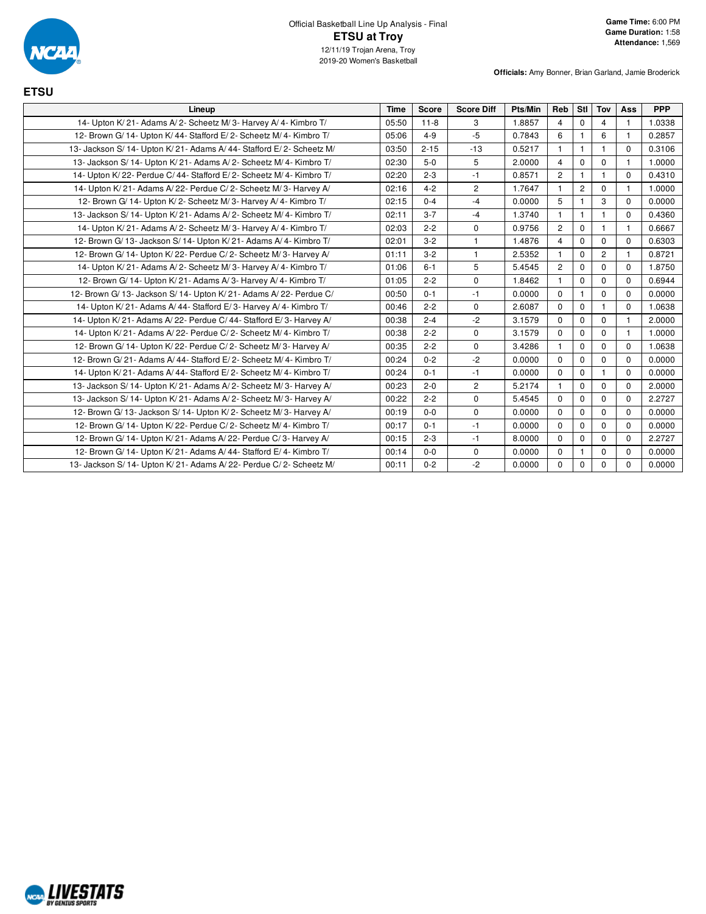Official Basketball Line Up Analysis - Final

# ETSU at Troy

12/11/19 Trojan Arena, Troy
2019-20 Women's Basketball

**Game Time:** 6:00 PM
**Game Duration:** 1:58
**Attendance:** 1,569

**Officials:** Amy Bonner, Brian Garland, Jamie Broderick

## ETSU

| Lineup | Time | Score | Score Diff | Pts/Min | Reb | Stl | Tov | Ass | PPP |
|---|---|---|---|---|---|---|---|---|---|
| 14- Upton K/ 21- Adams A/ 2- Scheetz M/ 3- Harvey A/ 4- Kimbro T/ | 05:50 | 11-8 | 3 | 1.8857 | 4 | 0 | 4 | 1 | 1.0338 |
| 12- Brown G/ 14- Upton K/ 44- Stafford E/ 2- Scheetz M/ 4- Kimbro T/ | 05:06 | 4-9 | -5 | 0.7843 | 6 | 1 | 6 | 1 | 0.2857 |
| 13- Jackson S/ 14- Upton K/ 21- Adams A/ 44- Stafford E/ 2- Scheetz M/ | 03:50 | 2-15 | -13 | 0.5217 | 1 | 1 | 1 | 0 | 0.3106 |
| 13- Jackson S/ 14- Upton K/ 21- Adams A/ 2- Scheetz M/ 4- Kimbro T/ | 02:30 | 5-0 | 5 | 2.0000 | 4 | 0 | 0 | 1 | 1.0000 |
| 14- Upton K/ 22- Perdue C/ 44- Stafford E/ 2- Scheetz M/ 4- Kimbro T/ | 02:20 | 2-3 | -1 | 0.8571 | 2 | 1 | 1 | 0 | 0.4310 |
| 14- Upton K/ 21- Adams A/ 22- Perdue C/ 2- Scheetz M/ 3- Harvey A/ | 02:16 | 4-2 | 2 | 1.7647 | 1 | 2 | 0 | 1 | 1.0000 |
| 12- Brown G/ 14- Upton K/ 2- Scheetz M/ 3- Harvey A/ 4- Kimbro T/ | 02:15 | 0-4 | -4 | 0.0000 | 5 | 1 | 3 | 0 | 0.0000 |
| 13- Jackson S/ 14- Upton K/ 21- Adams A/ 2- Scheetz M/ 4- Kimbro T/ | 02:11 | 3-7 | -4 | 1.3740 | 1 | 1 | 1 | 0 | 0.4360 |
| 14- Upton K/ 21- Adams A/ 2- Scheetz M/ 3- Harvey A/ 4- Kimbro T/ | 02:03 | 2-2 | 0 | 0.9756 | 2 | 0 | 1 | 1 | 0.6667 |
| 12- Brown G/ 13- Jackson S/ 14- Upton K/ 21- Adams A/ 4- Kimbro T/ | 02:01 | 3-2 | 1 | 1.4876 | 4 | 0 | 0 | 0 | 0.6303 |
| 12- Brown G/ 14- Upton K/ 22- Perdue C/ 2- Scheetz M/ 3- Harvey A/ | 01:11 | 3-2 | 1 | 2.5352 | 1 | 0 | 2 | 1 | 0.8721 |
| 14- Upton K/ 21- Adams A/ 2- Scheetz M/ 3- Harvey A/ 4- Kimbro T/ | 01:06 | 6-1 | 5 | 5.4545 | 2 | 0 | 0 | 0 | 1.8750 |
| 12- Brown G/ 14- Upton K/ 21- Adams A/ 3- Harvey A/ 4- Kimbro T/ | 01:05 | 2-2 | 0 | 1.8462 | 1 | 0 | 0 | 0 | 0.6944 |
| 12- Brown G/ 13- Jackson S/ 14- Upton K/ 21- Adams A/ 22- Perdue C/ | 00:50 | 0-1 | -1 | 0.0000 | 0 | 1 | 0 | 0 | 0.0000 |
| 14- Upton K/ 21- Adams A/ 44- Stafford E/ 3- Harvey A/ 4- Kimbro T/ | 00:46 | 2-2 | 0 | 2.6087 | 0 | 0 | 1 | 0 | 1.0638 |
| 14- Upton K/ 21- Adams A/ 22- Perdue C/ 44- Stafford E/ 3- Harvey A/ | 00:38 | 2-4 | -2 | 3.1579 | 0 | 0 | 0 | 1 | 2.0000 |
| 14- Upton K/ 21- Adams A/ 22- Perdue C/ 2- Scheetz M/ 4- Kimbro T/ | 00:38 | 2-2 | 0 | 3.1579 | 0 | 0 | 0 | 1 | 1.0000 |
| 12- Brown G/ 14- Upton K/ 2- Scheetz M/ 3- Harvey A/ | 00:35 | 2-2 | 0 | 3.4286 | 1 | 0 | 0 | 0 | 1.0638 |
| 12- Brown G/ 21- Adams A/ 44- Stafford E/ 2- Scheetz M/ 4- Kimbro T/ | 00:24 | 0-2 | -2 | 0.0000 | 0 | 0 | 0 | 0 | 0.0000 |
| 14- Upton K/ 21- Adams A/ 44- Stafford E/ 2- Scheetz M/ 4- Kimbro T/ | 00:24 | 0-1 | -1 | 0.0000 | 0 | 0 | 1 | 0 | 0.0000 |
| 13- Jackson S/ 14- Upton K/ 21- Adams A/ 2- Scheetz M/ 3- Harvey A/ | 00:23 | 2-0 | 2 | 5.2174 | 1 | 0 | 0 | 0 | 2.0000 |
| 13- Jackson S/ 14- Upton K/ 21- Adams A/ 2- Scheetz M/ 3- Harvey A/ | 00:22 | 2-2 | 0 | 5.4545 | 0 | 0 | 0 | 0 | 2.2727 |
| 12- Brown G/ 13- Jackson S/ 14- Upton K/ 2- Scheetz M/ 3- Harvey A/ | 00:19 | 0-0 | 0 | 0.0000 | 0 | 0 | 0 | 0 | 0.0000 |
| 12- Brown G/ 14- Upton K/ 22- Perdue C/ 2- Scheetz M/ 4- Kimbro T/ | 00:17 | 0-1 | -1 | 0.0000 | 0 | 0 | 0 | 0 | 0.0000 |
| 12- Brown G/ 14- Upton K/ 21- Adams A/ 22- Perdue C/ 3- Harvey A/ | 00:15 | 2-3 | -1 | 8.0000 | 0 | 0 | 0 | 0 | 2.2727 |
| 12- Brown G/ 14- Upton K/ 21- Adams A/ 44- Stafford E/ 4- Kimbro T/ | 00:14 | 0-0 | 0 | 0.0000 | 0 | 1 | 0 | 0 | 0.0000 |
| 13- Jackson S/ 14- Upton K/ 21- Adams A/ 22- Perdue C/ 2- Scheetz M/ | 00:11 | 0-2 | -2 | 0.0000 | 0 | 0 | 0 | 0 | 0.0000 |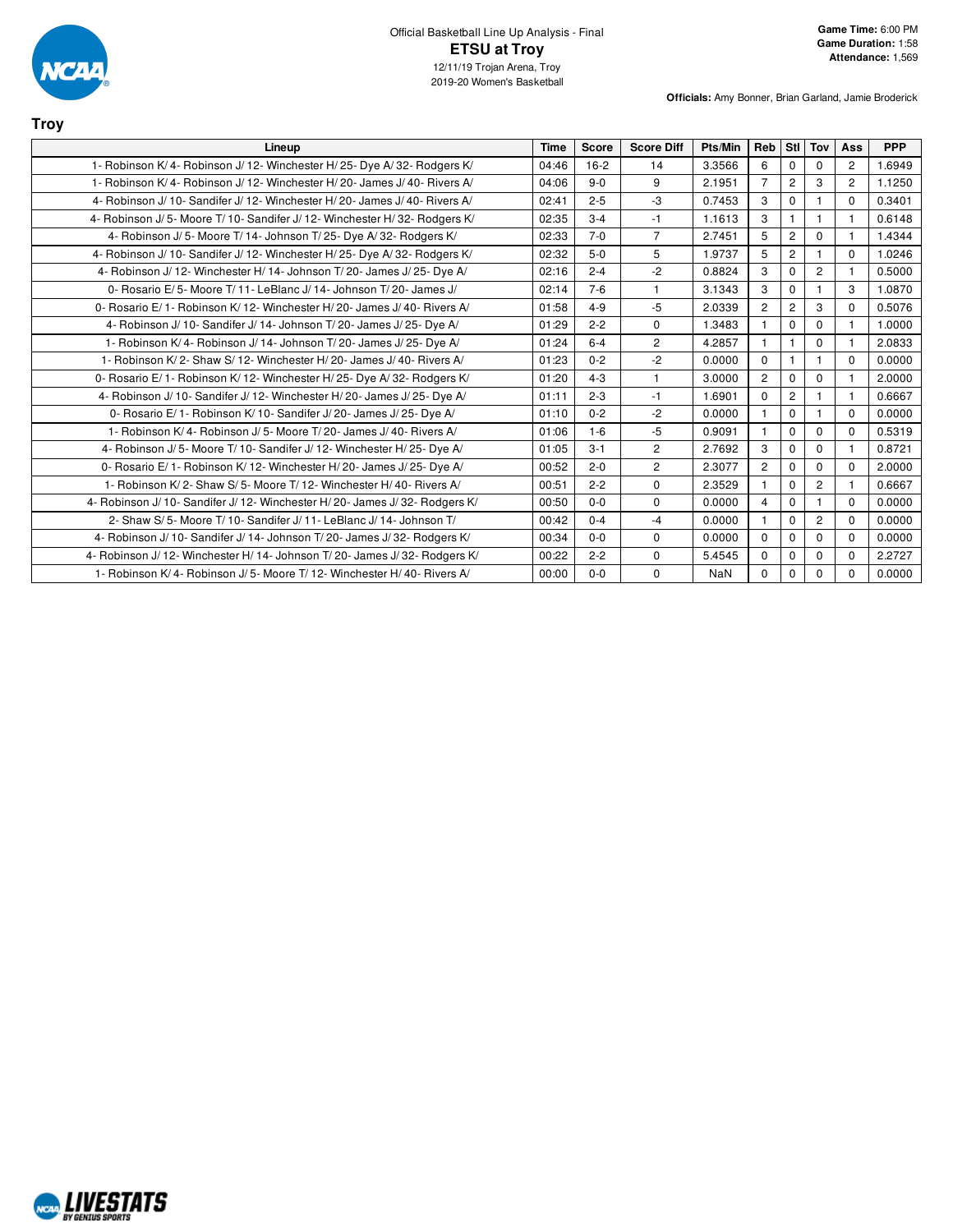Official Basketball Line Up Analysis - Final

# ETSU at Troy

12/11/19 Trojan Arena, Troy
2019-20 Women's Basketball

**Game Time:** 6:00 PM
**Game Duration:** 1:58
**Attendance:** 1,569

**Officials:** Amy Bonner, Brian Garland, Jamie Broderick

## Troy

| Lineup | Time | Score | Score Diff | Pts/Min | Reb | Stl | Tov | Ass | PPP |
|---|---|---|---|---|---|---|---|---|---|
| 1- Robinson K/ 4- Robinson J/ 12- Winchester H/ 25- Dye A/ 32- Rodgers K/ | 04:46 | 16-2 | 14 | 3.3566 | 6 | 0 | 0 | 2 | 1.6949 |
| 1- Robinson K/ 4- Robinson J/ 12- Winchester H/ 20- James J/ 40- Rivers A/ | 04:06 | 9-0 | 9 | 2.1951 | 7 | 2 | 3 | 2 | 1.1250 |
| 4- Robinson J/ 10- Sandifer J/ 12- Winchester H/ 20- James J/ 40- Rivers A/ | 02:41 | 2-5 | -3 | 0.7453 | 3 | 0 | 1 | 0 | 0.3401 |
| 4- Robinson J/ 5- Moore T/ 10- Sandifer J/ 12- Winchester H/ 32- Rodgers K/ | 02:35 | 3-4 | -1 | 1.1613 | 3 | 1 | 1 | 1 | 0.6148 |
| 4- Robinson J/ 5- Moore T/ 14- Johnson T/ 25- Dye A/ 32- Rodgers K/ | 02:33 | 7-0 | 7 | 2.7451 | 5 | 2 | 0 | 1 | 1.4344 |
| 4- Robinson J/ 10- Sandifer J/ 12- Winchester H/ 25- Dye A/ 32- Rodgers K/ | 02:32 | 5-0 | 5 | 1.9737 | 5 | 2 | 1 | 0 | 1.0246 |
| 4- Robinson J/ 12- Winchester H/ 14- Johnson T/ 20- James J/ 25- Dye A/ | 02:16 | 2-4 | -2 | 0.8824 | 3 | 0 | 2 | 1 | 0.5000 |
| 0- Rosario E/ 5- Moore T/ 11- LeBlanc J/ 14- Johnson T/ 20- James J/ | 02:14 | 7-6 | 1 | 3.1343 | 3 | 0 | 1 | 3 | 1.0870 |
| 0- Rosario E/ 1- Robinson K/ 12- Winchester H/ 20- James J/ 40- Rivers A/ | 01:58 | 4-9 | -5 | 2.0339 | 2 | 2 | 3 | 0 | 0.5076 |
| 4- Robinson J/ 10- Sandifer J/ 14- Johnson T/ 20- James J/ 25- Dye A/ | 01:29 | 2-2 | 0 | 1.3483 | 1 | 0 | 0 | 1 | 1.0000 |
| 1- Robinson K/ 4- Robinson J/ 14- Johnson T/ 20- James J/ 25- Dye A/ | 01:24 | 6-4 | 2 | 4.2857 | 1 | 1 | 0 | 1 | 2.0833 |
| 1- Robinson K/ 2- Shaw S/ 12- Winchester H/ 20- James J/ 40- Rivers A/ | 01:23 | 0-2 | -2 | 0.0000 | 0 | 1 | 1 | 0 | 0.0000 |
| 0- Rosario E/ 1- Robinson K/ 12- Winchester H/ 25- Dye A/ 32- Rodgers K/ | 01:20 | 4-3 | 1 | 3.0000 | 2 | 0 | 0 | 1 | 2.0000 |
| 4- Robinson J/ 10- Sandifer J/ 12- Winchester H/ 20- James J/ 25- Dye A/ | 01:11 | 2-3 | -1 | 1.6901 | 0 | 2 | 1 | 1 | 0.6667 |
| 0- Rosario E/ 1- Robinson K/ 10- Sandifer J/ 20- James J/ 25- Dye A/ | 01:10 | 0-2 | -2 | 0.0000 | 1 | 0 | 1 | 0 | 0.0000 |
| 1- Robinson K/ 4- Robinson J/ 5- Moore T/ 20- James J/ 40- Rivers A/ | 01:06 | 1-6 | -5 | 0.9091 | 1 | 0 | 0 | 0 | 0.5319 |
| 4- Robinson J/ 5- Moore T/ 10- Sandifer J/ 12- Winchester H/ 25- Dye A/ | 01:05 | 3-1 | 2 | 2.7692 | 3 | 0 | 0 | 1 | 0.8721 |
| 0- Rosario E/ 1- Robinson K/ 12- Winchester H/ 20- James J/ 25- Dye A/ | 00:52 | 2-0 | 2 | 2.3077 | 2 | 0 | 0 | 0 | 2.0000 |
| 1- Robinson K/ 2- Shaw S/ 5- Moore T/ 12- Winchester H/ 40- Rivers A/ | 00:51 | 2-2 | 0 | 2.3529 | 1 | 0 | 2 | 1 | 0.6667 |
| 4- Robinson J/ 10- Sandifer J/ 12- Winchester H/ 20- James J/ 32- Rodgers K/ | 00:50 | 0-0 | 0 | 0.0000 | 4 | 0 | 1 | 0 | 0.0000 |
| 2- Shaw S/ 5- Moore T/ 10- Sandifer J/ 11- LeBlanc J/ 14- Johnson T/ | 00:42 | 0-4 | -4 | 0.0000 | 1 | 0 | 2 | 0 | 0.0000 |
| 4- Robinson J/ 10- Sandifer J/ 14- Johnson T/ 20- James J/ 32- Rodgers K/ | 00:34 | 0-0 | 0 | 0.0000 | 0 | 0 | 0 | 0 | 0.0000 |
| 4- Robinson J/ 12- Winchester H/ 14- Johnson T/ 20- James J/ 32- Rodgers K/ | 00:22 | 2-2 | 0 | 5.4545 | 0 | 0 | 0 | 0 | 2.2727 |
| 1- Robinson K/ 4- Robinson J/ 5- Moore T/ 12- Winchester H/ 40- Rivers A/ | 00:00 | 0-0 | 0 | NaN | 0 | 0 | 0 | 0 | 0.0000 |